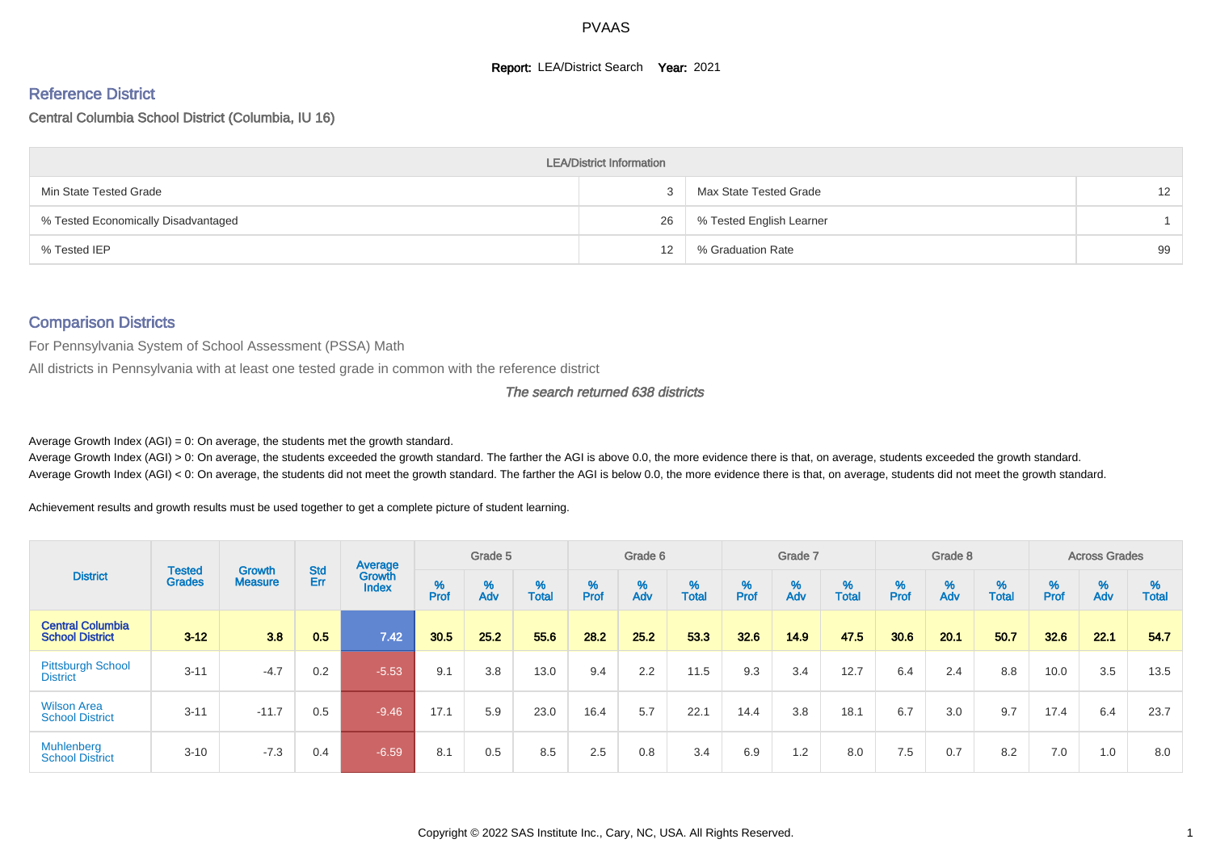PVAAS

**Report:** LEA/District Search **Year:** 2021

## Reference District

Central Columbia School District (Columbia, IU 16)

| LEA/District Information | | | |
|---|---|---|---|
| Min State Tested Grade | 3 | Max State Tested Grade | 12 |
| % Tested Economically Disadvantaged | 26 | % Tested English Learner | 1 |
| % Tested IEP | 12 | % Graduation Rate | 99 |

## Comparison Districts

For Pennsylvania System of School Assessment (PSSA) Math

All districts in Pennsylvania with at least one tested grade in common with the reference district

*The search returned 638 districts*

Average Growth Index (AGI) = 0: On average, the students met the growth standard.

Average Growth Index (AGI) > 0: On average, the students exceeded the growth standard. The farther the AGI is above 0.0, the more evidence there is that, on average, students exceeded the growth standard.

Average Growth Index (AGI) < 0: On average, the students did not meet the growth standard. The farther the AGI is below 0.0, the more evidence there is that, on average, students did not meet the growth standard.

Achievement results and growth results must be used together to get a complete picture of student learning.

| District | Tested Grades | Growth Measure | Std Err | Average Growth Index | Grade 5 | | | Grade 6 | | | Grade 7 | | | Grade 8 | | | Across Grades | | |
|---|---|---|---|---|---|---|---|---|---|---|---|---|---|---|---|---|---|---|---|
| | | | | | % Prof | % Adv | % Total | % Prof | % Adv | % Total | % Prof | % Adv | % Total | % Prof | % Adv | % Total | % Prof | % Adv | % Total |
| **Central Columbia School District** | **3-12** | **3.8** | **0.5** | **7.42** | **30.5** | **25.2** | **55.6** | **28.2** | **25.2** | **53.3** | **32.6** | **14.9** | **47.5** | **30.6** | **20.1** | **50.7** | **32.6** | **22.1** | **54.7** |
| Pittsburgh School District | 3-11 | -4.7 | 0.2 | -5.53 | 9.1 | 3.8 | 13.0 | 9.4 | 2.2 | 11.5 | 9.3 | 3.4 | 12.7 | 6.4 | 2.4 | 8.8 | 10.0 | 3.5 | 13.5 |
| Wilson Area School District | 3-11 | -11.7 | 0.5 | -9.46 | 17.1 | 5.9 | 23.0 | 16.4 | 5.7 | 22.1 | 14.4 | 3.8 | 18.1 | 6.7 | 3.0 | 9.7 | 17.4 | 6.4 | 23.7 |
| Muhlenberg School District | 3-10 | -7.3 | 0.4 | -6.59 | 8.1 | 0.5 | 8.5 | 2.5 | 0.8 | 3.4 | 6.9 | 1.2 | 8.0 | 7.5 | 0.7 | 8.2 | 7.0 | 1.0 | 8.0 |

Copyright © 2022 SAS Institute Inc., Cary, NC, USA. All Rights Reserved.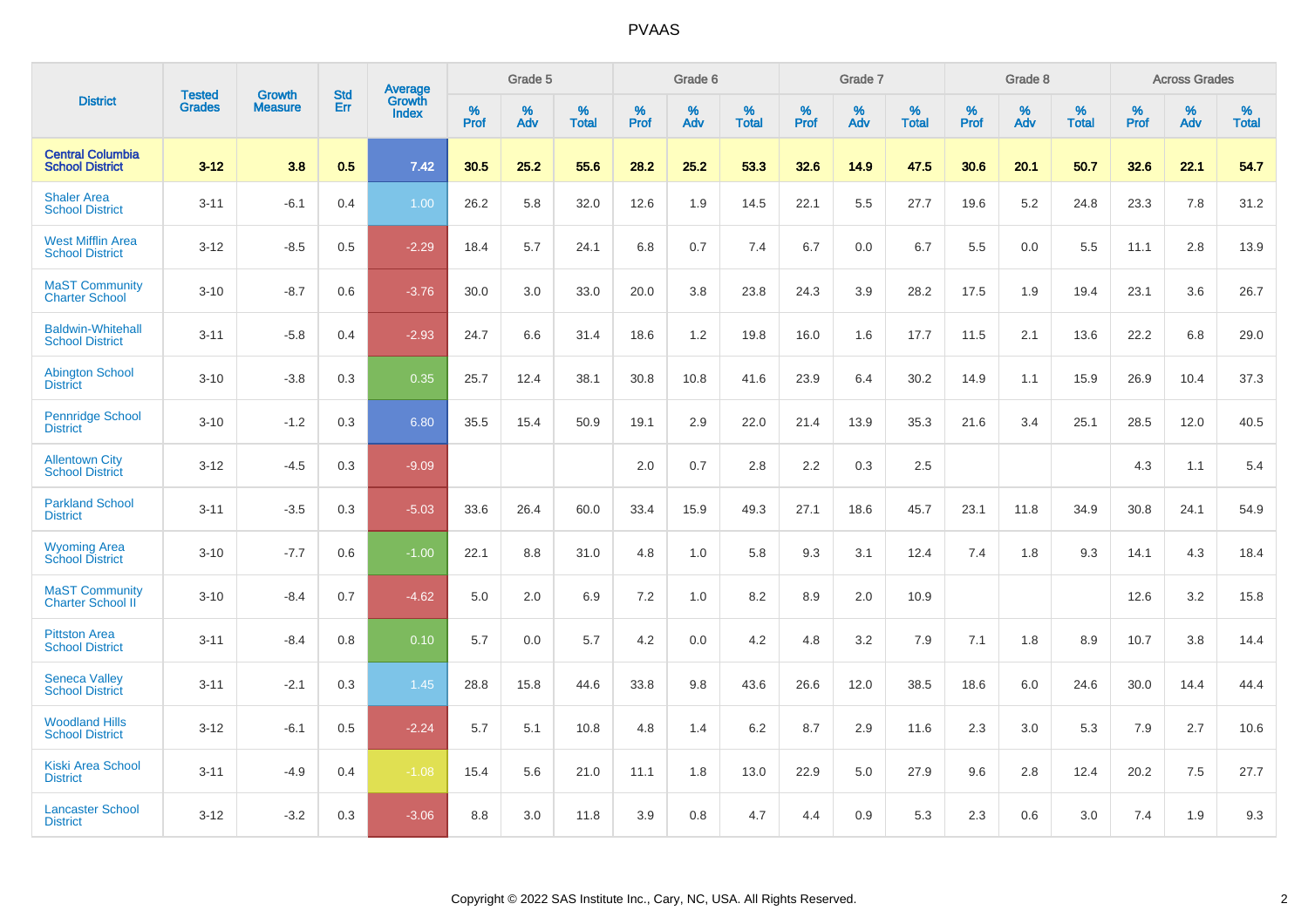# PVAAS

| District | Tested Grades | Growth Measure | Std Err | Average Growth Index | Grade 5 | | | Grade 6 | | | Grade 7 | | | Grade 8 | | | Across Grades | | |
|---|---|---|---|---|---|---|---|---|---|---|---|---|---|---|---|---|---|---|---|
| | | | | | % Prof | % Adv | % Total | % Prof | % Adv | % Total | % Prof | % Adv | % Total | % Prof | % Adv | % Total | % Prof | % Adv | % Total |
| **Central Columbia School District** | **3-12** | **3.8** | **0.5** | **7.42** | **30.5** | **25.2** | **55.6** | **28.2** | **25.2** | **53.3** | **32.6** | **14.9** | **47.5** | **30.6** | **20.1** | **50.7** | **32.6** | **22.1** | **54.7** |
| Shaler Area School District | 3-11 | -6.1 | 0.4 | 1.00 | 26.2 | 5.8 | 32.0 | 12.6 | 1.9 | 14.5 | 22.1 | 5.5 | 27.7 | 19.6 | 5.2 | 24.8 | 23.3 | 7.8 | 31.2 |
| West Mifflin Area School District | 3-12 | -8.5 | 0.5 | -2.29 | 18.4 | 5.7 | 24.1 | 6.8 | 0.7 | 7.4 | 6.7 | 0.0 | 6.7 | 5.5 | 0.0 | 5.5 | 11.1 | 2.8 | 13.9 |
| MaST Community Charter School | 3-10 | -8.7 | 0.6 | -3.76 | 30.0 | 3.0 | 33.0 | 20.0 | 3.8 | 23.8 | 24.3 | 3.9 | 28.2 | 17.5 | 1.9 | 19.4 | 23.1 | 3.6 | 26.7 |
| Baldwin-Whitehall School District | 3-11 | -5.8 | 0.4 | -2.93 | 24.7 | 6.6 | 31.4 | 18.6 | 1.2 | 19.8 | 16.0 | 1.6 | 17.7 | 11.5 | 2.1 | 13.6 | 22.2 | 6.8 | 29.0 |
| Abington School District | 3-10 | -3.8 | 0.3 | 0.35 | 25.7 | 12.4 | 38.1 | 30.8 | 10.8 | 41.6 | 23.9 | 6.4 | 30.2 | 14.9 | 1.1 | 15.9 | 26.9 | 10.4 | 37.3 |
| Pennridge School District | 3-10 | -1.2 | 0.3 | 6.80 | 35.5 | 15.4 | 50.9 | 19.1 | 2.9 | 22.0 | 21.4 | 13.9 | 35.3 | 21.6 | 3.4 | 25.1 | 28.5 | 12.0 | 40.5 |
| Allentown City School District | 3-12 | -4.5 | 0.3 | -9.09 | | | | 2.0 | 0.7 | 2.8 | 2.2 | 0.3 | 2.5 | | | | 4.3 | 1.1 | 5.4 |
| Parkland School District | 3-11 | -3.5 | 0.3 | -5.03 | 33.6 | 26.4 | 60.0 | 33.4 | 15.9 | 49.3 | 27.1 | 18.6 | 45.7 | 23.1 | 11.8 | 34.9 | 30.8 | 24.1 | 54.9 |
| Wyoming Area School District | 3-10 | -7.7 | 0.6 | -1.00 | 22.1 | 8.8 | 31.0 | 4.8 | 1.0 | 5.8 | 9.3 | 3.1 | 12.4 | 7.4 | 1.8 | 9.3 | 14.1 | 4.3 | 18.4 |
| MaST Community Charter School II | 3-10 | -8.4 | 0.7 | -4.62 | 5.0 | 2.0 | 6.9 | 7.2 | 1.0 | 8.2 | 8.9 | 2.0 | 10.9 | | | | 12.6 | 3.2 | 15.8 |
| Pittston Area School District | 3-11 | -8.4 | 0.8 | 0.10 | 5.7 | 0.0 | 5.7 | 4.2 | 0.0 | 4.2 | 4.8 | 3.2 | 7.9 | 7.1 | 1.8 | 8.9 | 10.7 | 3.8 | 14.4 |
| Seneca Valley School District | 3-11 | -2.1 | 0.3 | 1.45 | 28.8 | 15.8 | 44.6 | 33.8 | 9.8 | 43.6 | 26.6 | 12.0 | 38.5 | 18.6 | 6.0 | 24.6 | 30.0 | 14.4 | 44.4 |
| Woodland Hills School District | 3-12 | -6.1 | 0.5 | -2.24 | 5.7 | 5.1 | 10.8 | 4.8 | 1.4 | 6.2 | 8.7 | 2.9 | 11.6 | 2.3 | 3.0 | 5.3 | 7.9 | 2.7 | 10.6 |
| Kiski Area School District | 3-11 | -4.9 | 0.4 | -1.08 | 15.4 | 5.6 | 21.0 | 11.1 | 1.8 | 13.0 | 22.9 | 5.0 | 27.9 | 9.6 | 2.8 | 12.4 | 20.2 | 7.5 | 27.7 |
| Lancaster School District | 3-12 | -3.2 | 0.3 | -3.06 | 8.8 | 3.0 | 11.8 | 3.9 | 0.8 | 4.7 | 4.4 | 0.9 | 5.3 | 2.3 | 0.6 | 3.0 | 7.4 | 1.9 | 9.3 |

Copyright © 2022 SAS Institute Inc., Cary, NC, USA. All Rights Reserved.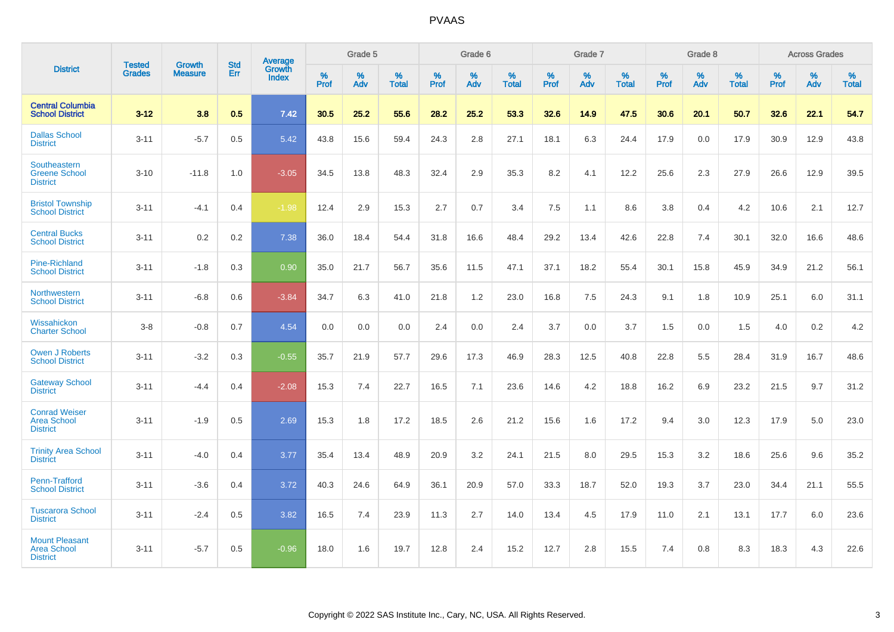# PVAAS

| District | Tested Grades | Growth Measure | Std Err | Average Growth Index | Grade 5 | | | Grade 6 | | | Grade 7 | | | Grade 8 | | | Across Grades | | |
|---|---|---|---|---|---|---|---|---|---|---|---|---|---|---|---|---|---|---|---|
| | | | | | % Prof | % Adv | % Total | % Prof | % Adv | % Total | % Prof | % Adv | % Total | % Prof | % Adv | % Total | % Prof | % Adv | % Total |
| **Central Columbia School District** | **3-12** | **3.8** | **0.5** | **7.42** | **30.5** | **25.2** | **55.6** | **28.2** | **25.2** | **53.3** | **32.6** | **14.9** | **47.5** | **30.6** | **20.1** | **50.7** | **32.6** | **22.1** | **54.7** |
| Dallas School District | 3-11 | -5.7 | 0.5 | 5.42 | 43.8 | 15.6 | 59.4 | 24.3 | 2.8 | 27.1 | 18.1 | 6.3 | 24.4 | 17.9 | 0.0 | 17.9 | 30.9 | 12.9 | 43.8 |
| Southeastern Greene School District | 3-10 | -11.8 | 1.0 | -3.05 | 34.5 | 13.8 | 48.3 | 32.4 | 2.9 | 35.3 | 8.2 | 4.1 | 12.2 | 25.6 | 2.3 | 27.9 | 26.6 | 12.9 | 39.5 |
| Bristol Township School District | 3-11 | -4.1 | 0.4 | -1.98 | 12.4 | 2.9 | 15.3 | 2.7 | 0.7 | 3.4 | 7.5 | 1.1 | 8.6 | 3.8 | 0.4 | 4.2 | 10.6 | 2.1 | 12.7 |
| Central Bucks School District | 3-11 | 0.2 | 0.2 | 7.38 | 36.0 | 18.4 | 54.4 | 31.8 | 16.6 | 48.4 | 29.2 | 13.4 | 42.6 | 22.8 | 7.4 | 30.1 | 32.0 | 16.6 | 48.6 |
| Pine-Richland School District | 3-11 | -1.8 | 0.3 | 0.90 | 35.0 | 21.7 | 56.7 | 35.6 | 11.5 | 47.1 | 37.1 | 18.2 | 55.4 | 30.1 | 15.8 | 45.9 | 34.9 | 21.2 | 56.1 |
| Northwestern School District | 3-11 | -6.8 | 0.6 | -3.84 | 34.7 | 6.3 | 41.0 | 21.8 | 1.2 | 23.0 | 16.8 | 7.5 | 24.3 | 9.1 | 1.8 | 10.9 | 25.1 | 6.0 | 31.1 |
| Wissahickon Charter School | 3-8 | -0.8 | 0.7 | 4.54 | 0.0 | 0.0 | 0.0 | 2.4 | 0.0 | 2.4 | 3.7 | 0.0 | 3.7 | 1.5 | 0.0 | 1.5 | 4.0 | 0.2 | 4.2 |
| Owen J Roberts School District | 3-11 | -3.2 | 0.3 | -0.55 | 35.7 | 21.9 | 57.7 | 29.6 | 17.3 | 46.9 | 28.3 | 12.5 | 40.8 | 22.8 | 5.5 | 28.4 | 31.9 | 16.7 | 48.6 |
| Gateway School District | 3-11 | -4.4 | 0.4 | -2.08 | 15.3 | 7.4 | 22.7 | 16.5 | 7.1 | 23.6 | 14.6 | 4.2 | 18.8 | 16.2 | 6.9 | 23.2 | 21.5 | 9.7 | 31.2 |
| Conrad Weiser Area School District | 3-11 | -1.9 | 0.5 | 2.69 | 15.3 | 1.8 | 17.2 | 18.5 | 2.6 | 21.2 | 15.6 | 1.6 | 17.2 | 9.4 | 3.0 | 12.3 | 17.9 | 5.0 | 23.0 |
| Trinity Area School District | 3-11 | -4.0 | 0.4 | 3.77 | 35.4 | 13.4 | 48.9 | 20.9 | 3.2 | 24.1 | 21.5 | 8.0 | 29.5 | 15.3 | 3.2 | 18.6 | 25.6 | 9.6 | 35.2 |
| Penn-Trafford School District | 3-11 | -3.6 | 0.4 | 3.72 | 40.3 | 24.6 | 64.9 | 36.1 | 20.9 | 57.0 | 33.3 | 18.7 | 52.0 | 19.3 | 3.7 | 23.0 | 34.4 | 21.1 | 55.5 |
| Tuscarora School District | 3-11 | -2.4 | 0.5 | 3.82 | 16.5 | 7.4 | 23.9 | 11.3 | 2.7 | 14.0 | 13.4 | 4.5 | 17.9 | 11.0 | 2.1 | 13.1 | 17.7 | 6.0 | 23.6 |
| Mount Pleasant Area School District | 3-11 | -5.7 | 0.5 | -0.96 | 18.0 | 1.6 | 19.7 | 12.8 | 2.4 | 15.2 | 12.7 | 2.8 | 15.5 | 7.4 | 0.8 | 8.3 | 18.3 | 4.3 | 22.6 |

Copyright © 2022 SAS Institute Inc., Cary, NC, USA. All Rights Reserved.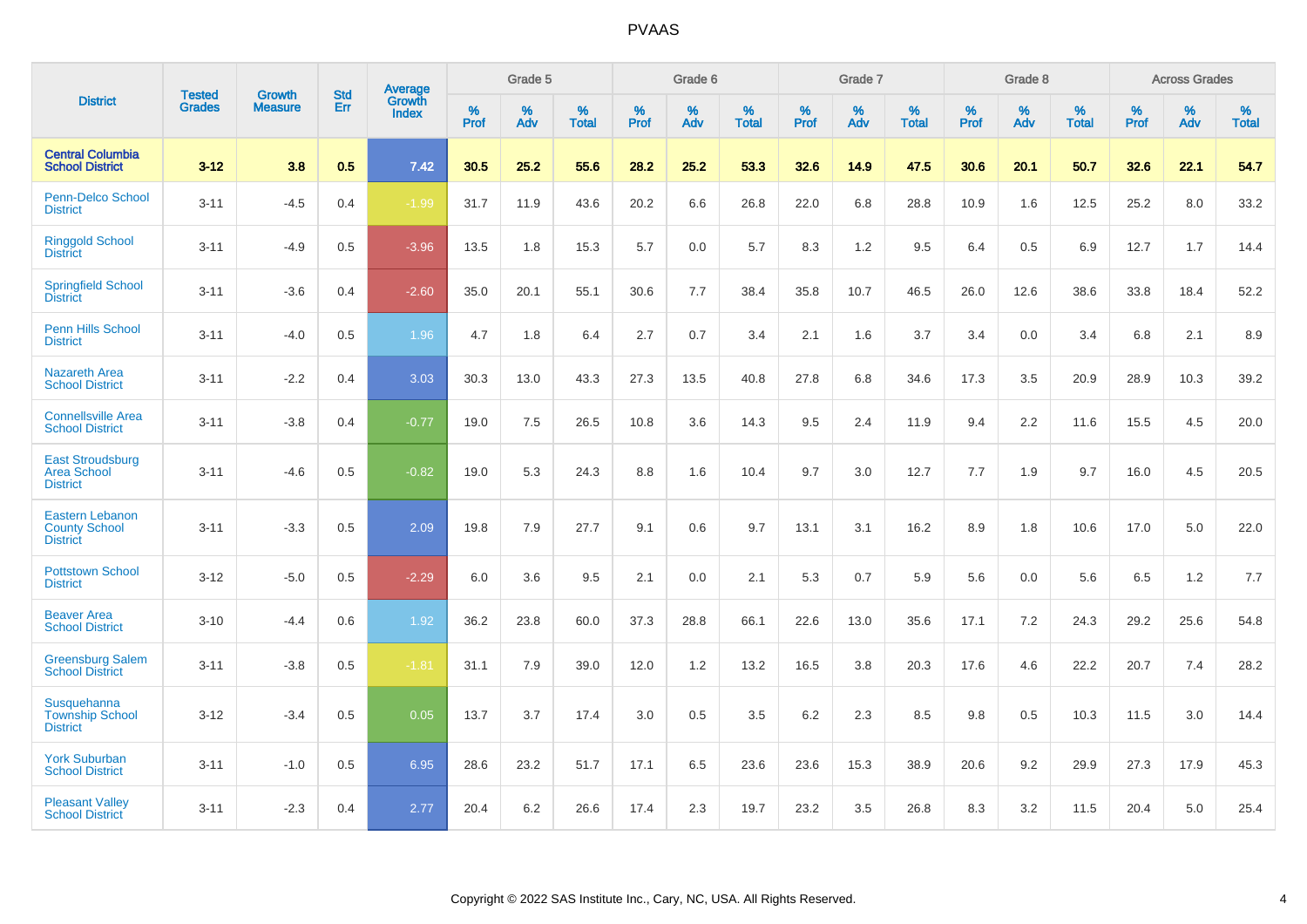| District | Tested Grades | Growth Measure | Std Err | Average Growth Index | Grade 5 | | | Grade 6 | | | Grade 7 | | | Grade 8 | | | Across Grades | | |
|---|---|---|---|---|---|---|---|---|---|---|---|---|---|---|---|---|---|---|---|
| | | | | | % Prof | % Adv | % Total | % Prof | % Adv | % Total | % Prof | % Adv | % Total | % Prof | % Adv | % Total | % Prof | % Adv | % Total |
| **Central Columbia School District** | **3-12** | **3.8** | **0.5** | **7.42** | **30.5** | **25.2** | **55.6** | **28.2** | **25.2** | **53.3** | **32.6** | **14.9** | **47.5** | **30.6** | **20.1** | **50.7** | **32.6** | **22.1** | **54.7** |
| Penn-Delco School District | 3-11 | -4.5 | 0.4 | -1.99 | 31.7 | 11.9 | 43.6 | 20.2 | 6.6 | 26.8 | 22.0 | 6.8 | 28.8 | 10.9 | 1.6 | 12.5 | 25.2 | 8.0 | 33.2 |
| Ringgold School District | 3-11 | -4.9 | 0.5 | -3.96 | 13.5 | 1.8 | 15.3 | 5.7 | 0.0 | 5.7 | 8.3 | 1.2 | 9.5 | 6.4 | 0.5 | 6.9 | 12.7 | 1.7 | 14.4 |
| Springfield School District | 3-11 | -3.6 | 0.4 | -2.60 | 35.0 | 20.1 | 55.1 | 30.6 | 7.7 | 38.4 | 35.8 | 10.7 | 46.5 | 26.0 | 12.6 | 38.6 | 33.8 | 18.4 | 52.2 |
| Penn Hills School District | 3-11 | -4.0 | 0.5 | 1.96 | 4.7 | 1.8 | 6.4 | 2.7 | 0.7 | 3.4 | 2.1 | 1.6 | 3.7 | 3.4 | 0.0 | 3.4 | 6.8 | 2.1 | 8.9 |
| Nazareth Area School District | 3-11 | -2.2 | 0.4 | 3.03 | 30.3 | 13.0 | 43.3 | 27.3 | 13.5 | 40.8 | 27.8 | 6.8 | 34.6 | 17.3 | 3.5 | 20.9 | 28.9 | 10.3 | 39.2 |
| Connellsville Area School District | 3-11 | -3.8 | 0.4 | -0.77 | 19.0 | 7.5 | 26.5 | 10.8 | 3.6 | 14.3 | 9.5 | 2.4 | 11.9 | 9.4 | 2.2 | 11.6 | 15.5 | 4.5 | 20.0 |
| East Stroudsburg Area School District | 3-11 | -4.6 | 0.5 | -0.82 | 19.0 | 5.3 | 24.3 | 8.8 | 1.6 | 10.4 | 9.7 | 3.0 | 12.7 | 7.7 | 1.9 | 9.7 | 16.0 | 4.5 | 20.5 |
| Eastern Lebanon County School District | 3-11 | -3.3 | 0.5 | 2.09 | 19.8 | 7.9 | 27.7 | 9.1 | 0.6 | 9.7 | 13.1 | 3.1 | 16.2 | 8.9 | 1.8 | 10.6 | 17.0 | 5.0 | 22.0 |
| Pottstown School District | 3-12 | -5.0 | 0.5 | -2.29 | 6.0 | 3.6 | 9.5 | 2.1 | 0.0 | 2.1 | 5.3 | 0.7 | 5.9 | 5.6 | 0.0 | 5.6 | 6.5 | 1.2 | 7.7 |
| Beaver Area School District | 3-10 | -4.4 | 0.6 | 1.92 | 36.2 | 23.8 | 60.0 | 37.3 | 28.8 | 66.1 | 22.6 | 13.0 | 35.6 | 17.1 | 7.2 | 24.3 | 29.2 | 25.6 | 54.8 |
| Greensburg Salem School District | 3-11 | -3.8 | 0.5 | -1.81 | 31.1 | 7.9 | 39.0 | 12.0 | 1.2 | 13.2 | 16.5 | 3.8 | 20.3 | 17.6 | 4.6 | 22.2 | 20.7 | 7.4 | 28.2 |
| Susquehanna Township School District | 3-12 | -3.4 | 0.5 | 0.05 | 13.7 | 3.7 | 17.4 | 3.0 | 0.5 | 3.5 | 6.2 | 2.3 | 8.5 | 9.8 | 0.5 | 10.3 | 11.5 | 3.0 | 14.4 |
| York Suburban School District | 3-11 | -1.0 | 0.5 | 6.95 | 28.6 | 23.2 | 51.7 | 17.1 | 6.5 | 23.6 | 23.6 | 15.3 | 38.9 | 20.6 | 9.2 | 29.9 | 27.3 | 17.9 | 45.3 |
| Pleasant Valley School District | 3-11 | -2.3 | 0.4 | 2.77 | 20.4 | 6.2 | 26.6 | 17.4 | 2.3 | 19.7 | 23.2 | 3.5 | 26.8 | 8.3 | 3.2 | 11.5 | 20.4 | 5.0 | 25.4 |

Copyright © 2022 SAS Institute Inc., Cary, NC, USA. All Rights Reserved.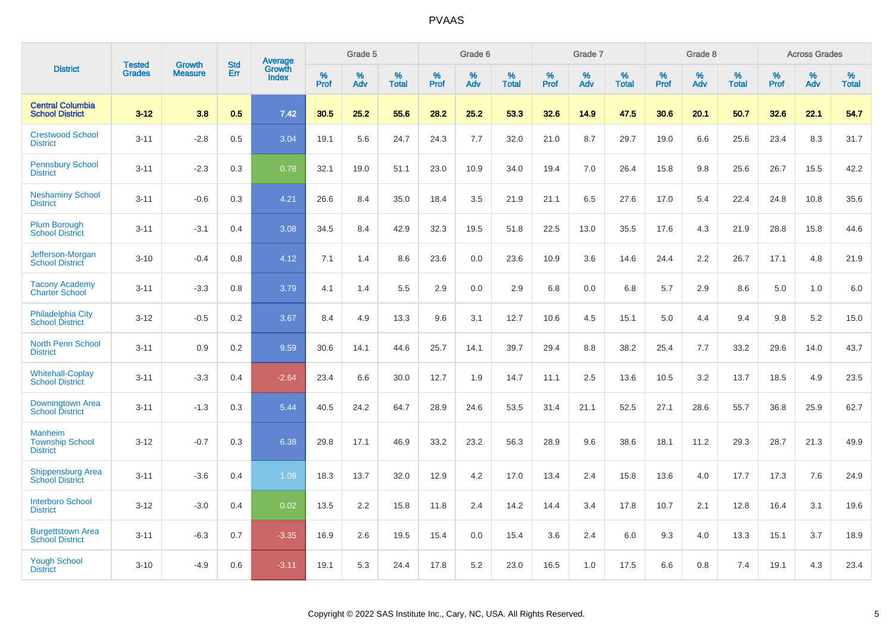# PVAAS

| District | Tested Grades | Growth Measure | Std Err | Average Growth Index | Grade 5 | | | Grade 6 | | | Grade 7 | | | Grade 8 | | | Across Grades | | |
|---|---|---|---|---|---|---|---|---|---|---|---|---|---|---|---|---|---|---|---|
| | | | | | % Prof | % Adv | % Total | % Prof | % Adv | % Total | % Prof | % Adv | % Total | % Prof | % Adv | % Total | % Prof | % Adv | % Total |
| **Central Columbia School District** | **3-12** | **3.8** | **0.5** | **7.42** | **30.5** | **25.2** | **55.6** | **28.2** | **25.2** | **53.3** | **32.6** | **14.9** | **47.5** | **30.6** | **20.1** | **50.7** | **32.6** | **22.1** | **54.7** |
| Crestwood School District | 3-11 | -2.8 | 0.5 | 3.04 | 19.1 | 5.6 | 24.7 | 24.3 | 7.7 | 32.0 | 21.0 | 8.7 | 29.7 | 19.0 | 6.6 | 25.6 | 23.4 | 8.3 | 31.7 |
| Pennsbury School District | 3-11 | -2.3 | 0.3 | 0.78 | 32.1 | 19.0 | 51.1 | 23.0 | 10.9 | 34.0 | 19.4 | 7.0 | 26.4 | 15.8 | 9.8 | 25.6 | 26.7 | 15.5 | 42.2 |
| Neshaminy School District | 3-11 | -0.6 | 0.3 | 4.21 | 26.6 | 8.4 | 35.0 | 18.4 | 3.5 | 21.9 | 21.1 | 6.5 | 27.6 | 17.0 | 5.4 | 22.4 | 24.8 | 10.8 | 35.6 |
| Plum Borough School District | 3-11 | -3.1 | 0.4 | 3.08 | 34.5 | 8.4 | 42.9 | 32.3 | 19.5 | 51.8 | 22.5 | 13.0 | 35.5 | 17.6 | 4.3 | 21.9 | 28.8 | 15.8 | 44.6 |
| Jefferson-Morgan School District | 3-10 | -0.4 | 0.8 | 4.12 | 7.1 | 1.4 | 8.6 | 23.6 | 0.0 | 23.6 | 10.9 | 3.6 | 14.6 | 24.4 | 2.2 | 26.7 | 17.1 | 4.8 | 21.9 |
| Tacony Academy Charter School | 3-11 | -3.3 | 0.8 | 3.79 | 4.1 | 1.4 | 5.5 | 2.9 | 0.0 | 2.9 | 6.8 | 0.0 | 6.8 | 5.7 | 2.9 | 8.6 | 5.0 | 1.0 | 6.0 |
| Philadelphia City School District | 3-12 | -0.5 | 0.2 | 3.67 | 8.4 | 4.9 | 13.3 | 9.6 | 3.1 | 12.7 | 10.6 | 4.5 | 15.1 | 5.0 | 4.4 | 9.4 | 9.8 | 5.2 | 15.0 |
| North Penn School District | 3-11 | 0.9 | 0.2 | 9.59 | 30.6 | 14.1 | 44.6 | 25.7 | 14.1 | 39.7 | 29.4 | 8.8 | 38.2 | 25.4 | 7.7 | 33.2 | 29.6 | 14.0 | 43.7 |
| Whitehall-Coplay School District | 3-11 | -3.3 | 0.4 | -2.64 | 23.4 | 6.6 | 30.0 | 12.7 | 1.9 | 14.7 | 11.1 | 2.5 | 13.6 | 10.5 | 3.2 | 13.7 | 18.5 | 4.9 | 23.5 |
| Downingtown Area School District | 3-11 | -1.3 | 0.3 | 5.44 | 40.5 | 24.2 | 64.7 | 28.9 | 24.6 | 53.5 | 31.4 | 21.1 | 52.5 | 27.1 | 28.6 | 55.7 | 36.8 | 25.9 | 62.7 |
| Manheim Township School District | 3-12 | -0.7 | 0.3 | 6.38 | 29.8 | 17.1 | 46.9 | 33.2 | 23.2 | 56.3 | 28.9 | 9.6 | 38.6 | 18.1 | 11.2 | 29.3 | 28.7 | 21.3 | 49.9 |
| Shippensburg Area School District | 3-11 | -3.6 | 0.4 | 1.09 | 18.3 | 13.7 | 32.0 | 12.9 | 4.2 | 17.0 | 13.4 | 2.4 | 15.8 | 13.6 | 4.0 | 17.7 | 17.3 | 7.6 | 24.9 |
| Interboro School District | 3-12 | -3.0 | 0.4 | 0.02 | 13.5 | 2.2 | 15.8 | 11.8 | 2.4 | 14.2 | 14.4 | 3.4 | 17.8 | 10.7 | 2.1 | 12.8 | 16.4 | 3.1 | 19.6 |
| Burgettstown Area School District | 3-11 | -6.3 | 0.7 | -3.35 | 16.9 | 2.6 | 19.5 | 15.4 | 0.0 | 15.4 | 3.6 | 2.4 | 6.0 | 9.3 | 4.0 | 13.3 | 15.1 | 3.7 | 18.9 |
| Yough School District | 3-10 | -4.9 | 0.6 | -3.11 | 19.1 | 5.3 | 24.4 | 17.8 | 5.2 | 23.0 | 16.5 | 1.0 | 17.5 | 6.6 | 0.8 | 7.4 | 19.1 | 4.3 | 23.4 |

Copyright © 2022 SAS Institute Inc., Cary, NC, USA. All Rights Reserved.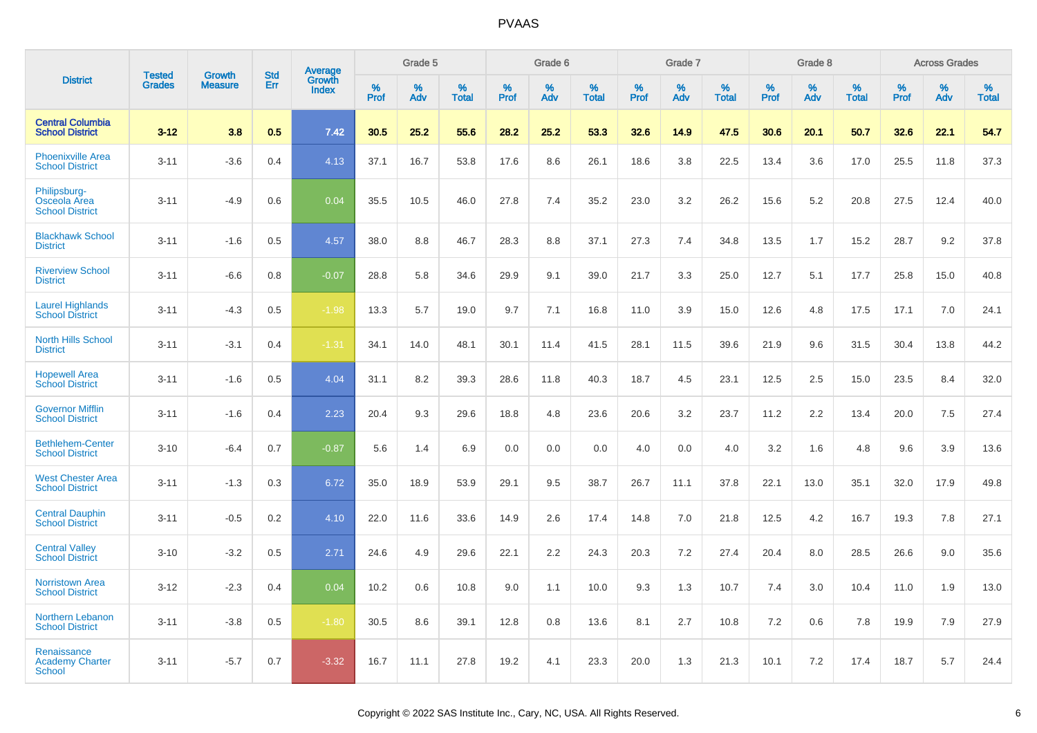# PVAAS

| District | Tested Grades | Growth Measure | Std Err | Average Growth Index | Grade 5 | | | Grade 6 | | | Grade 7 | | | Grade 8 | | | Across Grades | | |
|---|---|---|---|---|---|---|---|---|---|---|---|---|---|---|---|---|---|---|---|
| | | | | | % Prof | % Adv | % Total | % Prof | % Adv | % Total | % Prof | % Adv | % Total | % Prof | % Adv | % Total | % Prof | % Adv | % Total |
| **Central Columbia School District** | **3-12** | **3.8** | **0.5** | **7.42** | **30.5** | **25.2** | **55.6** | **28.2** | **25.2** | **53.3** | **32.6** | **14.9** | **47.5** | **30.6** | **20.1** | **50.7** | **32.6** | **22.1** | **54.7** |
| Phoenixville Area School District | 3-11 | -3.6 | 0.4 | 4.13 | 37.1 | 16.7 | 53.8 | 17.6 | 8.6 | 26.1 | 18.6 | 3.8 | 22.5 | 13.4 | 3.6 | 17.0 | 25.5 | 11.8 | 37.3 |
| Philipsburg-Osceola Area School District | 3-11 | -4.9 | 0.6 | 0.04 | 35.5 | 10.5 | 46.0 | 27.8 | 7.4 | 35.2 | 23.0 | 3.2 | 26.2 | 15.6 | 5.2 | 20.8 | 27.5 | 12.4 | 40.0 |
| Blackhawk School District | 3-11 | -1.6 | 0.5 | 4.57 | 38.0 | 8.8 | 46.7 | 28.3 | 8.8 | 37.1 | 27.3 | 7.4 | 34.8 | 13.5 | 1.7 | 15.2 | 28.7 | 9.2 | 37.8 |
| Riverview School District | 3-11 | -6.6 | 0.8 | -0.07 | 28.8 | 5.8 | 34.6 | 29.9 | 9.1 | 39.0 | 21.7 | 3.3 | 25.0 | 12.7 | 5.1 | 17.7 | 25.8 | 15.0 | 40.8 |
| Laurel Highlands School District | 3-11 | -4.3 | 0.5 | -1.98 | 13.3 | 5.7 | 19.0 | 9.7 | 7.1 | 16.8 | 11.0 | 3.9 | 15.0 | 12.6 | 4.8 | 17.5 | 17.1 | 7.0 | 24.1 |
| North Hills School District | 3-11 | -3.1 | 0.4 | -1.31 | 34.1 | 14.0 | 48.1 | 30.1 | 11.4 | 41.5 | 28.1 | 11.5 | 39.6 | 21.9 | 9.6 | 31.5 | 30.4 | 13.8 | 44.2 |
| Hopewell Area School District | 3-11 | -1.6 | 0.5 | 4.04 | 31.1 | 8.2 | 39.3 | 28.6 | 11.8 | 40.3 | 18.7 | 4.5 | 23.1 | 12.5 | 2.5 | 15.0 | 23.5 | 8.4 | 32.0 |
| Governor Mifflin School District | 3-11 | -1.6 | 0.4 | 2.23 | 20.4 | 9.3 | 29.6 | 18.8 | 4.8 | 23.6 | 20.6 | 3.2 | 23.7 | 11.2 | 2.2 | 13.4 | 20.0 | 7.5 | 27.4 |
| Bethlehem-Center School District | 3-10 | -6.4 | 0.7 | -0.87 | 5.6 | 1.4 | 6.9 | 0.0 | 0.0 | 0.0 | 4.0 | 0.0 | 4.0 | 3.2 | 1.6 | 4.8 | 9.6 | 3.9 | 13.6 |
| West Chester Area School District | 3-11 | -1.3 | 0.3 | 6.72 | 35.0 | 18.9 | 53.9 | 29.1 | 9.5 | 38.7 | 26.7 | 11.1 | 37.8 | 22.1 | 13.0 | 35.1 | 32.0 | 17.9 | 49.8 |
| Central Dauphin School District | 3-11 | -0.5 | 0.2 | 4.10 | 22.0 | 11.6 | 33.6 | 14.9 | 2.6 | 17.4 | 14.8 | 7.0 | 21.8 | 12.5 | 4.2 | 16.7 | 19.3 | 7.8 | 27.1 |
| Central Valley School District | 3-10 | -3.2 | 0.5 | 2.71 | 24.6 | 4.9 | 29.6 | 22.1 | 2.2 | 24.3 | 20.3 | 7.2 | 27.4 | 20.4 | 8.0 | 28.5 | 26.6 | 9.0 | 35.6 |
| Norristown Area School District | 3-12 | -2.3 | 0.4 | 0.04 | 10.2 | 0.6 | 10.8 | 9.0 | 1.1 | 10.0 | 9.3 | 1.3 | 10.7 | 7.4 | 3.0 | 10.4 | 11.0 | 1.9 | 13.0 |
| Northern Lebanon School District | 3-11 | -3.8 | 0.5 | -1.80 | 30.5 | 8.6 | 39.1 | 12.8 | 0.8 | 13.6 | 8.1 | 2.7 | 10.8 | 7.2 | 0.6 | 7.8 | 19.9 | 7.9 | 27.9 |
| Renaissance Academy Charter School | 3-11 | -5.7 | 0.7 | -3.32 | 16.7 | 11.1 | 27.8 | 19.2 | 4.1 | 23.3 | 20.0 | 1.3 | 21.3 | 10.1 | 7.2 | 17.4 | 18.7 | 5.7 | 24.4 |

Copyright © 2022 SAS Institute Inc., Cary, NC, USA. All Rights Reserved.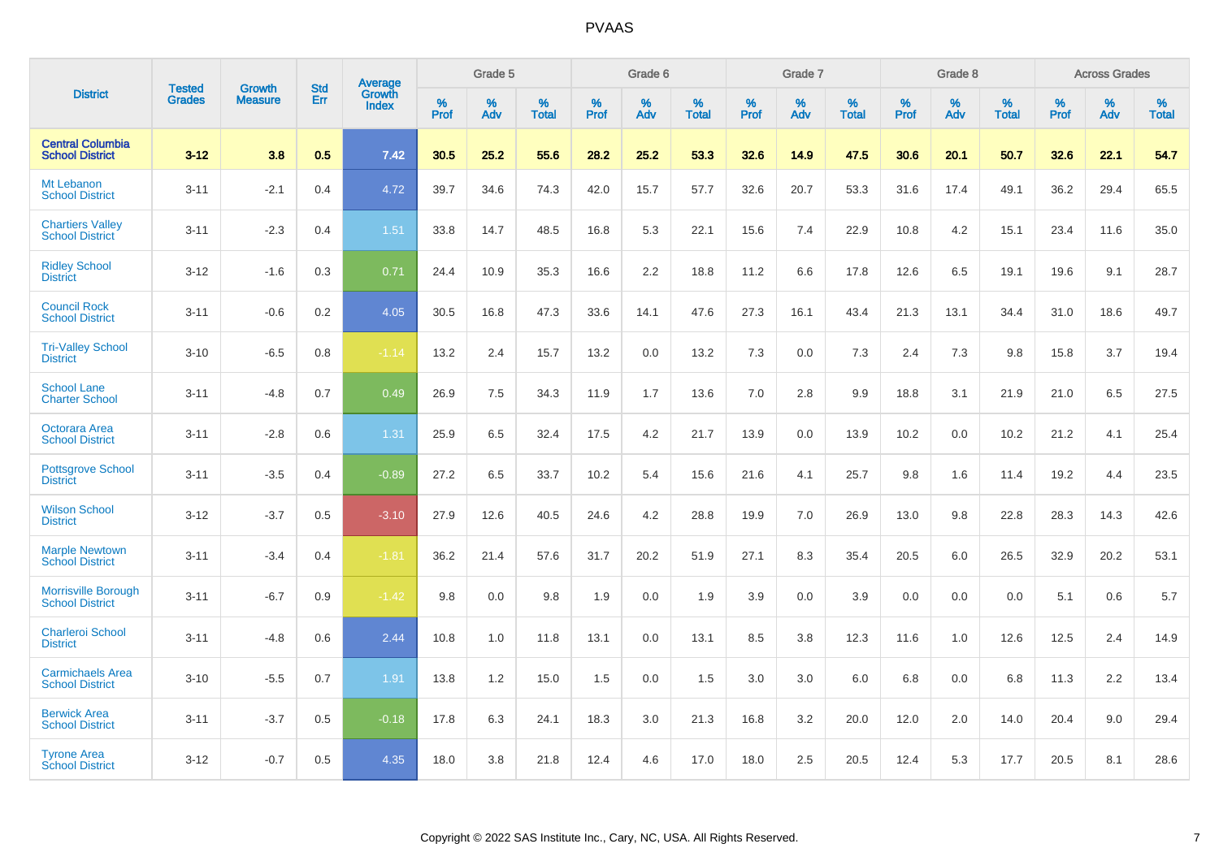| District | Tested Grades | Growth Measure | Std Err | Average Growth Index | Grade 5 | | | Grade 6 | | | Grade 7 | | | Grade 8 | | | Across Grades | | |
|---|---|---|---|---|---|---|---|---|---|---|---|---|---|---|---|---|---|---|---|
| | | | | | % Prof | % Adv | % Total | % Prof | % Adv | % Total | % Prof | % Adv | % Total | % Prof | % Adv | % Total | % Prof | % Adv | % Total |
| **Central Columbia School District** | **3-12** | **3.8** | **0.5** | **7.42** | **30.5** | **25.2** | **55.6** | **28.2** | **25.2** | **53.3** | **32.6** | **14.9** | **47.5** | **30.6** | **20.1** | **50.7** | **32.6** | **22.1** | **54.7** |
| Mt Lebanon School District | 3-11 | -2.1 | 0.4 | 4.72 | 39.7 | 34.6 | 74.3 | 42.0 | 15.7 | 57.7 | 32.6 | 20.7 | 53.3 | 31.6 | 17.4 | 49.1 | 36.2 | 29.4 | 65.5 |
| Chartiers Valley School District | 3-11 | -2.3 | 0.4 | 1.51 | 33.8 | 14.7 | 48.5 | 16.8 | 5.3 | 22.1 | 15.6 | 7.4 | 22.9 | 10.8 | 4.2 | 15.1 | 23.4 | 11.6 | 35.0 |
| Ridley School District | 3-12 | -1.6 | 0.3 | 0.71 | 24.4 | 10.9 | 35.3 | 16.6 | 2.2 | 18.8 | 11.2 | 6.6 | 17.8 | 12.6 | 6.5 | 19.1 | 19.6 | 9.1 | 28.7 |
| Council Rock School District | 3-11 | -0.6 | 0.2 | 4.05 | 30.5 | 16.8 | 47.3 | 33.6 | 14.1 | 47.6 | 27.3 | 16.1 | 43.4 | 21.3 | 13.1 | 34.4 | 31.0 | 18.6 | 49.7 |
| Tri-Valley School District | 3-10 | -6.5 | 0.8 | -1.14 | 13.2 | 2.4 | 15.7 | 13.2 | 0.0 | 13.2 | 7.3 | 0.0 | 7.3 | 2.4 | 7.3 | 9.8 | 15.8 | 3.7 | 19.4 |
| School Lane Charter School | 3-11 | -4.8 | 0.7 | 0.49 | 26.9 | 7.5 | 34.3 | 11.9 | 1.7 | 13.6 | 7.0 | 2.8 | 9.9 | 18.8 | 3.1 | 21.9 | 21.0 | 6.5 | 27.5 |
| Octorara Area School District | 3-11 | -2.8 | 0.6 | 1.31 | 25.9 | 6.5 | 32.4 | 17.5 | 4.2 | 21.7 | 13.9 | 0.0 | 13.9 | 10.2 | 0.0 | 10.2 | 21.2 | 4.1 | 25.4 |
| Pottsgrove School District | 3-11 | -3.5 | 0.4 | -0.89 | 27.2 | 6.5 | 33.7 | 10.2 | 5.4 | 15.6 | 21.6 | 4.1 | 25.7 | 9.8 | 1.6 | 11.4 | 19.2 | 4.4 | 23.5 |
| Wilson School District | 3-12 | -3.7 | 0.5 | -3.10 | 27.9 | 12.6 | 40.5 | 24.6 | 4.2 | 28.8 | 19.9 | 7.0 | 26.9 | 13.0 | 9.8 | 22.8 | 28.3 | 14.3 | 42.6 |
| Marple Newtown School District | 3-11 | -3.4 | 0.4 | -1.81 | 36.2 | 21.4 | 57.6 | 31.7 | 20.2 | 51.9 | 27.1 | 8.3 | 35.4 | 20.5 | 6.0 | 26.5 | 32.9 | 20.2 | 53.1 |
| Morrisville Borough School District | 3-11 | -6.7 | 0.9 | -1.42 | 9.8 | 0.0 | 9.8 | 1.9 | 0.0 | 1.9 | 3.9 | 0.0 | 3.9 | 0.0 | 0.0 | 0.0 | 5.1 | 0.6 | 5.7 |
| Charleroi School District | 3-11 | -4.8 | 0.6 | 2.44 | 10.8 | 1.0 | 11.8 | 13.1 | 0.0 | 13.1 | 8.5 | 3.8 | 12.3 | 11.6 | 1.0 | 12.6 | 12.5 | 2.4 | 14.9 |
| Carmichaels Area School District | 3-10 | -5.5 | 0.7 | 1.91 | 13.8 | 1.2 | 15.0 | 1.5 | 0.0 | 1.5 | 3.0 | 3.0 | 6.0 | 6.8 | 0.0 | 6.8 | 11.3 | 2.2 | 13.4 |
| Berwick Area School District | 3-11 | -3.7 | 0.5 | -0.18 | 17.8 | 6.3 | 24.1 | 18.3 | 3.0 | 21.3 | 16.8 | 3.2 | 20.0 | 12.0 | 2.0 | 14.0 | 20.4 | 9.0 | 29.4 |
| Tyrone Area School District | 3-12 | -0.7 | 0.5 | 4.35 | 18.0 | 3.8 | 21.8 | 12.4 | 4.6 | 17.0 | 18.0 | 2.5 | 20.5 | 12.4 | 5.3 | 17.7 | 20.5 | 8.1 | 28.6 |

Copyright © 2022 SAS Institute Inc., Cary, NC, USA. All Rights Reserved.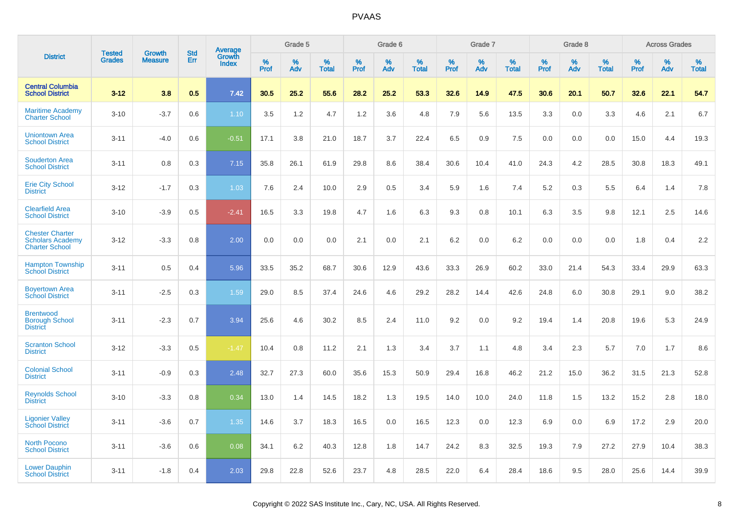# PVAAS

| District | Tested Grades | Growth Measure | Std Err | Average Growth Index | Grade 5 | | | Grade 6 | | | Grade 7 | | | Grade 8 | | | Across Grades | | |
|---|---|---|---|---|---|---|---|---|---|---|---|---|---|---|---|---|---|---|---|
| | | | | | % Prof | % Adv | % Total | % Prof | % Adv | % Total | % Prof | % Adv | % Total | % Prof | % Adv | % Total | % Prof | % Adv | % Total |
| **Central Columbia School District** | **3-12** | **3.8** | **0.5** | **7.42** | **30.5** | **25.2** | **55.6** | **28.2** | **25.2** | **53.3** | **32.6** | **14.9** | **47.5** | **30.6** | **20.1** | **50.7** | **32.6** | **22.1** | **54.7** |
| Maritime Academy Charter School | 3-10 | -3.7 | 0.6 | 1.10 | 3.5 | 1.2 | 4.7 | 1.2 | 3.6 | 4.8 | 7.9 | 5.6 | 13.5 | 3.3 | 0.0 | 3.3 | 4.6 | 2.1 | 6.7 |
| Uniontown Area School District | 3-11 | -4.0 | 0.6 | -0.51 | 17.1 | 3.8 | 21.0 | 18.7 | 3.7 | 22.4 | 6.5 | 0.9 | 7.5 | 0.0 | 0.0 | 0.0 | 15.0 | 4.4 | 19.3 |
| Souderton Area School District | 3-11 | 0.8 | 0.3 | 7.15 | 35.8 | 26.1 | 61.9 | 29.8 | 8.6 | 38.4 | 30.6 | 10.4 | 41.0 | 24.3 | 4.2 | 28.5 | 30.8 | 18.3 | 49.1 |
| Erie City School District | 3-12 | -1.7 | 0.3 | 1.03 | 7.6 | 2.4 | 10.0 | 2.9 | 0.5 | 3.4 | 5.9 | 1.6 | 7.4 | 5.2 | 0.3 | 5.5 | 6.4 | 1.4 | 7.8 |
| Clearfield Area School District | 3-10 | -3.9 | 0.5 | -2.41 | 16.5 | 3.3 | 19.8 | 4.7 | 1.6 | 6.3 | 9.3 | 0.8 | 10.1 | 6.3 | 3.5 | 9.8 | 12.1 | 2.5 | 14.6 |
| Chester Charter Scholars Academy Charter School | 3-12 | -3.3 | 0.8 | 2.00 | 0.0 | 0.0 | 0.0 | 2.1 | 0.0 | 2.1 | 6.2 | 0.0 | 6.2 | 0.0 | 0.0 | 0.0 | 1.8 | 0.4 | 2.2 |
| Hampton Township School District | 3-11 | 0.5 | 0.4 | 5.96 | 33.5 | 35.2 | 68.7 | 30.6 | 12.9 | 43.6 | 33.3 | 26.9 | 60.2 | 33.0 | 21.4 | 54.3 | 33.4 | 29.9 | 63.3 |
| Boyertown Area School District | 3-11 | -2.5 | 0.3 | 1.59 | 29.0 | 8.5 | 37.4 | 24.6 | 4.6 | 29.2 | 28.2 | 14.4 | 42.6 | 24.8 | 6.0 | 30.8 | 29.1 | 9.0 | 38.2 |
| Brentwood Borough School District | 3-11 | -2.3 | 0.7 | 3.94 | 25.6 | 4.6 | 30.2 | 8.5 | 2.4 | 11.0 | 9.2 | 0.0 | 9.2 | 19.4 | 1.4 | 20.8 | 19.6 | 5.3 | 24.9 |
| Scranton School District | 3-12 | -3.3 | 0.5 | -1.47 | 10.4 | 0.8 | 11.2 | 2.1 | 1.3 | 3.4 | 3.7 | 1.1 | 4.8 | 3.4 | 2.3 | 5.7 | 7.0 | 1.7 | 8.6 |
| Colonial School District | 3-11 | -0.9 | 0.3 | 2.48 | 32.7 | 27.3 | 60.0 | 35.6 | 15.3 | 50.9 | 29.4 | 16.8 | 46.2 | 21.2 | 15.0 | 36.2 | 31.5 | 21.3 | 52.8 |
| Reynolds School District | 3-10 | -3.3 | 0.8 | 0.34 | 13.0 | 1.4 | 14.5 | 18.2 | 1.3 | 19.5 | 14.0 | 10.0 | 24.0 | 11.8 | 1.5 | 13.2 | 15.2 | 2.8 | 18.0 |
| Ligonier Valley School District | 3-11 | -3.6 | 0.7 | 1.35 | 14.6 | 3.7 | 18.3 | 16.5 | 0.0 | 16.5 | 12.3 | 0.0 | 12.3 | 6.9 | 0.0 | 6.9 | 17.2 | 2.9 | 20.0 |
| North Pocono School District | 3-11 | -3.6 | 0.6 | 0.08 | 34.1 | 6.2 | 40.3 | 12.8 | 1.8 | 14.7 | 24.2 | 8.3 | 32.5 | 19.3 | 7.9 | 27.2 | 27.9 | 10.4 | 38.3 |
| Lower Dauphin School District | 3-11 | -1.8 | 0.4 | 2.03 | 29.8 | 22.8 | 52.6 | 23.7 | 4.8 | 28.5 | 22.0 | 6.4 | 28.4 | 18.6 | 9.5 | 28.0 | 25.6 | 14.4 | 39.9 |

Copyright © 2022 SAS Institute Inc., Cary, NC, USA. All Rights Reserved.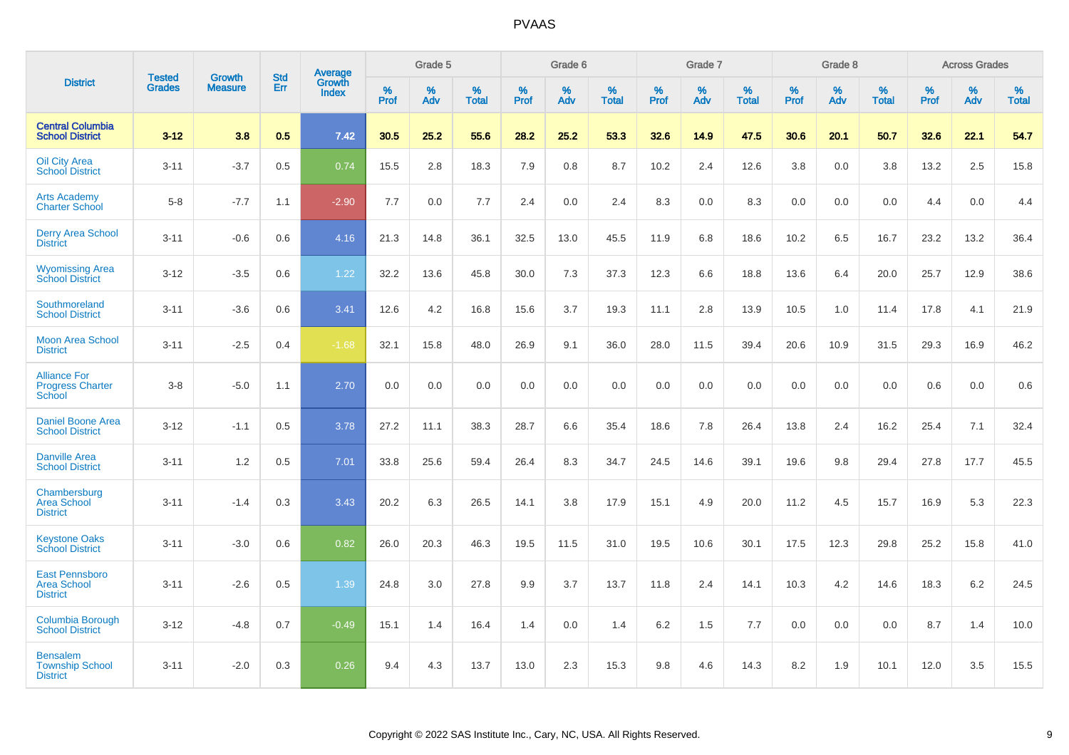| District | Tested Grades | Growth Measure | Std Err | Average Growth Index | Grade 5 | | | Grade 6 | | | Grade 7 | | | Grade 8 | | | Across Grades | | |
|---|---|---|---|---|---|---|---|---|---|---|---|---|---|---|---|---|---|---|---|
| | | | | | % Prof | % Adv | % Total | % Prof | % Adv | % Total | % Prof | % Adv | % Total | % Prof | % Adv | % Total | % Prof | % Adv | % Total |
| **Central Columbia School District** | **3-12** | **3.8** | **0.5** | **7.42** | **30.5** | **25.2** | **55.6** | **28.2** | **25.2** | **53.3** | **32.6** | **14.9** | **47.5** | **30.6** | **20.1** | **50.7** | **32.6** | **22.1** | **54.7** |
| Oil City Area School District | 3-11 | -3.7 | 0.5 | 0.74 | 15.5 | 2.8 | 18.3 | 7.9 | 0.8 | 8.7 | 10.2 | 2.4 | 12.6 | 3.8 | 0.0 | 3.8 | 13.2 | 2.5 | 15.8 |
| Arts Academy Charter School | 5-8 | -7.7 | 1.1 | -2.90 | 7.7 | 0.0 | 7.7 | 2.4 | 0.0 | 2.4 | 8.3 | 0.0 | 8.3 | 0.0 | 0.0 | 0.0 | 4.4 | 0.0 | 4.4 |
| Derry Area School District | 3-11 | -0.6 | 0.6 | 4.16 | 21.3 | 14.8 | 36.1 | 32.5 | 13.0 | 45.5 | 11.9 | 6.8 | 18.6 | 10.2 | 6.5 | 16.7 | 23.2 | 13.2 | 36.4 |
| Wyomissing Area School District | 3-12 | -3.5 | 0.6 | 1.22 | 32.2 | 13.6 | 45.8 | 30.0 | 7.3 | 37.3 | 12.3 | 6.6 | 18.8 | 13.6 | 6.4 | 20.0 | 25.7 | 12.9 | 38.6 |
| Southmoreland School District | 3-11 | -3.6 | 0.6 | 3.41 | 12.6 | 4.2 | 16.8 | 15.6 | 3.7 | 19.3 | 11.1 | 2.8 | 13.9 | 10.5 | 1.0 | 11.4 | 17.8 | 4.1 | 21.9 |
| Moon Area School District | 3-11 | -2.5 | 0.4 | -1.68 | 32.1 | 15.8 | 48.0 | 26.9 | 9.1 | 36.0 | 28.0 | 11.5 | 39.4 | 20.6 | 10.9 | 31.5 | 29.3 | 16.9 | 46.2 |
| Alliance For Progress Charter School | 3-8 | -5.0 | 1.1 | 2.70 | 0.0 | 0.0 | 0.0 | 0.0 | 0.0 | 0.0 | 0.0 | 0.0 | 0.0 | 0.0 | 0.0 | 0.0 | 0.6 | 0.0 | 0.6 |
| Daniel Boone Area School District | 3-12 | -1.1 | 0.5 | 3.78 | 27.2 | 11.1 | 38.3 | 28.7 | 6.6 | 35.4 | 18.6 | 7.8 | 26.4 | 13.8 | 2.4 | 16.2 | 25.4 | 7.1 | 32.4 |
| Danville Area School District | 3-11 | 1.2 | 0.5 | 7.01 | 33.8 | 25.6 | 59.4 | 26.4 | 8.3 | 34.7 | 24.5 | 14.6 | 39.1 | 19.6 | 9.8 | 29.4 | 27.8 | 17.7 | 45.5 |
| Chambersburg Area School District | 3-11 | -1.4 | 0.3 | 3.43 | 20.2 | 6.3 | 26.5 | 14.1 | 3.8 | 17.9 | 15.1 | 4.9 | 20.0 | 11.2 | 4.5 | 15.7 | 16.9 | 5.3 | 22.3 |
| Keystone Oaks School District | 3-11 | -3.0 | 0.6 | 0.82 | 26.0 | 20.3 | 46.3 | 19.5 | 11.5 | 31.0 | 19.5 | 10.6 | 30.1 | 17.5 | 12.3 | 29.8 | 25.2 | 15.8 | 41.0 |
| East Pennsboro Area School District | 3-11 | -2.6 | 0.5 | 1.39 | 24.8 | 3.0 | 27.8 | 9.9 | 3.7 | 13.7 | 11.8 | 2.4 | 14.1 | 10.3 | 4.2 | 14.6 | 18.3 | 6.2 | 24.5 |
| Columbia Borough School District | 3-12 | -4.8 | 0.7 | -0.49 | 15.1 | 1.4 | 16.4 | 1.4 | 0.0 | 1.4 | 6.2 | 1.5 | 7.7 | 0.0 | 0.0 | 0.0 | 8.7 | 1.4 | 10.0 |
| Bensalem Township School District | 3-11 | -2.0 | 0.3 | 0.26 | 9.4 | 4.3 | 13.7 | 13.0 | 2.3 | 15.3 | 9.8 | 4.6 | 14.3 | 8.2 | 1.9 | 10.1 | 12.0 | 3.5 | 15.5 |

Copyright © 2022 SAS Institute Inc., Cary, NC, USA. All Rights Reserved.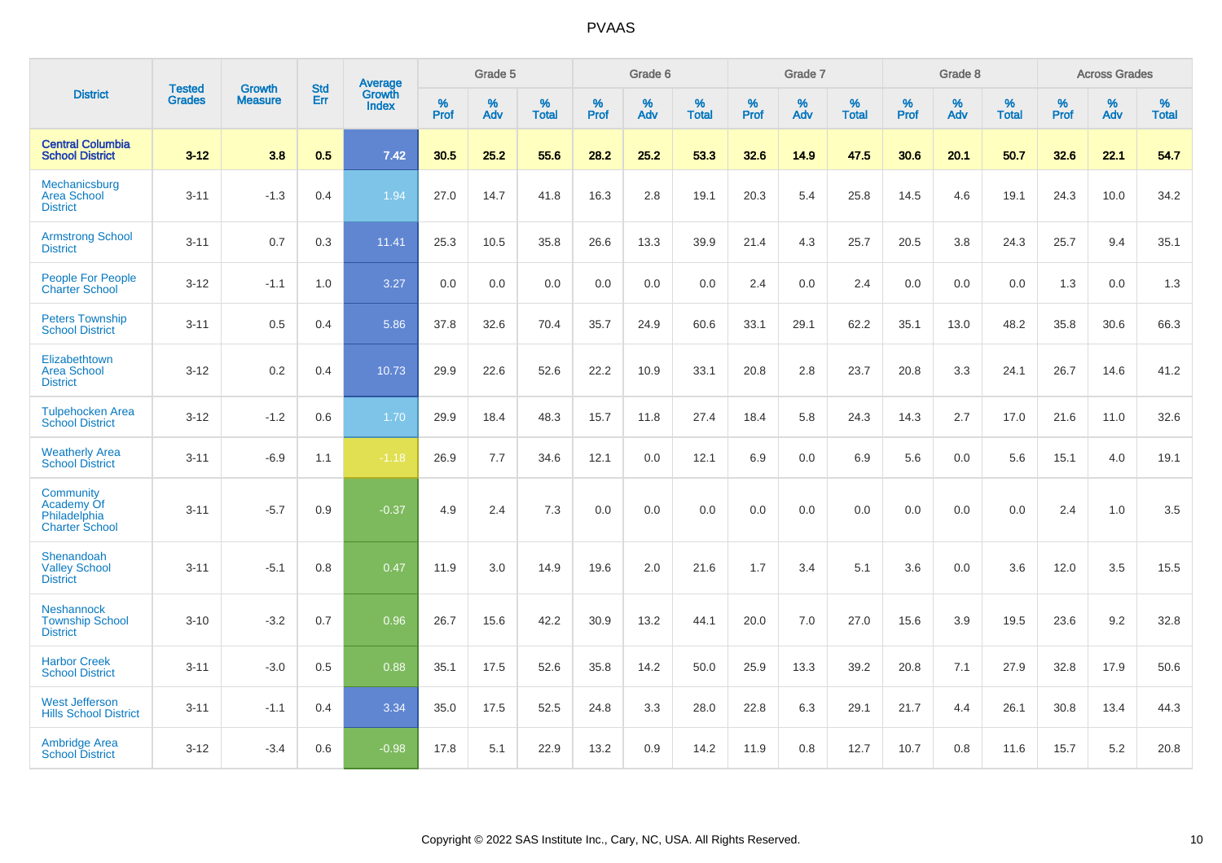| District | Tested Grades | Growth Measure | Std Err | Average Growth Index | Grade 5 | | | Grade 6 | | | Grade 7 | | | Grade 8 | | | Across Grades | | |
|---|---|---|---|---|---|---|---|---|---|---|---|---|---|---|---|---|---|---|---|
| | | | | | % Prof | % Adv | % Total | % Prof | % Adv | % Total | % Prof | % Adv | % Total | % Prof | % Adv | % Total | % Prof | % Adv | % Total |
| **Central Columbia School District** | **3-12** | **3.8** | **0.5** | **7.42** | **30.5** | **25.2** | **55.6** | **28.2** | **25.2** | **53.3** | **32.6** | **14.9** | **47.5** | **30.6** | **20.1** | **50.7** | **32.6** | **22.1** | **54.7** |
| Mechanicsburg Area School District | 3-11 | -1.3 | 0.4 | 1.94 | 27.0 | 14.7 | 41.8 | 16.3 | 2.8 | 19.1 | 20.3 | 5.4 | 25.8 | 14.5 | 4.6 | 19.1 | 24.3 | 10.0 | 34.2 |
| Armstrong School District | 3-11 | 0.7 | 0.3 | 11.41 | 25.3 | 10.5 | 35.8 | 26.6 | 13.3 | 39.9 | 21.4 | 4.3 | 25.7 | 20.5 | 3.8 | 24.3 | 25.7 | 9.4 | 35.1 |
| People For People Charter School | 3-12 | -1.1 | 1.0 | 3.27 | 0.0 | 0.0 | 0.0 | 0.0 | 0.0 | 0.0 | 2.4 | 0.0 | 2.4 | 0.0 | 0.0 | 0.0 | 1.3 | 0.0 | 1.3 |
| Peters Township School District | 3-11 | 0.5 | 0.4 | 5.86 | 37.8 | 32.6 | 70.4 | 35.7 | 24.9 | 60.6 | 33.1 | 29.1 | 62.2 | 35.1 | 13.0 | 48.2 | 35.8 | 30.6 | 66.3 |
| Elizabethtown Area School District | 3-12 | 0.2 | 0.4 | 10.73 | 29.9 | 22.6 | 52.6 | 22.2 | 10.9 | 33.1 | 20.8 | 2.8 | 23.7 | 20.8 | 3.3 | 24.1 | 26.7 | 14.6 | 41.2 |
| Tulpehocken Area School District | 3-12 | -1.2 | 0.6 | 1.70 | 29.9 | 18.4 | 48.3 | 15.7 | 11.8 | 27.4 | 18.4 | 5.8 | 24.3 | 14.3 | 2.7 | 17.0 | 21.6 | 11.0 | 32.6 |
| Weatherly Area School District | 3-11 | -6.9 | 1.1 | -1.18 | 26.9 | 7.7 | 34.6 | 12.1 | 0.0 | 12.1 | 6.9 | 0.0 | 6.9 | 5.6 | 0.0 | 5.6 | 15.1 | 4.0 | 19.1 |
| Community Academy Of Philadelphia Charter School | 3-11 | -5.7 | 0.9 | -0.37 | 4.9 | 2.4 | 7.3 | 0.0 | 0.0 | 0.0 | 0.0 | 0.0 | 0.0 | 0.0 | 0.0 | 0.0 | 2.4 | 1.0 | 3.5 |
| Shenandoah Valley School District | 3-11 | -5.1 | 0.8 | 0.47 | 11.9 | 3.0 | 14.9 | 19.6 | 2.0 | 21.6 | 1.7 | 3.4 | 5.1 | 3.6 | 0.0 | 3.6 | 12.0 | 3.5 | 15.5 |
| Neshannock Township School District | 3-10 | -3.2 | 0.7 | 0.96 | 26.7 | 15.6 | 42.2 | 30.9 | 13.2 | 44.1 | 20.0 | 7.0 | 27.0 | 15.6 | 3.9 | 19.5 | 23.6 | 9.2 | 32.8 |
| Harbor Creek School District | 3-11 | -3.0 | 0.5 | 0.88 | 35.1 | 17.5 | 52.6 | 35.8 | 14.2 | 50.0 | 25.9 | 13.3 | 39.2 | 20.8 | 7.1 | 27.9 | 32.8 | 17.9 | 50.6 |
| West Jefferson Hills School District | 3-11 | -1.1 | 0.4 | 3.34 | 35.0 | 17.5 | 52.5 | 24.8 | 3.3 | 28.0 | 22.8 | 6.3 | 29.1 | 21.7 | 4.4 | 26.1 | 30.8 | 13.4 | 44.3 |
| Ambridge Area School District | 3-12 | -3.4 | 0.6 | -0.98 | 17.8 | 5.1 | 22.9 | 13.2 | 0.9 | 14.2 | 11.9 | 0.8 | 12.7 | 10.7 | 0.8 | 11.6 | 15.7 | 5.2 | 20.8 |

Copyright © 2022 SAS Institute Inc., Cary, NC, USA. All Rights Reserved.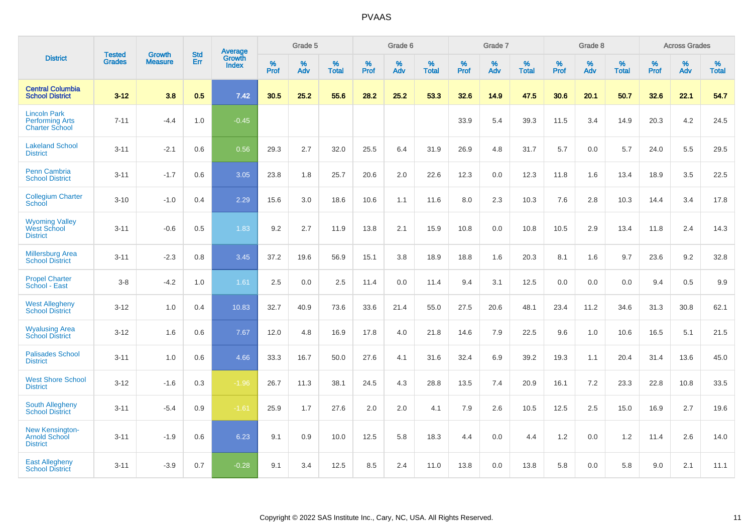# PVAAS

| District | Tested Grades | Growth Measure | Std Err | Average Growth Index | Grade 5 | | | Grade 6 | | | Grade 7 | | | Grade 8 | | | Across Grades | | |
|---|---|---|---|---|---|---|---|---|---|---|---|---|---|---|---|---|---|---|---|
| | | | | | % Prof | % Adv | % Total | % Prof | % Adv | % Total | % Prof | % Adv | % Total | % Prof | % Adv | % Total | % Prof | % Adv | % Total |
| **Central Columbia School District** | **3-12** | **3.8** | **0.5** | **7.42** | **30.5** | **25.2** | **55.6** | **28.2** | **25.2** | **53.3** | **32.6** | **14.9** | **47.5** | **30.6** | **20.1** | **50.7** | **32.6** | **22.1** | **54.7** |
| Lincoln Park Performing Arts Charter School | 7-11 | -4.4 | 1.0 | -0.45 | | | | | | | 33.9 | 5.4 | 39.3 | 11.5 | 3.4 | 14.9 | 20.3 | 4.2 | 24.5 |
| Lakeland School District | 3-11 | -2.1 | 0.6 | 0.56 | 29.3 | 2.7 | 32.0 | 25.5 | 6.4 | 31.9 | 26.9 | 4.8 | 31.7 | 5.7 | 0.0 | 5.7 | 24.0 | 5.5 | 29.5 |
| Penn Cambria School District | 3-11 | -1.7 | 0.6 | 3.05 | 23.8 | 1.8 | 25.7 | 20.6 | 2.0 | 22.6 | 12.3 | 0.0 | 12.3 | 11.8 | 1.6 | 13.4 | 18.9 | 3.5 | 22.5 |
| Collegium Charter School | 3-10 | -1.0 | 0.4 | 2.29 | 15.6 | 3.0 | 18.6 | 10.6 | 1.1 | 11.6 | 8.0 | 2.3 | 10.3 | 7.6 | 2.8 | 10.3 | 14.4 | 3.4 | 17.8 |
| Wyoming Valley West School District | 3-11 | -0.6 | 0.5 | 1.83 | 9.2 | 2.7 | 11.9 | 13.8 | 2.1 | 15.9 | 10.8 | 0.0 | 10.8 | 10.5 | 2.9 | 13.4 | 11.8 | 2.4 | 14.3 |
| Millersburg Area School District | 3-11 | -2.3 | 0.8 | 3.45 | 37.2 | 19.6 | 56.9 | 15.1 | 3.8 | 18.9 | 18.8 | 1.6 | 20.3 | 8.1 | 1.6 | 9.7 | 23.6 | 9.2 | 32.8 |
| Propel Charter School - East | 3-8 | -4.2 | 1.0 | 1.61 | 2.5 | 0.0 | 2.5 | 11.4 | 0.0 | 11.4 | 9.4 | 3.1 | 12.5 | 0.0 | 0.0 | 0.0 | 9.4 | 0.5 | 9.9 |
| West Allegheny School District | 3-12 | 1.0 | 0.4 | 10.83 | 32.7 | 40.9 | 73.6 | 33.6 | 21.4 | 55.0 | 27.5 | 20.6 | 48.1 | 23.4 | 11.2 | 34.6 | 31.3 | 30.8 | 62.1 |
| Wyalusing Area School District | 3-12 | 1.6 | 0.6 | 7.67 | 12.0 | 4.8 | 16.9 | 17.8 | 4.0 | 21.8 | 14.6 | 7.9 | 22.5 | 9.6 | 1.0 | 10.6 | 16.5 | 5.1 | 21.5 |
| Palisades School District | 3-11 | 1.0 | 0.6 | 4.66 | 33.3 | 16.7 | 50.0 | 27.6 | 4.1 | 31.6 | 32.4 | 6.9 | 39.2 | 19.3 | 1.1 | 20.4 | 31.4 | 13.6 | 45.0 |
| West Shore School District | 3-12 | -1.6 | 0.3 | -1.96 | 26.7 | 11.3 | 38.1 | 24.5 | 4.3 | 28.8 | 13.5 | 7.4 | 20.9 | 16.1 | 7.2 | 23.3 | 22.8 | 10.8 | 33.5 |
| South Allegheny School District | 3-11 | -5.4 | 0.9 | -1.61 | 25.9 | 1.7 | 27.6 | 2.0 | 2.0 | 4.1 | 7.9 | 2.6 | 10.5 | 12.5 | 2.5 | 15.0 | 16.9 | 2.7 | 19.6 |
| New Kensington-Arnold School District | 3-11 | -1.9 | 0.6 | 6.23 | 9.1 | 0.9 | 10.0 | 12.5 | 5.8 | 18.3 | 4.4 | 0.0 | 4.4 | 1.2 | 0.0 | 1.2 | 11.4 | 2.6 | 14.0 |
| East Allegheny School District | 3-11 | -3.9 | 0.7 | -0.28 | 9.1 | 3.4 | 12.5 | 8.5 | 2.4 | 11.0 | 13.8 | 0.0 | 13.8 | 5.8 | 0.0 | 5.8 | 9.0 | 2.1 | 11.1 |

Copyright © 2022 SAS Institute Inc., Cary, NC, USA. All Rights Reserved.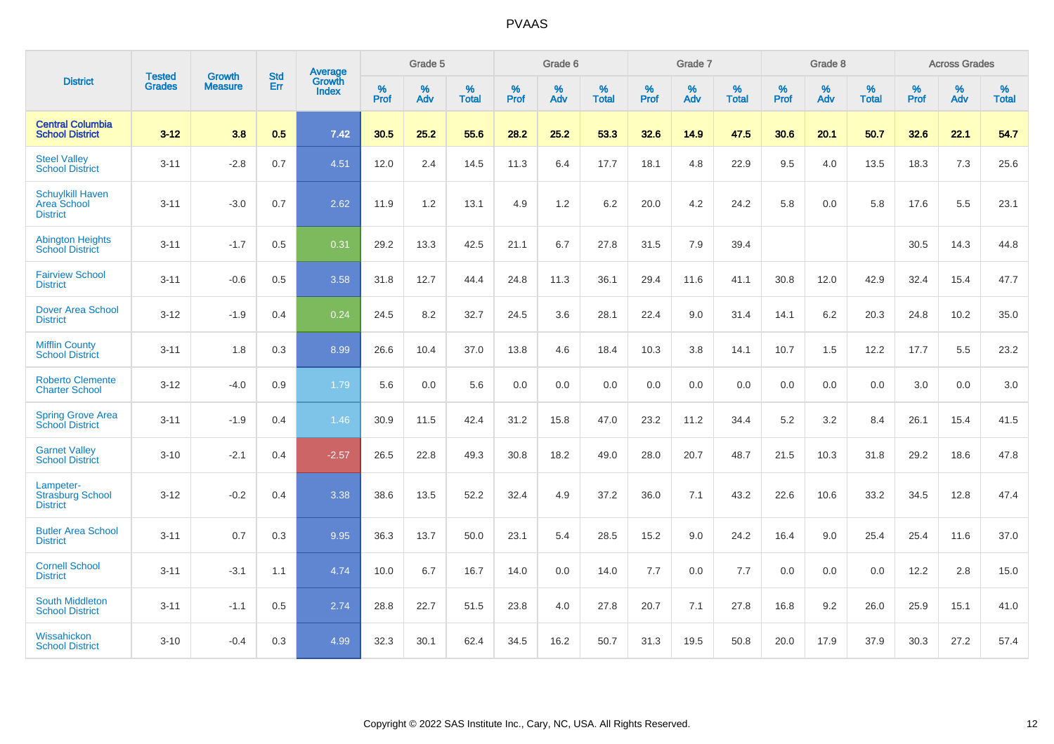# PVAAS

| District | Tested Grades | Growth Measure | Std Err | Average Growth Index | Grade 5 | | | Grade 6 | | | Grade 7 | | | Grade 8 | | | Across Grades | | |
|---|---|---|---|---|---|---|---|---|---|---|---|---|---|---|---|---|---|---|---|
| | | | | | % Prof | % Adv | % Total | % Prof | % Adv | % Total | % Prof | % Adv | % Total | % Prof | % Adv | % Total | % Prof | % Adv | % Total |
| **Central Columbia School District** | **3-12** | **3.8** | **0.5** | **7.42** | **30.5** | **25.2** | **55.6** | **28.2** | **25.2** | **53.3** | **32.6** | **14.9** | **47.5** | **30.6** | **20.1** | **50.7** | **32.6** | **22.1** | **54.7** |
| Steel Valley School District | 3-11 | -2.8 | 0.7 | 4.51 | 12.0 | 2.4 | 14.5 | 11.3 | 6.4 | 17.7 | 18.1 | 4.8 | 22.9 | 9.5 | 4.0 | 13.5 | 18.3 | 7.3 | 25.6 |
| Schuylkill Haven Area School District | 3-11 | -3.0 | 0.7 | 2.62 | 11.9 | 1.2 | 13.1 | 4.9 | 1.2 | 6.2 | 20.0 | 4.2 | 24.2 | 5.8 | 0.0 | 5.8 | 17.6 | 5.5 | 23.1 |
| Abington Heights School District | 3-11 | -1.7 | 0.5 | 0.31 | 29.2 | 13.3 | 42.5 | 21.1 | 6.7 | 27.8 | 31.5 | 7.9 | 39.4 | | | | 30.5 | 14.3 | 44.8 |
| Fairview School District | 3-11 | -0.6 | 0.5 | 3.58 | 31.8 | 12.7 | 44.4 | 24.8 | 11.3 | 36.1 | 29.4 | 11.6 | 41.1 | 30.8 | 12.0 | 42.9 | 32.4 | 15.4 | 47.7 |
| Dover Area School District | 3-12 | -1.9 | 0.4 | 0.24 | 24.5 | 8.2 | 32.7 | 24.5 | 3.6 | 28.1 | 22.4 | 9.0 | 31.4 | 14.1 | 6.2 | 20.3 | 24.8 | 10.2 | 35.0 |
| Mifflin County School District | 3-11 | 1.8 | 0.3 | 8.99 | 26.6 | 10.4 | 37.0 | 13.8 | 4.6 | 18.4 | 10.3 | 3.8 | 14.1 | 10.7 | 1.5 | 12.2 | 17.7 | 5.5 | 23.2 |
| Roberto Clemente Charter School | 3-12 | -4.0 | 0.9 | 1.79 | 5.6 | 0.0 | 5.6 | 0.0 | 0.0 | 0.0 | 0.0 | 0.0 | 0.0 | 0.0 | 0.0 | 0.0 | 3.0 | 0.0 | 3.0 |
| Spring Grove Area School District | 3-11 | -1.9 | 0.4 | 1.46 | 30.9 | 11.5 | 42.4 | 31.2 | 15.8 | 47.0 | 23.2 | 11.2 | 34.4 | 5.2 | 3.2 | 8.4 | 26.1 | 15.4 | 41.5 |
| Garnet Valley School District | 3-10 | -2.1 | 0.4 | -2.57 | 26.5 | 22.8 | 49.3 | 30.8 | 18.2 | 49.0 | 28.0 | 20.7 | 48.7 | 21.5 | 10.3 | 31.8 | 29.2 | 18.6 | 47.8 |
| Lampeter-Strasburg School District | 3-12 | -0.2 | 0.4 | 3.38 | 38.6 | 13.5 | 52.2 | 32.4 | 4.9 | 37.2 | 36.0 | 7.1 | 43.2 | 22.6 | 10.6 | 33.2 | 34.5 | 12.8 | 47.4 |
| Butler Area School District | 3-11 | 0.7 | 0.3 | 9.95 | 36.3 | 13.7 | 50.0 | 23.1 | 5.4 | 28.5 | 15.2 | 9.0 | 24.2 | 16.4 | 9.0 | 25.4 | 25.4 | 11.6 | 37.0 |
| Cornell School District | 3-11 | -3.1 | 1.1 | 4.74 | 10.0 | 6.7 | 16.7 | 14.0 | 0.0 | 14.0 | 7.7 | 0.0 | 7.7 | 0.0 | 0.0 | 0.0 | 12.2 | 2.8 | 15.0 |
| South Middleton School District | 3-11 | -1.1 | 0.5 | 2.74 | 28.8 | 22.7 | 51.5 | 23.8 | 4.0 | 27.8 | 20.7 | 7.1 | 27.8 | 16.8 | 9.2 | 26.0 | 25.9 | 15.1 | 41.0 |
| Wissahickon School District | 3-10 | -0.4 | 0.3 | 4.99 | 32.3 | 30.1 | 62.4 | 34.5 | 16.2 | 50.7 | 31.3 | 19.5 | 50.8 | 20.0 | 17.9 | 37.9 | 30.3 | 27.2 | 57.4 |

Copyright © 2022 SAS Institute Inc., Cary, NC, USA. All Rights Reserved.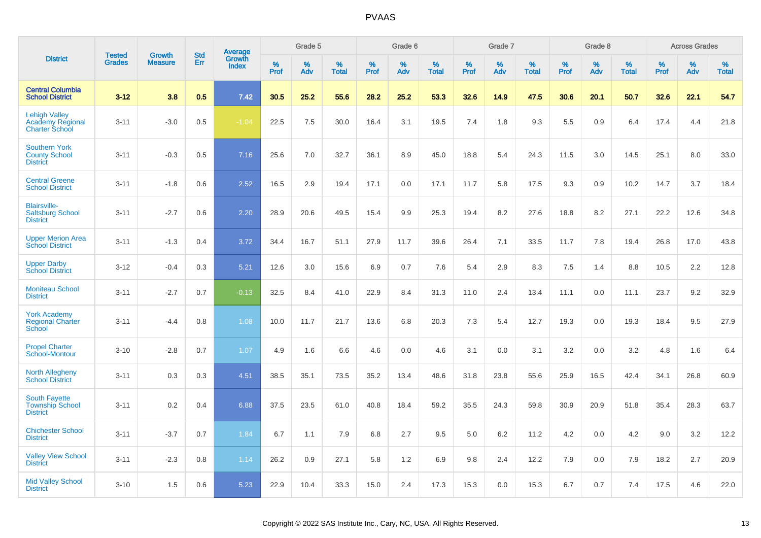# PVAAS

| District | Tested Grades | Growth Measure | Std Err | Average Growth Index | Grade 5 | | | Grade 6 | | | Grade 7 | | | Grade 8 | | | Across Grades | | |
|---|---|---|---|---|---|---|---|---|---|---|---|---|---|---|---|---|---|---|---|
| | | | | | % Prof | % Adv | % Total | % Prof | % Adv | % Total | % Prof | % Adv | % Total | % Prof | % Adv | % Total | % Prof | % Adv | % Total |
| **Central Columbia School District** | **3-12** | **3.8** | **0.5** | **7.42** | **30.5** | **25.2** | **55.6** | **28.2** | **25.2** | **53.3** | **32.6** | **14.9** | **47.5** | **30.6** | **20.1** | **50.7** | **32.6** | **22.1** | **54.7** |
| Lehigh Valley Academy Regional Charter School | 3-11 | -3.0 | 0.5 | -1.04 | 22.5 | 7.5 | 30.0 | 16.4 | 3.1 | 19.5 | 7.4 | 1.8 | 9.3 | 5.5 | 0.9 | 6.4 | 17.4 | 4.4 | 21.8 |
| Southern York County School District | 3-11 | -0.3 | 0.5 | 7.16 | 25.6 | 7.0 | 32.7 | 36.1 | 8.9 | 45.0 | 18.8 | 5.4 | 24.3 | 11.5 | 3.0 | 14.5 | 25.1 | 8.0 | 33.0 |
| Central Greene School District | 3-11 | -1.8 | 0.6 | 2.52 | 16.5 | 2.9 | 19.4 | 17.1 | 0.0 | 17.1 | 11.7 | 5.8 | 17.5 | 9.3 | 0.9 | 10.2 | 14.7 | 3.7 | 18.4 |
| Blairsville-Saltsburg School District | 3-11 | -2.7 | 0.6 | 2.20 | 28.9 | 20.6 | 49.5 | 15.4 | 9.9 | 25.3 | 19.4 | 8.2 | 27.6 | 18.8 | 8.2 | 27.1 | 22.2 | 12.6 | 34.8 |
| Upper Merion Area School District | 3-11 | -1.3 | 0.4 | 3.72 | 34.4 | 16.7 | 51.1 | 27.9 | 11.7 | 39.6 | 26.4 | 7.1 | 33.5 | 11.7 | 7.8 | 19.4 | 26.8 | 17.0 | 43.8 |
| Upper Darby School District | 3-12 | -0.4 | 0.3 | 5.21 | 12.6 | 3.0 | 15.6 | 6.9 | 0.7 | 7.6 | 5.4 | 2.9 | 8.3 | 7.5 | 1.4 | 8.8 | 10.5 | 2.2 | 12.8 |
| Moniteau School District | 3-11 | -2.7 | 0.7 | -0.13 | 32.5 | 8.4 | 41.0 | 22.9 | 8.4 | 31.3 | 11.0 | 2.4 | 13.4 | 11.1 | 0.0 | 11.1 | 23.7 | 9.2 | 32.9 |
| York Academy Regional Charter School | 3-11 | -4.4 | 0.8 | 1.08 | 10.0 | 11.7 | 21.7 | 13.6 | 6.8 | 20.3 | 7.3 | 5.4 | 12.7 | 19.3 | 0.0 | 19.3 | 18.4 | 9.5 | 27.9 |
| Propel Charter School-Montour | 3-10 | -2.8 | 0.7 | 1.07 | 4.9 | 1.6 | 6.6 | 4.6 | 0.0 | 4.6 | 3.1 | 0.0 | 3.1 | 3.2 | 0.0 | 3.2 | 4.8 | 1.6 | 6.4 |
| North Allegheny School District | 3-11 | 0.3 | 0.3 | 4.51 | 38.5 | 35.1 | 73.5 | 35.2 | 13.4 | 48.6 | 31.8 | 23.8 | 55.6 | 25.9 | 16.5 | 42.4 | 34.1 | 26.8 | 60.9 |
| South Fayette Township School District | 3-11 | 0.2 | 0.4 | 6.88 | 37.5 | 23.5 | 61.0 | 40.8 | 18.4 | 59.2 | 35.5 | 24.3 | 59.8 | 30.9 | 20.9 | 51.8 | 35.4 | 28.3 | 63.7 |
| Chichester School District | 3-11 | -3.7 | 0.7 | 1.84 | 6.7 | 1.1 | 7.9 | 6.8 | 2.7 | 9.5 | 5.0 | 6.2 | 11.2 | 4.2 | 0.0 | 4.2 | 9.0 | 3.2 | 12.2 |
| Valley View School District | 3-11 | -2.3 | 0.8 | 1.14 | 26.2 | 0.9 | 27.1 | 5.8 | 1.2 | 6.9 | 9.8 | 2.4 | 12.2 | 7.9 | 0.0 | 7.9 | 18.2 | 2.7 | 20.9 |
| Mid Valley School District | 3-10 | 1.5 | 0.6 | 5.23 | 22.9 | 10.4 | 33.3 | 15.0 | 2.4 | 17.3 | 15.3 | 0.0 | 15.3 | 6.7 | 0.7 | 7.4 | 17.5 | 4.6 | 22.0 |

Copyright © 2022 SAS Institute Inc., Cary, NC, USA. All Rights Reserved.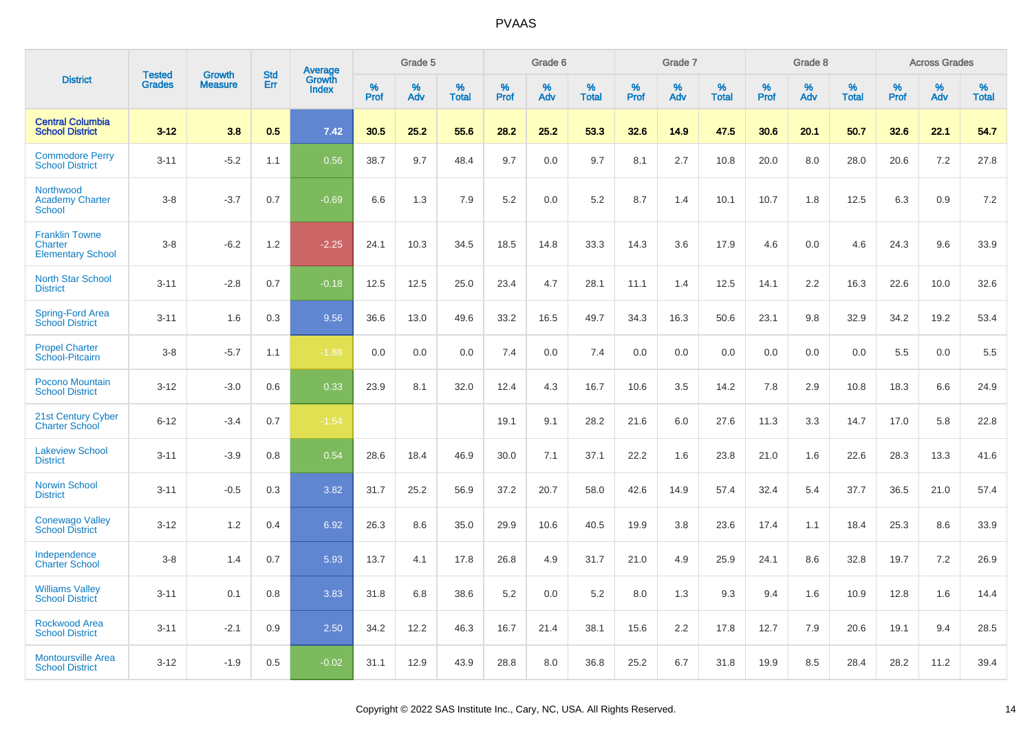# PVAAS

| District | Tested Grades | Growth Measure | Std Err | Average Growth Index | Grade 5 | | | Grade 6 | | | Grade 7 | | | Grade 8 | | | Across Grades | | |
|---|---|---|---|---|---|---|---|---|---|---|---|---|---|---|---|---|---|---|---|
| | | | | | % Prof | % Adv | % Total | % Prof | % Adv | % Total | % Prof | % Adv | % Total | % Prof | % Adv | % Total | % Prof | % Adv | % Total |
| **Central Columbia School District** | **3-12** | **3.8** | **0.5** | **7.42** | **30.5** | **25.2** | **55.6** | **28.2** | **25.2** | **53.3** | **32.6** | **14.9** | **47.5** | **30.6** | **20.1** | **50.7** | **32.6** | **22.1** | **54.7** |
| Commodore Perry School District | 3-11 | -5.2 | 1.1 | 0.56 | 38.7 | 9.7 | 48.4 | 9.7 | 0.0 | 9.7 | 8.1 | 2.7 | 10.8 | 20.0 | 8.0 | 28.0 | 20.6 | 7.2 | 27.8 |
| Northwood Academy Charter School | 3-8 | -3.7 | 0.7 | -0.69 | 6.6 | 1.3 | 7.9 | 5.2 | 0.0 | 5.2 | 8.7 | 1.4 | 10.1 | 10.7 | 1.8 | 12.5 | 6.3 | 0.9 | 7.2 |
| Franklin Towne Charter Elementary School | 3-8 | -6.2 | 1.2 | -2.25 | 24.1 | 10.3 | 34.5 | 18.5 | 14.8 | 33.3 | 14.3 | 3.6 | 17.9 | 4.6 | 0.0 | 4.6 | 24.3 | 9.6 | 33.9 |
| North Star School District | 3-11 | -2.8 | 0.7 | -0.18 | 12.5 | 12.5 | 25.0 | 23.4 | 4.7 | 28.1 | 11.1 | 1.4 | 12.5 | 14.1 | 2.2 | 16.3 | 22.6 | 10.0 | 32.6 |
| Spring-Ford Area School District | 3-11 | 1.6 | 0.3 | 9.56 | 36.6 | 13.0 | 49.6 | 33.2 | 16.5 | 49.7 | 34.3 | 16.3 | 50.6 | 23.1 | 9.8 | 32.9 | 34.2 | 19.2 | 53.4 |
| Propel Charter School-Pitcairn | 3-8 | -5.7 | 1.1 | -1.88 | 0.0 | 0.0 | 0.0 | 7.4 | 0.0 | 7.4 | 0.0 | 0.0 | 0.0 | 0.0 | 0.0 | 0.0 | 5.5 | 0.0 | 5.5 |
| Pocono Mountain School District | 3-12 | -3.0 | 0.6 | 0.33 | 23.9 | 8.1 | 32.0 | 12.4 | 4.3 | 16.7 | 10.6 | 3.5 | 14.2 | 7.8 | 2.9 | 10.8 | 18.3 | 6.6 | 24.9 |
| 21st Century Cyber Charter School | 6-12 | -3.4 | 0.7 | -1.54 | | | | 19.1 | 9.1 | 28.2 | 21.6 | 6.0 | 27.6 | 11.3 | 3.3 | 14.7 | 17.0 | 5.8 | 22.8 |
| Lakeview School District | 3-11 | -3.9 | 0.8 | 0.54 | 28.6 | 18.4 | 46.9 | 30.0 | 7.1 | 37.1 | 22.2 | 1.6 | 23.8 | 21.0 | 1.6 | 22.6 | 28.3 | 13.3 | 41.6 |
| Norwin School District | 3-11 | -0.5 | 0.3 | 3.82 | 31.7 | 25.2 | 56.9 | 37.2 | 20.7 | 58.0 | 42.6 | 14.9 | 57.4 | 32.4 | 5.4 | 37.7 | 36.5 | 21.0 | 57.4 |
| Conewago Valley School District | 3-12 | 1.2 | 0.4 | 6.92 | 26.3 | 8.6 | 35.0 | 29.9 | 10.6 | 40.5 | 19.9 | 3.8 | 23.6 | 17.4 | 1.1 | 18.4 | 25.3 | 8.6 | 33.9 |
| Independence Charter School | 3-8 | 1.4 | 0.7 | 5.93 | 13.7 | 4.1 | 17.8 | 26.8 | 4.9 | 31.7 | 21.0 | 4.9 | 25.9 | 24.1 | 8.6 | 32.8 | 19.7 | 7.2 | 26.9 |
| Williams Valley School District | 3-11 | 0.1 | 0.8 | 3.83 | 31.8 | 6.8 | 38.6 | 5.2 | 0.0 | 5.2 | 8.0 | 1.3 | 9.3 | 9.4 | 1.6 | 10.9 | 12.8 | 1.6 | 14.4 |
| Rockwood Area School District | 3-11 | -2.1 | 0.9 | 2.50 | 34.2 | 12.2 | 46.3 | 16.7 | 21.4 | 38.1 | 15.6 | 2.2 | 17.8 | 12.7 | 7.9 | 20.6 | 19.1 | 9.4 | 28.5 |
| Montoursville Area School District | 3-12 | -1.9 | 0.5 | -0.02 | 31.1 | 12.9 | 43.9 | 28.8 | 8.0 | 36.8 | 25.2 | 6.7 | 31.8 | 19.9 | 8.5 | 28.4 | 28.2 | 11.2 | 39.4 |

Copyright © 2022 SAS Institute Inc., Cary, NC, USA. All Rights Reserved.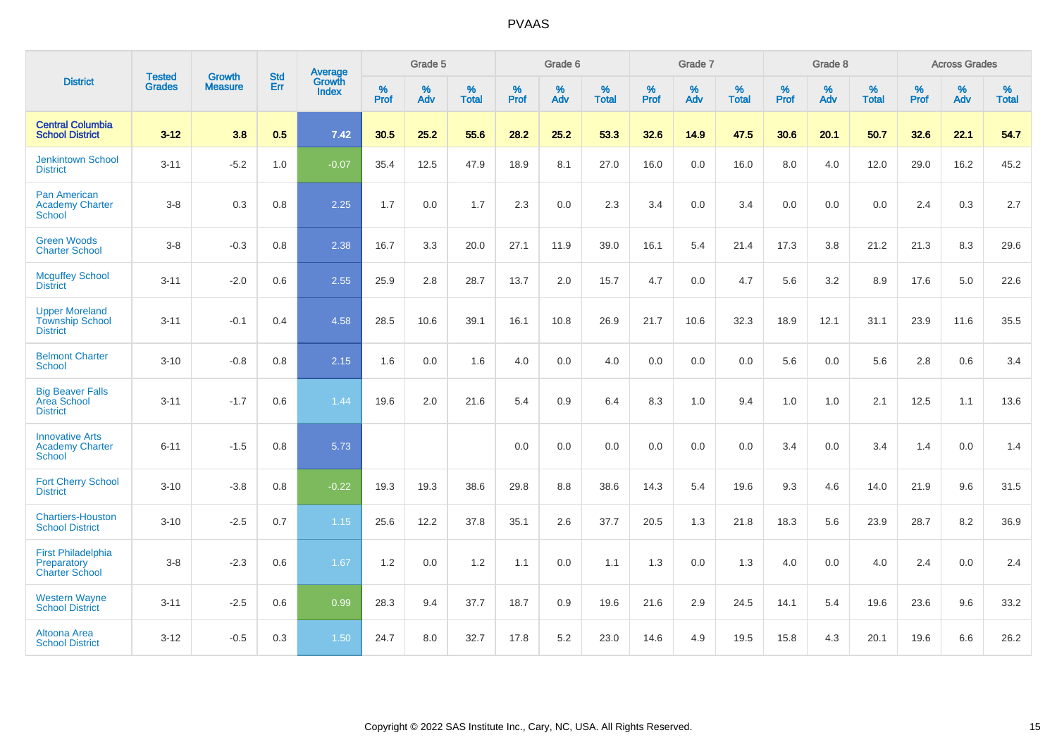# PVAAS

| District | Tested Grades | Growth Measure | Std Err | Average Growth Index | Grade 5 | | | Grade 6 | | | Grade 7 | | | Grade 8 | | | Across Grades | | |
|---|---|---|---|---|---|---|---|---|---|---|---|---|---|---|---|---|---|---|---|
| | | | | | % Prof | % Adv | % Total | % Prof | % Adv | % Total | % Prof | % Adv | % Total | % Prof | % Adv | % Total | % Prof | % Adv | % Total |
| **Central Columbia School District** | **3-12** | **3.8** | **0.5** | **7.42** | **30.5** | **25.2** | **55.6** | **28.2** | **25.2** | **53.3** | **32.6** | **14.9** | **47.5** | **30.6** | **20.1** | **50.7** | **32.6** | **22.1** | **54.7** |
| Jenkintown School District | 3-11 | -5.2 | 1.0 | -0.07 | 35.4 | 12.5 | 47.9 | 18.9 | 8.1 | 27.0 | 16.0 | 0.0 | 16.0 | 8.0 | 4.0 | 12.0 | 29.0 | 16.2 | 45.2 |
| Pan American Academy Charter School | 3-8 | 0.3 | 0.8 | 2.25 | 1.7 | 0.0 | 1.7 | 2.3 | 0.0 | 2.3 | 3.4 | 0.0 | 3.4 | 0.0 | 0.0 | 0.0 | 2.4 | 0.3 | 2.7 |
| Green Woods Charter School | 3-8 | -0.3 | 0.8 | 2.38 | 16.7 | 3.3 | 20.0 | 27.1 | 11.9 | 39.0 | 16.1 | 5.4 | 21.4 | 17.3 | 3.8 | 21.2 | 21.3 | 8.3 | 29.6 |
| Mcguffey School District | 3-11 | -2.0 | 0.6 | 2.55 | 25.9 | 2.8 | 28.7 | 13.7 | 2.0 | 15.7 | 4.7 | 0.0 | 4.7 | 5.6 | 3.2 | 8.9 | 17.6 | 5.0 | 22.6 |
| Upper Moreland Township School District | 3-11 | -0.1 | 0.4 | 4.58 | 28.5 | 10.6 | 39.1 | 16.1 | 10.8 | 26.9 | 21.7 | 10.6 | 32.3 | 18.9 | 12.1 | 31.1 | 23.9 | 11.6 | 35.5 |
| Belmont Charter School | 3-10 | -0.8 | 0.8 | 2.15 | 1.6 | 0.0 | 1.6 | 4.0 | 0.0 | 4.0 | 0.0 | 0.0 | 0.0 | 5.6 | 0.0 | 5.6 | 2.8 | 0.6 | 3.4 |
| Big Beaver Falls Area School District | 3-11 | -1.7 | 0.6 | 1.44 | 19.6 | 2.0 | 21.6 | 5.4 | 0.9 | 6.4 | 8.3 | 1.0 | 9.4 | 1.0 | 1.0 | 2.1 | 12.5 | 1.1 | 13.6 |
| Innovative Arts Academy Charter School | 6-11 | -1.5 | 0.8 | 5.73 | | | | 0.0 | 0.0 | 0.0 | 0.0 | 0.0 | 0.0 | 3.4 | 0.0 | 3.4 | 1.4 | 0.0 | 1.4 |
| Fort Cherry School District | 3-10 | -3.8 | 0.8 | -0.22 | 19.3 | 19.3 | 38.6 | 29.8 | 8.8 | 38.6 | 14.3 | 5.4 | 19.6 | 9.3 | 4.6 | 14.0 | 21.9 | 9.6 | 31.5 |
| Chartiers-Houston School District | 3-10 | -2.5 | 0.7 | 1.15 | 25.6 | 12.2 | 37.8 | 35.1 | 2.6 | 37.7 | 20.5 | 1.3 | 21.8 | 18.3 | 5.6 | 23.9 | 28.7 | 8.2 | 36.9 |
| First Philadelphia Preparatory Charter School | 3-8 | -2.3 | 0.6 | 1.67 | 1.2 | 0.0 | 1.2 | 1.1 | 0.0 | 1.1 | 1.3 | 0.0 | 1.3 | 4.0 | 0.0 | 4.0 | 2.4 | 0.0 | 2.4 |
| Western Wayne School District | 3-11 | -2.5 | 0.6 | 0.99 | 28.3 | 9.4 | 37.7 | 18.7 | 0.9 | 19.6 | 21.6 | 2.9 | 24.5 | 14.1 | 5.4 | 19.6 | 23.6 | 9.6 | 33.2 |
| Altoona Area School District | 3-12 | -0.5 | 0.3 | 1.50 | 24.7 | 8.0 | 32.7 | 17.8 | 5.2 | 23.0 | 14.6 | 4.9 | 19.5 | 15.8 | 4.3 | 20.1 | 19.6 | 6.6 | 26.2 |

Copyright © 2022 SAS Institute Inc., Cary, NC, USA. All Rights Reserved.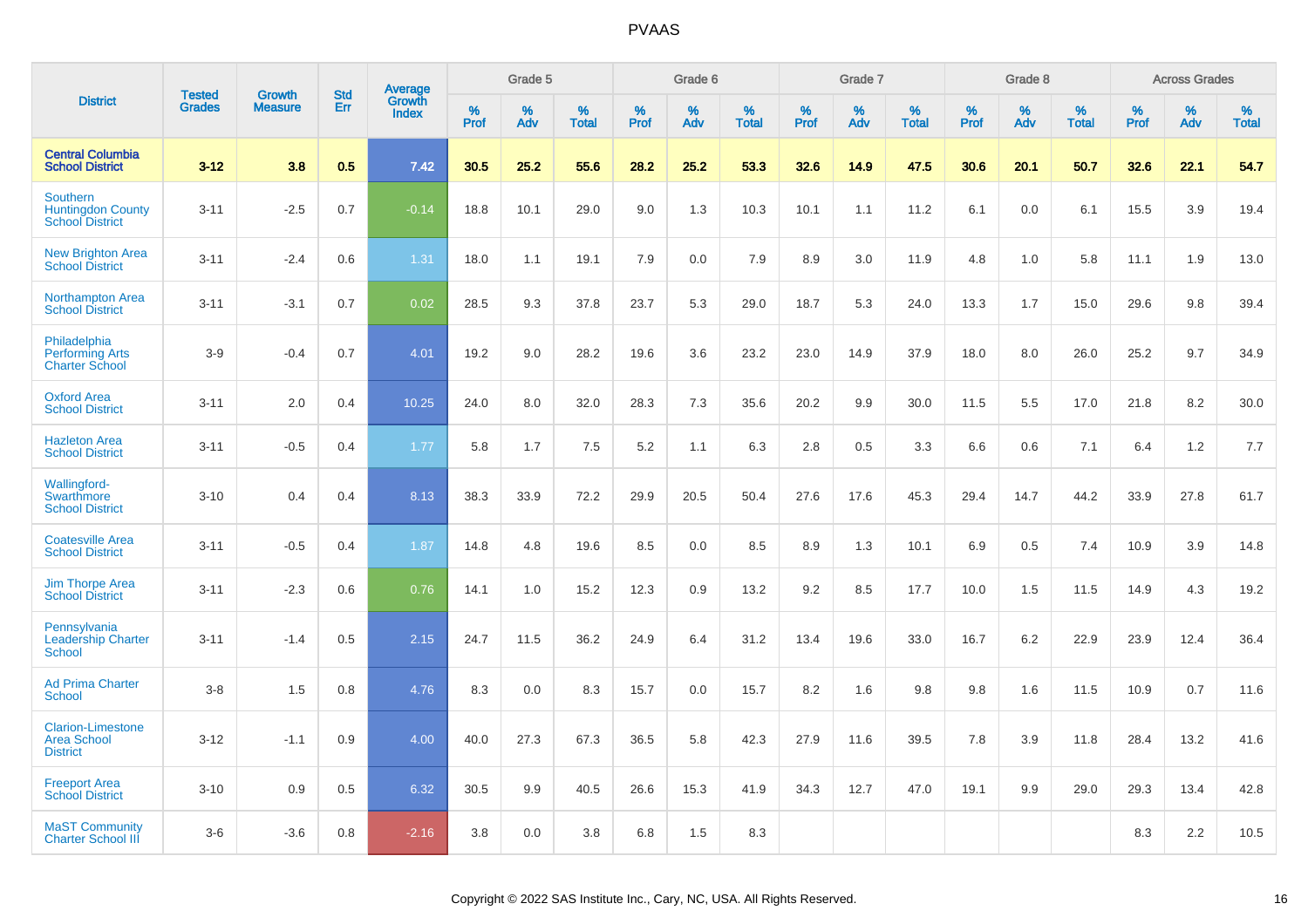# PVAAS

| District | Tested Grades | Growth Measure | Std Err | Average Growth Index | Grade 5 | | | Grade 6 | | | Grade 7 | | | Grade 8 | | | Across Grades | | |
|---|---|---|---|---|---|---|---|---|---|---|---|---|---|---|---|---|---|---|---|
| | | | | | % Prof | % Adv | % Total | % Prof | % Adv | % Total | % Prof | % Adv | % Total | % Prof | % Adv | % Total | % Prof | % Adv | % Total |
| **Central Columbia School District** | **3-12** | **3.8** | **0.5** | **7.42** | **30.5** | **25.2** | **55.6** | **28.2** | **25.2** | **53.3** | **32.6** | **14.9** | **47.5** | **30.6** | **20.1** | **50.7** | **32.6** | **22.1** | **54.7** |
| Southern Huntingdon County School District | 3-11 | -2.5 | 0.7 | -0.14 | 18.8 | 10.1 | 29.0 | 9.0 | 1.3 | 10.3 | 10.1 | 1.1 | 11.2 | 6.1 | 0.0 | 6.1 | 15.5 | 3.9 | 19.4 |
| New Brighton Area School District | 3-11 | -2.4 | 0.6 | 1.31 | 18.0 | 1.1 | 19.1 | 7.9 | 0.0 | 7.9 | 8.9 | 3.0 | 11.9 | 4.8 | 1.0 | 5.8 | 11.1 | 1.9 | 13.0 |
| Northampton Area School District | 3-11 | -3.1 | 0.7 | 0.02 | 28.5 | 9.3 | 37.8 | 23.7 | 5.3 | 29.0 | 18.7 | 5.3 | 24.0 | 13.3 | 1.7 | 15.0 | 29.6 | 9.8 | 39.4 |
| Philadelphia Performing Arts Charter School | 3-9 | -0.4 | 0.7 | 4.01 | 19.2 | 9.0 | 28.2 | 19.6 | 3.6 | 23.2 | 23.0 | 14.9 | 37.9 | 18.0 | 8.0 | 26.0 | 25.2 | 9.7 | 34.9 |
| Oxford Area School District | 3-11 | 2.0 | 0.4 | 10.25 | 24.0 | 8.0 | 32.0 | 28.3 | 7.3 | 35.6 | 20.2 | 9.9 | 30.0 | 11.5 | 5.5 | 17.0 | 21.8 | 8.2 | 30.0 |
| Hazleton Area School District | 3-11 | -0.5 | 0.4 | 1.77 | 5.8 | 1.7 | 7.5 | 5.2 | 1.1 | 6.3 | 2.8 | 0.5 | 3.3 | 6.6 | 0.6 | 7.1 | 6.4 | 1.2 | 7.7 |
| Wallingford-Swarthmore School District | 3-10 | 0.4 | 0.4 | 8.13 | 38.3 | 33.9 | 72.2 | 29.9 | 20.5 | 50.4 | 27.6 | 17.6 | 45.3 | 29.4 | 14.7 | 44.2 | 33.9 | 27.8 | 61.7 |
| Coatesville Area School District | 3-11 | -0.5 | 0.4 | 1.87 | 14.8 | 4.8 | 19.6 | 8.5 | 0.0 | 8.5 | 8.9 | 1.3 | 10.1 | 6.9 | 0.5 | 7.4 | 10.9 | 3.9 | 14.8 |
| Jim Thorpe Area School District | 3-11 | -2.3 | 0.6 | 0.76 | 14.1 | 1.0 | 15.2 | 12.3 | 0.9 | 13.2 | 9.2 | 8.5 | 17.7 | 10.0 | 1.5 | 11.5 | 14.9 | 4.3 | 19.2 |
| Pennsylvania Leadership Charter School | 3-11 | -1.4 | 0.5 | 2.15 | 24.7 | 11.5 | 36.2 | 24.9 | 6.4 | 31.2 | 13.4 | 19.6 | 33.0 | 16.7 | 6.2 | 22.9 | 23.9 | 12.4 | 36.4 |
| Ad Prima Charter School | 3-8 | 1.5 | 0.8 | 4.76 | 8.3 | 0.0 | 8.3 | 15.7 | 0.0 | 15.7 | 8.2 | 1.6 | 9.8 | 9.8 | 1.6 | 11.5 | 10.9 | 0.7 | 11.6 |
| Clarion-Limestone Area School District | 3-12 | -1.1 | 0.9 | 4.00 | 40.0 | 27.3 | 67.3 | 36.5 | 5.8 | 42.3 | 27.9 | 11.6 | 39.5 | 7.8 | 3.9 | 11.8 | 28.4 | 13.2 | 41.6 |
| Freeport Area School District | 3-10 | 0.9 | 0.5 | 6.32 | 30.5 | 9.9 | 40.5 | 26.6 | 15.3 | 41.9 | 34.3 | 12.7 | 47.0 | 19.1 | 9.9 | 29.0 | 29.3 | 13.4 | 42.8 |
| MaST Community Charter School III | 3-6 | -3.6 | 0.8 | -2.16 | 3.8 | 0.0 | 3.8 | 6.8 | 1.5 | 8.3 | | | | | | | 8.3 | 2.2 | 10.5 |

Copyright © 2022 SAS Institute Inc., Cary, NC, USA. All Rights Reserved.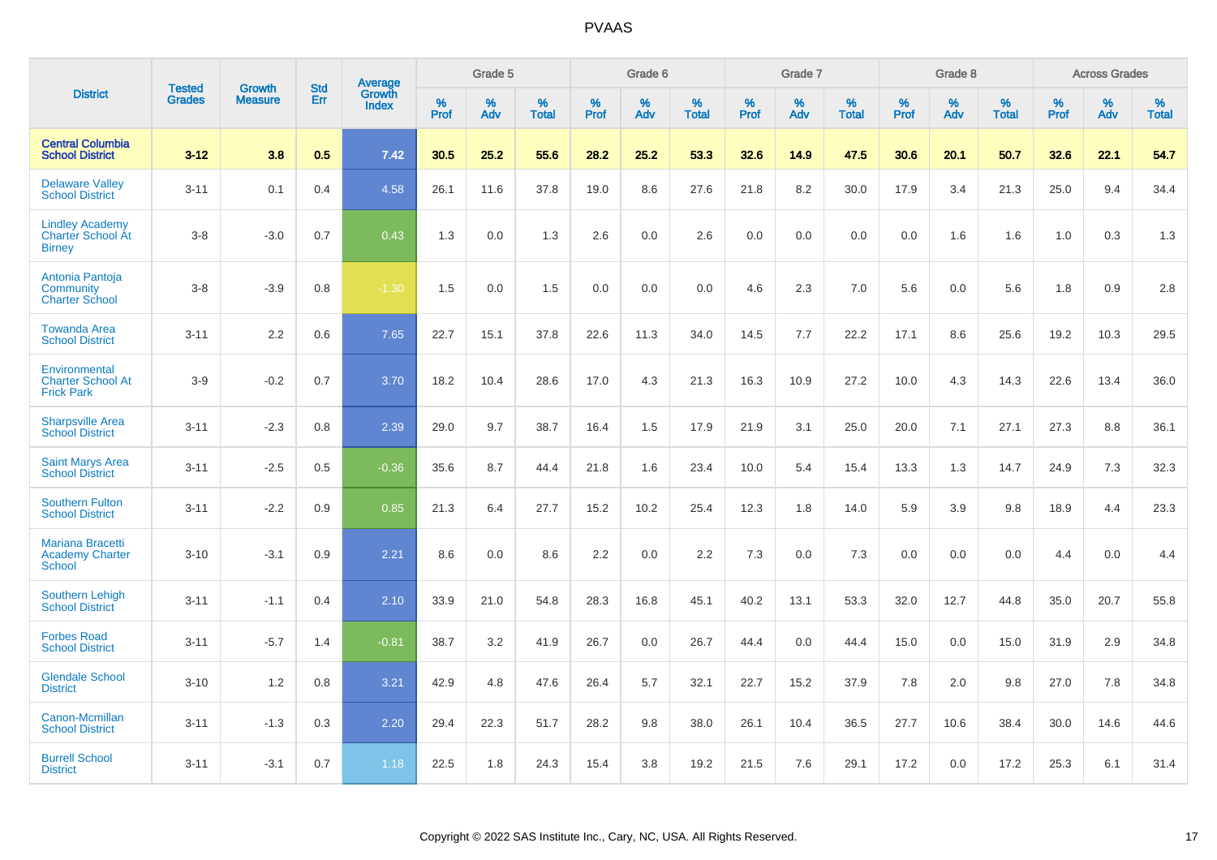# PVAAS

| District | Tested Grades | Growth Measure | Std Err | Average Growth Index | Grade 5 | | | Grade 6 | | | Grade 7 | | | Grade 8 | | | Across Grades | | |
|---|---|---|---|---|---|---|---|---|---|---|---|---|---|---|---|---|---|---|---|
| | | | | | % Prof | % Adv | % Total | % Prof | % Adv | % Total | % Prof | % Adv | % Total | % Prof | % Adv | % Total | % Prof | % Adv | % Total |
| **Central Columbia School District** | **3-12** | **3.8** | **0.5** | **7.42** | **30.5** | **25.2** | **55.6** | **28.2** | **25.2** | **53.3** | **32.6** | **14.9** | **47.5** | **30.6** | **20.1** | **50.7** | **32.6** | **22.1** | **54.7** |
| Delaware Valley School District | 3-11 | 0.1 | 0.4 | 4.58 | 26.1 | 11.6 | 37.8 | 19.0 | 8.6 | 27.6 | 21.8 | 8.2 | 30.0 | 17.9 | 3.4 | 21.3 | 25.0 | 9.4 | 34.4 |
| Lindley Academy Charter School At Birney | 3-8 | -3.0 | 0.7 | 0.43 | 1.3 | 0.0 | 1.3 | 2.6 | 0.0 | 2.6 | 0.0 | 0.0 | 0.0 | 0.0 | 1.6 | 1.6 | 1.0 | 0.3 | 1.3 |
| Antonia Pantoja Community Charter School | 3-8 | -3.9 | 0.8 | -1.30 | 1.5 | 0.0 | 1.5 | 0.0 | 0.0 | 0.0 | 4.6 | 2.3 | 7.0 | 5.6 | 0.0 | 5.6 | 1.8 | 0.9 | 2.8 |
| Towanda Area School District | 3-11 | 2.2 | 0.6 | 7.65 | 22.7 | 15.1 | 37.8 | 22.6 | 11.3 | 34.0 | 14.5 | 7.7 | 22.2 | 17.1 | 8.6 | 25.6 | 19.2 | 10.3 | 29.5 |
| Environmental Charter School At Frick Park | 3-9 | -0.2 | 0.7 | 3.70 | 18.2 | 10.4 | 28.6 | 17.0 | 4.3 | 21.3 | 16.3 | 10.9 | 27.2 | 10.0 | 4.3 | 14.3 | 22.6 | 13.4 | 36.0 |
| Sharpsville Area School District | 3-11 | -2.3 | 0.8 | 2.39 | 29.0 | 9.7 | 38.7 | 16.4 | 1.5 | 17.9 | 21.9 | 3.1 | 25.0 | 20.0 | 7.1 | 27.1 | 27.3 | 8.8 | 36.1 |
| Saint Marys Area School District | 3-11 | -2.5 | 0.5 | -0.36 | 35.6 | 8.7 | 44.4 | 21.8 | 1.6 | 23.4 | 10.0 | 5.4 | 15.4 | 13.3 | 1.3 | 14.7 | 24.9 | 7.3 | 32.3 |
| Southern Fulton School District | 3-11 | -2.2 | 0.9 | 0.85 | 21.3 | 6.4 | 27.7 | 15.2 | 10.2 | 25.4 | 12.3 | 1.8 | 14.0 | 5.9 | 3.9 | 9.8 | 18.9 | 4.4 | 23.3 |
| Mariana Bracetti Academy Charter School | 3-10 | -3.1 | 0.9 | 2.21 | 8.6 | 0.0 | 8.6 | 2.2 | 0.0 | 2.2 | 7.3 | 0.0 | 7.3 | 0.0 | 0.0 | 0.0 | 4.4 | 0.0 | 4.4 |
| Southern Lehigh School District | 3-11 | -1.1 | 0.4 | 2.10 | 33.9 | 21.0 | 54.8 | 28.3 | 16.8 | 45.1 | 40.2 | 13.1 | 53.3 | 32.0 | 12.7 | 44.8 | 35.0 | 20.7 | 55.8 |
| Forbes Road School District | 3-11 | -5.7 | 1.4 | -0.81 | 38.7 | 3.2 | 41.9 | 26.7 | 0.0 | 26.7 | 44.4 | 0.0 | 44.4 | 15.0 | 0.0 | 15.0 | 31.9 | 2.9 | 34.8 |
| Glendale School District | 3-10 | 1.2 | 0.8 | 3.21 | 42.9 | 4.8 | 47.6 | 26.4 | 5.7 | 32.1 | 22.7 | 15.2 | 37.9 | 7.8 | 2.0 | 9.8 | 27.0 | 7.8 | 34.8 |
| Canon-Mcmillan School District | 3-11 | -1.3 | 0.3 | 2.20 | 29.4 | 22.3 | 51.7 | 28.2 | 9.8 | 38.0 | 26.1 | 10.4 | 36.5 | 27.7 | 10.6 | 38.4 | 30.0 | 14.6 | 44.6 |
| Burrell School District | 3-11 | -3.1 | 0.7 | 1.18 | 22.5 | 1.8 | 24.3 | 15.4 | 3.8 | 19.2 | 21.5 | 7.6 | 29.1 | 17.2 | 0.0 | 17.2 | 25.3 | 6.1 | 31.4 |

Copyright © 2022 SAS Institute Inc., Cary, NC, USA. All Rights Reserved.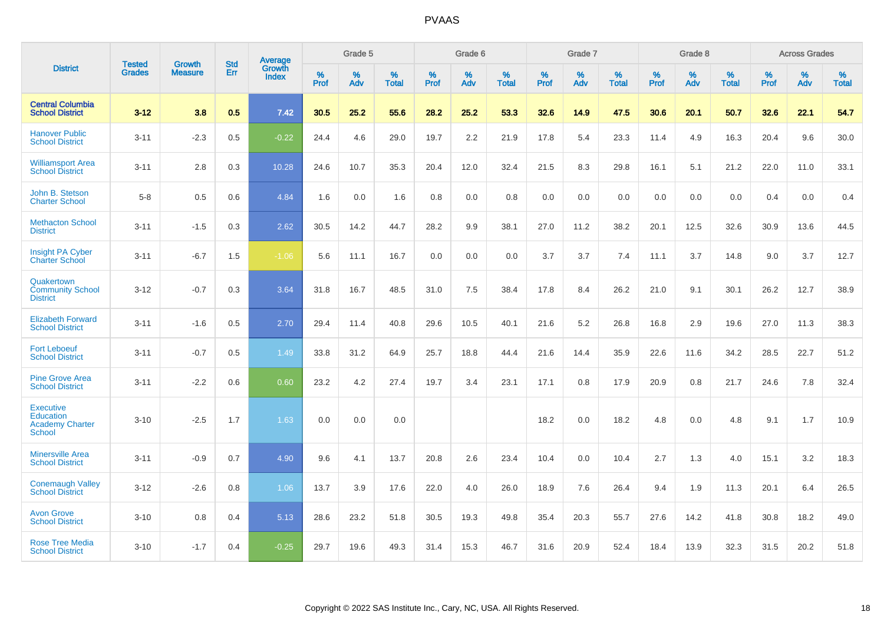# PVAAS

| District | Tested Grades | Growth Measure | Std Err | Average Growth Index | Grade 5 | | | Grade 6 | | | Grade 7 | | | Grade 8 | | | Across Grades | | |
|---|---|---|---|---|---|---|---|---|---|---|---|---|---|---|---|---|---|---|---|
| | | | | | % Prof | % Adv | % Total | % Prof | % Adv | % Total | % Prof | % Adv | % Total | % Prof | % Adv | % Total | % Prof | % Adv | % Total |
| **Central Columbia School District** | **3-12** | **3.8** | **0.5** | **7.42** | **30.5** | **25.2** | **55.6** | **28.2** | **25.2** | **53.3** | **32.6** | **14.9** | **47.5** | **30.6** | **20.1** | **50.7** | **32.6** | **22.1** | **54.7** |
| Hanover Public School District | 3-11 | -2.3 | 0.5 | -0.22 | 24.4 | 4.6 | 29.0 | 19.7 | 2.2 | 21.9 | 17.8 | 5.4 | 23.3 | 11.4 | 4.9 | 16.3 | 20.4 | 9.6 | 30.0 |
| Williamsport Area School District | 3-11 | 2.8 | 0.3 | 10.28 | 24.6 | 10.7 | 35.3 | 20.4 | 12.0 | 32.4 | 21.5 | 8.3 | 29.8 | 16.1 | 5.1 | 21.2 | 22.0 | 11.0 | 33.1 |
| John B. Stetson Charter School | 5-8 | 0.5 | 0.6 | 4.84 | 1.6 | 0.0 | 1.6 | 0.8 | 0.0 | 0.8 | 0.0 | 0.0 | 0.0 | 0.0 | 0.0 | 0.0 | 0.4 | 0.0 | 0.4 |
| Methacton School District | 3-11 | -1.5 | 0.3 | 2.62 | 30.5 | 14.2 | 44.7 | 28.2 | 9.9 | 38.1 | 27.0 | 11.2 | 38.2 | 20.1 | 12.5 | 32.6 | 30.9 | 13.6 | 44.5 |
| Insight PA Cyber Charter School | 3-11 | -6.7 | 1.5 | -1.06 | 5.6 | 11.1 | 16.7 | 0.0 | 0.0 | 0.0 | 3.7 | 3.7 | 7.4 | 11.1 | 3.7 | 14.8 | 9.0 | 3.7 | 12.7 |
| Quakertown Community School District | 3-12 | -0.7 | 0.3 | 3.64 | 31.8 | 16.7 | 48.5 | 31.0 | 7.5 | 38.4 | 17.8 | 8.4 | 26.2 | 21.0 | 9.1 | 30.1 | 26.2 | 12.7 | 38.9 |
| Elizabeth Forward School District | 3-11 | -1.6 | 0.5 | 2.70 | 29.4 | 11.4 | 40.8 | 29.6 | 10.5 | 40.1 | 21.6 | 5.2 | 26.8 | 16.8 | 2.9 | 19.6 | 27.0 | 11.3 | 38.3 |
| Fort Leboeuf School District | 3-11 | -0.7 | 0.5 | 1.49 | 33.8 | 31.2 | 64.9 | 25.7 | 18.8 | 44.4 | 21.6 | 14.4 | 35.9 | 22.6 | 11.6 | 34.2 | 28.5 | 22.7 | 51.2 |
| Pine Grove Area School District | 3-11 | -2.2 | 0.6 | 0.60 | 23.2 | 4.2 | 27.4 | 19.7 | 3.4 | 23.1 | 17.1 | 0.8 | 17.9 | 20.9 | 0.8 | 21.7 | 24.6 | 7.8 | 32.4 |
| Executive Education Academy Charter School | 3-10 | -2.5 | 1.7 | 1.63 | 0.0 | 0.0 | 0.0 | | | | 18.2 | 0.0 | 18.2 | 4.8 | 0.0 | 4.8 | 9.1 | 1.7 | 10.9 |
| Minersville Area School District | 3-11 | -0.9 | 0.7 | 4.90 | 9.6 | 4.1 | 13.7 | 20.8 | 2.6 | 23.4 | 10.4 | 0.0 | 10.4 | 2.7 | 1.3 | 4.0 | 15.1 | 3.2 | 18.3 |
| Conemaugh Valley School District | 3-12 | -2.6 | 0.8 | 1.06 | 13.7 | 3.9 | 17.6 | 22.0 | 4.0 | 26.0 | 18.9 | 7.6 | 26.4 | 9.4 | 1.9 | 11.3 | 20.1 | 6.4 | 26.5 |
| Avon Grove School District | 3-10 | 0.8 | 0.4 | 5.13 | 28.6 | 23.2 | 51.8 | 30.5 | 19.3 | 49.8 | 35.4 | 20.3 | 55.7 | 27.6 | 14.2 | 41.8 | 30.8 | 18.2 | 49.0 |
| Rose Tree Media School District | 3-10 | -1.7 | 0.4 | -0.25 | 29.7 | 19.6 | 49.3 | 31.4 | 15.3 | 46.7 | 31.6 | 20.9 | 52.4 | 18.4 | 13.9 | 32.3 | 31.5 | 20.2 | 51.8 |

Copyright © 2022 SAS Institute Inc., Cary, NC, USA. All Rights Reserved.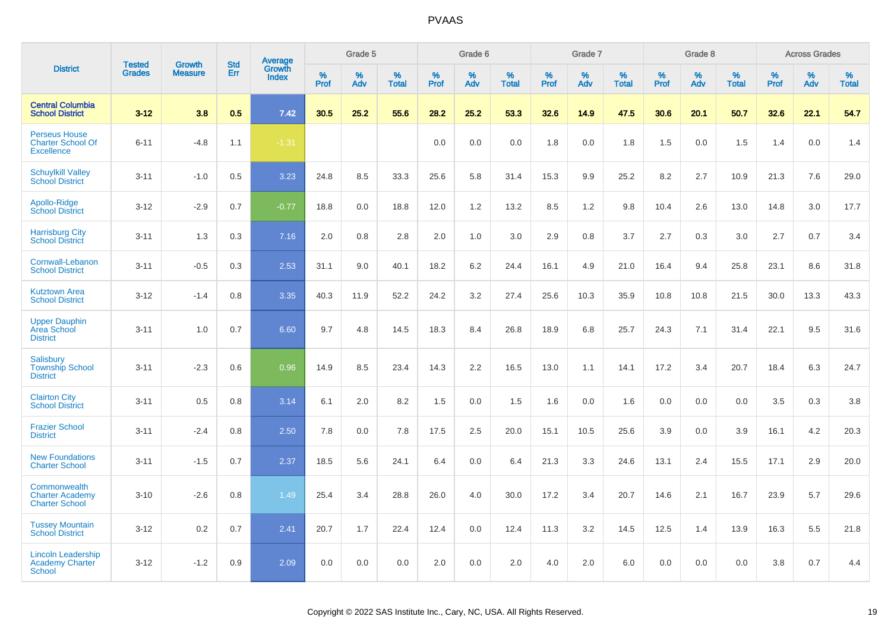| District | Tested Grades | Growth Measure | Std Err | Average Growth Index | Grade 5 | | | Grade 6 | | | Grade 7 | | | Grade 8 | | | Across Grades | | |
|---|---|---|---|---|---|---|---|---|---|---|---|---|---|---|---|---|---|---|---|
| | | | | | % Prof | % Adv | % Total | % Prof | % Adv | % Total | % Prof | % Adv | % Total | % Prof | % Adv | % Total | % Prof | % Adv | % Total |
| **Central Columbia School District** | **3-12** | **3.8** | **0.5** | **7.42** | **30.5** | **25.2** | **55.6** | **28.2** | **25.2** | **53.3** | **32.6** | **14.9** | **47.5** | **30.6** | **20.1** | **50.7** | **32.6** | **22.1** | **54.7** |
| Perseus House Charter School Of Excellence | 6-11 | -4.8 | 1.1 | -1.31 | | | | 0.0 | 0.0 | 0.0 | 1.8 | 0.0 | 1.8 | 1.5 | 0.0 | 1.5 | 1.4 | 0.0 | 1.4 |
| Schuylkill Valley School District | 3-11 | -1.0 | 0.5 | 3.23 | 24.8 | 8.5 | 33.3 | 25.6 | 5.8 | 31.4 | 15.3 | 9.9 | 25.2 | 8.2 | 2.7 | 10.9 | 21.3 | 7.6 | 29.0 |
| Apollo-Ridge School District | 3-12 | -2.9 | 0.7 | -0.77 | 18.8 | 0.0 | 18.8 | 12.0 | 1.2 | 13.2 | 8.5 | 1.2 | 9.8 | 10.4 | 2.6 | 13.0 | 14.8 | 3.0 | 17.7 |
| Harrisburg City School District | 3-11 | 1.3 | 0.3 | 7.16 | 2.0 | 0.8 | 2.8 | 2.0 | 1.0 | 3.0 | 2.9 | 0.8 | 3.7 | 2.7 | 0.3 | 3.0 | 2.7 | 0.7 | 3.4 |
| Cornwall-Lebanon School District | 3-11 | -0.5 | 0.3 | 2.53 | 31.1 | 9.0 | 40.1 | 18.2 | 6.2 | 24.4 | 16.1 | 4.9 | 21.0 | 16.4 | 9.4 | 25.8 | 23.1 | 8.6 | 31.8 |
| Kutztown Area School District | 3-12 | -1.4 | 0.8 | 3.35 | 40.3 | 11.9 | 52.2 | 24.2 | 3.2 | 27.4 | 25.6 | 10.3 | 35.9 | 10.8 | 10.8 | 21.5 | 30.0 | 13.3 | 43.3 |
| Upper Dauphin Area School District | 3-11 | 1.0 | 0.7 | 6.60 | 9.7 | 4.8 | 14.5 | 18.3 | 8.4 | 26.8 | 18.9 | 6.8 | 25.7 | 24.3 | 7.1 | 31.4 | 22.1 | 9.5 | 31.6 |
| Salisbury Township School District | 3-11 | -2.3 | 0.6 | 0.96 | 14.9 | 8.5 | 23.4 | 14.3 | 2.2 | 16.5 | 13.0 | 1.1 | 14.1 | 17.2 | 3.4 | 20.7 | 18.4 | 6.3 | 24.7 |
| Clairton City School District | 3-11 | 0.5 | 0.8 | 3.14 | 6.1 | 2.0 | 8.2 | 1.5 | 0.0 | 1.5 | 1.6 | 0.0 | 1.6 | 0.0 | 0.0 | 0.0 | 3.5 | 0.3 | 3.8 |
| Frazier School District | 3-11 | -2.4 | 0.8 | 2.50 | 7.8 | 0.0 | 7.8 | 17.5 | 2.5 | 20.0 | 15.1 | 10.5 | 25.6 | 3.9 | 0.0 | 3.9 | 16.1 | 4.2 | 20.3 |
| New Foundations Charter School | 3-11 | -1.5 | 0.7 | 2.37 | 18.5 | 5.6 | 24.1 | 6.4 | 0.0 | 6.4 | 21.3 | 3.3 | 24.6 | 13.1 | 2.4 | 15.5 | 17.1 | 2.9 | 20.0 |
| Commonwealth Charter Academy Charter School | 3-10 | -2.6 | 0.8 | 1.49 | 25.4 | 3.4 | 28.8 | 26.0 | 4.0 | 30.0 | 17.2 | 3.4 | 20.7 | 14.6 | 2.1 | 16.7 | 23.9 | 5.7 | 29.6 |
| Tussey Mountain School District | 3-12 | 0.2 | 0.7 | 2.41 | 20.7 | 1.7 | 22.4 | 12.4 | 0.0 | 12.4 | 11.3 | 3.2 | 14.5 | 12.5 | 1.4 | 13.9 | 16.3 | 5.5 | 21.8 |
| Lincoln Leadership Academy Charter School | 3-12 | -1.2 | 0.9 | 2.09 | 0.0 | 0.0 | 0.0 | 2.0 | 0.0 | 2.0 | 4.0 | 2.0 | 6.0 | 0.0 | 0.0 | 0.0 | 3.8 | 0.7 | 4.4 |

Copyright © 2022 SAS Institute Inc., Cary, NC, USA. All Rights Reserved.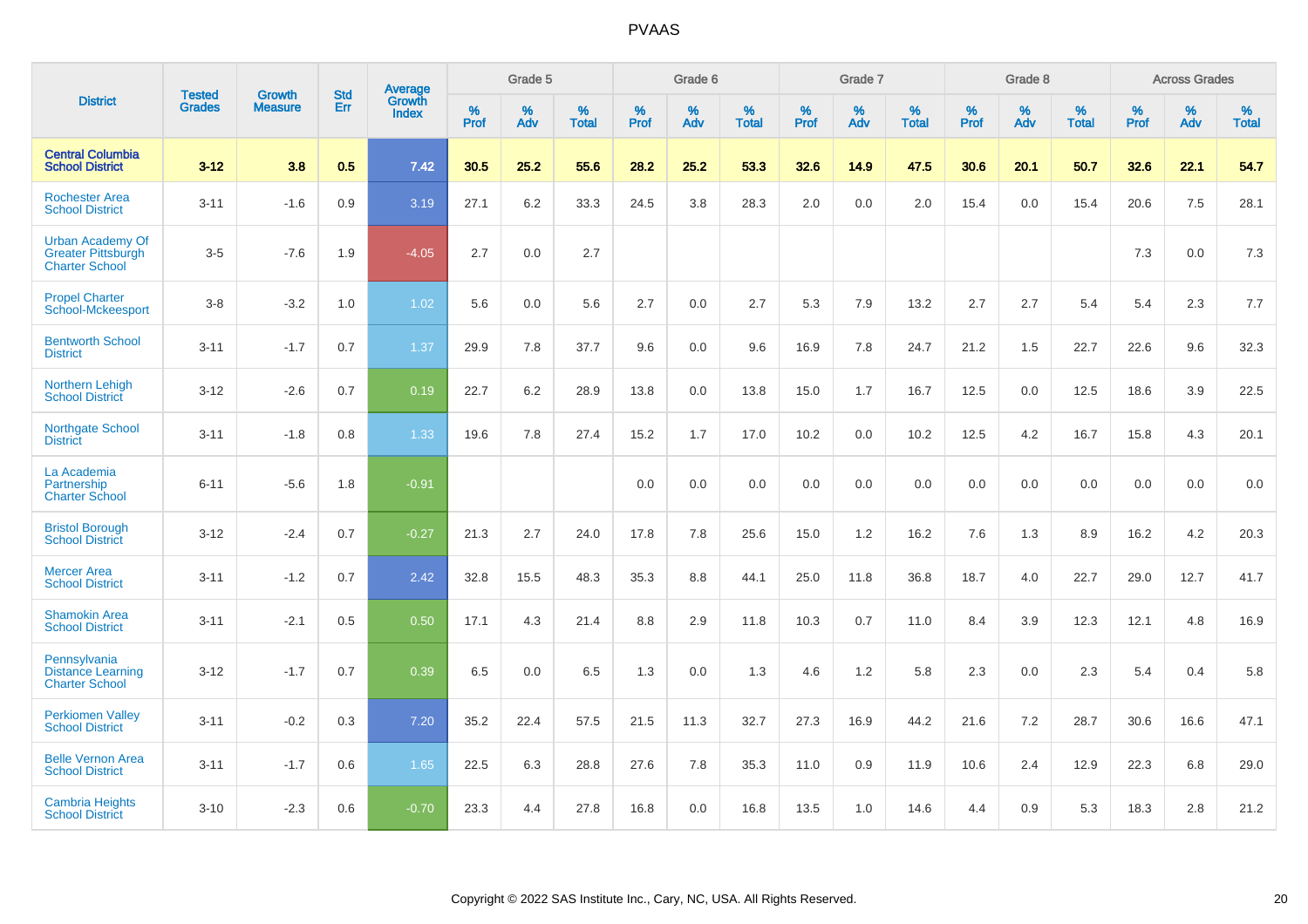# PVAAS

| District | Tested Grades | Growth Measure | Std Err | Average Growth Index | Grade 5 | | | Grade 6 | | | Grade 7 | | | Grade 8 | | | Across Grades | | |
|---|---|---|---|---|---|---|---|---|---|---|---|---|---|---|---|---|---|---|---|
| | | | | | % Prof | % Adv | % Total | % Prof | % Adv | % Total | % Prof | % Adv | % Total | % Prof | % Adv | % Total | % Prof | % Adv | % Total |
| **Central Columbia School District** | **3-12** | **3.8** | **0.5** | **7.42** | **30.5** | **25.2** | **55.6** | **28.2** | **25.2** | **53.3** | **32.6** | **14.9** | **47.5** | **30.6** | **20.1** | **50.7** | **32.6** | **22.1** | **54.7** |
| Rochester Area School District | 3-11 | -1.6 | 0.9 | 3.19 | 27.1 | 6.2 | 33.3 | 24.5 | 3.8 | 28.3 | 2.0 | 0.0 | 2.0 | 15.4 | 0.0 | 15.4 | 20.6 | 7.5 | 28.1 |
| Urban Academy Of Greater Pittsburgh Charter School | 3-5 | -7.6 | 1.9 | -4.05 | 2.7 | 0.0 | 2.7 | | | | | | | | | | 7.3 | 0.0 | 7.3 |
| Propel Charter School-Mckeesport | 3-8 | -3.2 | 1.0 | 1.02 | 5.6 | 0.0 | 5.6 | 2.7 | 0.0 | 2.7 | 5.3 | 7.9 | 13.2 | 2.7 | 2.7 | 5.4 | 5.4 | 2.3 | 7.7 |
| Bentworth School District | 3-11 | -1.7 | 0.7 | 1.37 | 29.9 | 7.8 | 37.7 | 9.6 | 0.0 | 9.6 | 16.9 | 7.8 | 24.7 | 21.2 | 1.5 | 22.7 | 22.6 | 9.6 | 32.3 |
| Northern Lehigh School District | 3-12 | -2.6 | 0.7 | 0.19 | 22.7 | 6.2 | 28.9 | 13.8 | 0.0 | 13.8 | 15.0 | 1.7 | 16.7 | 12.5 | 0.0 | 12.5 | 18.6 | 3.9 | 22.5 |
| Northgate School District | 3-11 | -1.8 | 0.8 | 1.33 | 19.6 | 7.8 | 27.4 | 15.2 | 1.7 | 17.0 | 10.2 | 0.0 | 10.2 | 12.5 | 4.2 | 16.7 | 15.8 | 4.3 | 20.1 |
| La Academia Partnership Charter School | 6-11 | -5.6 | 1.8 | -0.91 | | | | 0.0 | 0.0 | 0.0 | 0.0 | 0.0 | 0.0 | 0.0 | 0.0 | 0.0 | 0.0 | 0.0 | 0.0 |
| Bristol Borough School District | 3-12 | -2.4 | 0.7 | -0.27 | 21.3 | 2.7 | 24.0 | 17.8 | 7.8 | 25.6 | 15.0 | 1.2 | 16.2 | 7.6 | 1.3 | 8.9 | 16.2 | 4.2 | 20.3 |
| Mercer Area School District | 3-11 | -1.2 | 0.7 | 2.42 | 32.8 | 15.5 | 48.3 | 35.3 | 8.8 | 44.1 | 25.0 | 11.8 | 36.8 | 18.7 | 4.0 | 22.7 | 29.0 | 12.7 | 41.7 |
| Shamokin Area School District | 3-11 | -2.1 | 0.5 | 0.50 | 17.1 | 4.3 | 21.4 | 8.8 | 2.9 | 11.8 | 10.3 | 0.7 | 11.0 | 8.4 | 3.9 | 12.3 | 12.1 | 4.8 | 16.9 |
| Pennsylvania Distance Learning Charter School | 3-12 | -1.7 | 0.7 | 0.39 | 6.5 | 0.0 | 6.5 | 1.3 | 0.0 | 1.3 | 4.6 | 1.2 | 5.8 | 2.3 | 0.0 | 2.3 | 5.4 | 0.4 | 5.8 |
| Perkiomen Valley School District | 3-11 | -0.2 | 0.3 | 7.20 | 35.2 | 22.4 | 57.5 | 21.5 | 11.3 | 32.7 | 27.3 | 16.9 | 44.2 | 21.6 | 7.2 | 28.7 | 30.6 | 16.6 | 47.1 |
| Belle Vernon Area School District | 3-11 | -1.7 | 0.6 | 1.65 | 22.5 | 6.3 | 28.8 | 27.6 | 7.8 | 35.3 | 11.0 | 0.9 | 11.9 | 10.6 | 2.4 | 12.9 | 22.3 | 6.8 | 29.0 |
| Cambria Heights School District | 3-10 | -2.3 | 0.6 | -0.70 | 23.3 | 4.4 | 27.8 | 16.8 | 0.0 | 16.8 | 13.5 | 1.0 | 14.6 | 4.4 | 0.9 | 5.3 | 18.3 | 2.8 | 21.2 |

Copyright © 2022 SAS Institute Inc., Cary, NC, USA. All Rights Reserved.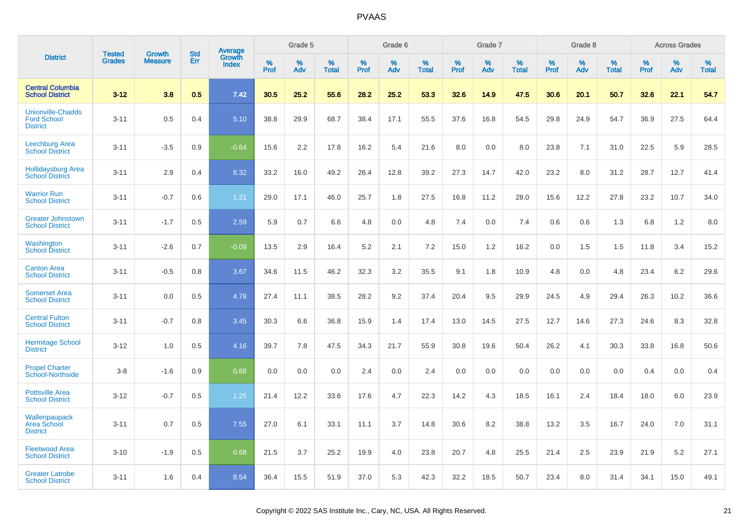| District | Tested Grades | Growth Measure | Std Err | Average Growth Index | Grade 5 | | | Grade 6 | | | Grade 7 | | | Grade 8 | | | Across Grades | | |
|---|---|---|---|---|---|---|---|---|---|---|---|---|---|---|---|---|---|---|---|
| | | | | | % Prof | % Adv | % Total | % Prof | % Adv | % Total | % Prof | % Adv | % Total | % Prof | % Adv | % Total | % Prof | % Adv | % Total |
| **Central Columbia School District** | **3-12** | **3.8** | **0.5** | **7.42** | **30.5** | **25.2** | **55.6** | **28.2** | **25.2** | **53.3** | **32.6** | **14.9** | **47.5** | **30.6** | **20.1** | **50.7** | **32.6** | **22.1** | **54.7** |
| Unionville-Chadds Ford School District | 3-11 | 0.5 | 0.4 | 5.10 | 38.8 | 29.9 | 68.7 | 38.4 | 17.1 | 55.5 | 37.6 | 16.8 | 54.5 | 29.8 | 24.9 | 54.7 | 36.9 | 27.5 | 64.4 |
| Leechburg Area School District | 3-11 | -3.5 | 0.9 | -0.64 | 15.6 | 2.2 | 17.8 | 16.2 | 5.4 | 21.6 | 8.0 | 0.0 | 8.0 | 23.8 | 7.1 | 31.0 | 22.5 | 5.9 | 28.5 |
| Hollidaysburg Area School District | 3-11 | 2.9 | 0.4 | 8.32 | 33.2 | 16.0 | 49.2 | 26.4 | 12.8 | 39.2 | 27.3 | 14.7 | 42.0 | 23.2 | 8.0 | 31.2 | 28.7 | 12.7 | 41.4 |
| Warrior Run School District | 3-11 | -0.7 | 0.6 | 1.21 | 29.0 | 17.1 | 46.0 | 25.7 | 1.8 | 27.5 | 16.8 | 11.2 | 28.0 | 15.6 | 12.2 | 27.8 | 23.2 | 10.7 | 34.0 |
| Greater Johnstown School District | 3-11 | -1.7 | 0.5 | 2.59 | 5.9 | 0.7 | 6.6 | 4.8 | 0.0 | 4.8 | 7.4 | 0.0 | 7.4 | 0.6 | 0.6 | 1.3 | 6.8 | 1.2 | 8.0 |
| Washington School District | 3-11 | -2.6 | 0.7 | -0.09 | 13.5 | 2.9 | 16.4 | 5.2 | 2.1 | 7.2 | 15.0 | 1.2 | 16.2 | 0.0 | 1.5 | 1.5 | 11.8 | 3.4 | 15.2 |
| Canton Area School District | 3-11 | -0.5 | 0.8 | 3.67 | 34.6 | 11.5 | 46.2 | 32.3 | 3.2 | 35.5 | 9.1 | 1.8 | 10.9 | 4.8 | 0.0 | 4.8 | 23.4 | 6.2 | 29.6 |
| Somerset Area School District | 3-11 | 0.0 | 0.5 | 4.78 | 27.4 | 11.1 | 38.5 | 28.2 | 9.2 | 37.4 | 20.4 | 9.5 | 29.9 | 24.5 | 4.9 | 29.4 | 26.3 | 10.2 | 36.6 |
| Central Fulton School District | 3-11 | -0.7 | 0.8 | 3.45 | 30.3 | 6.6 | 36.8 | 15.9 | 1.4 | 17.4 | 13.0 | 14.5 | 27.5 | 12.7 | 14.6 | 27.3 | 24.6 | 8.3 | 32.8 |
| Hermitage School District | 3-12 | 1.0 | 0.5 | 4.16 | 39.7 | 7.8 | 47.5 | 34.3 | 21.7 | 55.9 | 30.8 | 19.6 | 50.4 | 26.2 | 4.1 | 30.3 | 33.8 | 16.8 | 50.6 |
| Propel Charter School-Northside | 3-8 | -1.6 | 0.9 | 0.88 | 0.0 | 0.0 | 0.0 | 2.4 | 0.0 | 2.4 | 0.0 | 0.0 | 0.0 | 0.0 | 0.0 | 0.0 | 0.4 | 0.0 | 0.4 |
| Pottsville Area School District | 3-12 | -0.7 | 0.5 | 1.25 | 21.4 | 12.2 | 33.6 | 17.6 | 4.7 | 22.3 | 14.2 | 4.3 | 18.5 | 16.1 | 2.4 | 18.4 | 18.0 | 6.0 | 23.9 |
| Wallenpaupack Area School District | 3-11 | 0.7 | 0.5 | 7.55 | 27.0 | 6.1 | 33.1 | 11.1 | 3.7 | 14.8 | 30.6 | 8.2 | 38.8 | 13.2 | 3.5 | 16.7 | 24.0 | 7.0 | 31.1 |
| Fleetwood Area School District | 3-10 | -1.9 | 0.5 | 0.68 | 21.5 | 3.7 | 25.2 | 19.9 | 4.0 | 23.8 | 20.7 | 4.8 | 25.5 | 21.4 | 2.5 | 23.9 | 21.9 | 5.2 | 27.1 |
| Greater Latrobe School District | 3-11 | 1.6 | 0.4 | 8.54 | 36.4 | 15.5 | 51.9 | 37.0 | 5.3 | 42.3 | 32.2 | 18.5 | 50.7 | 23.4 | 8.0 | 31.4 | 34.1 | 15.0 | 49.1 |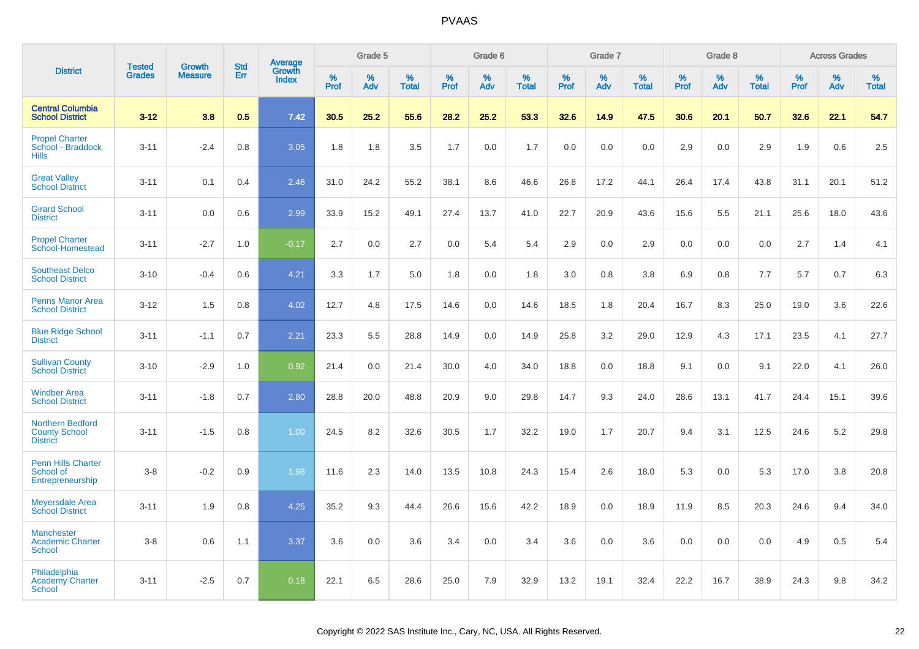PVAAS

| District | Tested Grades | Growth Measure | Std Err | Average Growth Index | Grade 5 | | | Grade 6 | | | Grade 7 | | | Grade 8 | | | Across Grades | | |
|---|---|---|---|---|---|---|---|---|---|---|---|---|---|---|---|---|---|---|---|
| | | | | | % Prof | % Adv | % Total | % Prof | % Adv | % Total | % Prof | % Adv | % Total | % Prof | % Adv | % Total | % Prof | % Adv | % Total |
| **Central Columbia School District** | **3-12** | **3.8** | **0.5** | **7.42** | **30.5** | **25.2** | **55.6** | **28.2** | **25.2** | **53.3** | **32.6** | **14.9** | **47.5** | **30.6** | **20.1** | **50.7** | **32.6** | **22.1** | **54.7** |
| Propel Charter School - Braddock Hills | 3-11 | -2.4 | 0.8 | 3.05 | 1.8 | 1.8 | 3.5 | 1.7 | 0.0 | 1.7 | 0.0 | 0.0 | 0.0 | 2.9 | 0.0 | 2.9 | 1.9 | 0.6 | 2.5 |
| Great Valley School District | 3-11 | 0.1 | 0.4 | 2.46 | 31.0 | 24.2 | 55.2 | 38.1 | 8.6 | 46.6 | 26.8 | 17.2 | 44.1 | 26.4 | 17.4 | 43.8 | 31.1 | 20.1 | 51.2 |
| Girard School District | 3-11 | 0.0 | 0.6 | 2.99 | 33.9 | 15.2 | 49.1 | 27.4 | 13.7 | 41.0 | 22.7 | 20.9 | 43.6 | 15.6 | 5.5 | 21.1 | 25.6 | 18.0 | 43.6 |
| Propel Charter School-Homestead | 3-11 | -2.7 | 1.0 | -0.17 | 2.7 | 0.0 | 2.7 | 0.0 | 5.4 | 5.4 | 2.9 | 0.0 | 2.9 | 0.0 | 0.0 | 0.0 | 2.7 | 1.4 | 4.1 |
| Southeast Delco School District | 3-10 | -0.4 | 0.6 | 4.21 | 3.3 | 1.7 | 5.0 | 1.8 | 0.0 | 1.8 | 3.0 | 0.8 | 3.8 | 6.9 | 0.8 | 7.7 | 5.7 | 0.7 | 6.3 |
| Penns Manor Area School District | 3-12 | 1.5 | 0.8 | 4.02 | 12.7 | 4.8 | 17.5 | 14.6 | 0.0 | 14.6 | 18.5 | 1.8 | 20.4 | 16.7 | 8.3 | 25.0 | 19.0 | 3.6 | 22.6 |
| Blue Ridge School District | 3-11 | -1.1 | 0.7 | 2.21 | 23.3 | 5.5 | 28.8 | 14.9 | 0.0 | 14.9 | 25.8 | 3.2 | 29.0 | 12.9 | 4.3 | 17.1 | 23.5 | 4.1 | 27.7 |
| Sullivan County School District | 3-10 | -2.9 | 1.0 | 0.92 | 21.4 | 0.0 | 21.4 | 30.0 | 4.0 | 34.0 | 18.8 | 0.0 | 18.8 | 9.1 | 0.0 | 9.1 | 22.0 | 4.1 | 26.0 |
| Windber Area School District | 3-11 | -1.8 | 0.7 | 2.80 | 28.8 | 20.0 | 48.8 | 20.9 | 9.0 | 29.8 | 14.7 | 9.3 | 24.0 | 28.6 | 13.1 | 41.7 | 24.4 | 15.1 | 39.6 |
| Northern Bedford County School District | 3-11 | -1.5 | 0.8 | 1.00 | 24.5 | 8.2 | 32.6 | 30.5 | 1.7 | 32.2 | 19.0 | 1.7 | 20.7 | 9.4 | 3.1 | 12.5 | 24.6 | 5.2 | 29.8 |
| Penn Hills Charter School of Entrepreneurship | 3-8 | -0.2 | 0.9 | 1.98 | 11.6 | 2.3 | 14.0 | 13.5 | 10.8 | 24.3 | 15.4 | 2.6 | 18.0 | 5.3 | 0.0 | 5.3 | 17.0 | 3.8 | 20.8 |
| Meyersdale Area School District | 3-11 | 1.9 | 0.8 | 4.25 | 35.2 | 9.3 | 44.4 | 26.6 | 15.6 | 42.2 | 18.9 | 0.0 | 18.9 | 11.9 | 8.5 | 20.3 | 24.6 | 9.4 | 34.0 |
| Manchester Academic Charter School | 3-8 | 0.6 | 1.1 | 3.37 | 3.6 | 0.0 | 3.6 | 3.4 | 0.0 | 3.4 | 3.6 | 0.0 | 3.6 | 0.0 | 0.0 | 0.0 | 4.9 | 0.5 | 5.4 |
| Philadelphia Academy Charter School | 3-11 | -2.5 | 0.7 | 0.18 | 22.1 | 6.5 | 28.6 | 25.0 | 7.9 | 32.9 | 13.2 | 19.1 | 32.4 | 22.2 | 16.7 | 38.9 | 24.3 | 9.8 | 34.2 |

Copyright © 2022 SAS Institute Inc., Cary, NC, USA. All Rights Reserved.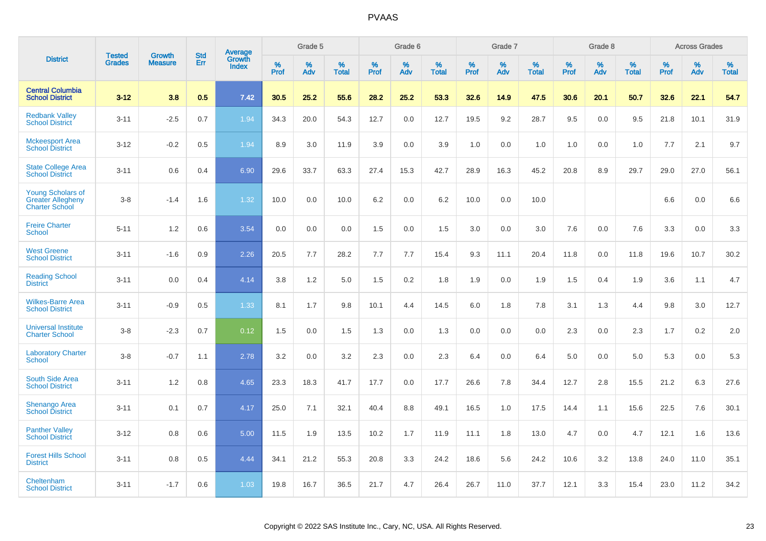| District | Tested Grades | Growth Measure | Std Err | Average Growth Index | Grade 5 | | | Grade 6 | | | Grade 7 | | | Grade 8 | | | Across Grades | | |
|---|---|---|---|---|---|---|---|---|---|---|---|---|---|---|---|---|---|---|---|
| | | | | | % Prof | % Adv | % Total | % Prof | % Adv | % Total | % Prof | % Adv | % Total | % Prof | % Adv | % Total | % Prof | % Adv | % Total |
| **Central Columbia School District** | **3-12** | **3.8** | **0.5** | **7.42** | **30.5** | **25.2** | **55.6** | **28.2** | **25.2** | **53.3** | **32.6** | **14.9** | **47.5** | **30.6** | **20.1** | **50.7** | **32.6** | **22.1** | **54.7** |
| Redbank Valley School District | 3-11 | -2.5 | 0.7 | 1.94 | 34.3 | 20.0 | 54.3 | 12.7 | 0.0 | 12.7 | 19.5 | 9.2 | 28.7 | 9.5 | 0.0 | 9.5 | 21.8 | 10.1 | 31.9 |
| Mckeesport Area School District | 3-12 | -0.2 | 0.5 | 1.94 | 8.9 | 3.0 | 11.9 | 3.9 | 0.0 | 3.9 | 1.0 | 0.0 | 1.0 | 1.0 | 0.0 | 1.0 | 7.7 | 2.1 | 9.7 |
| State College Area School District | 3-11 | 0.6 | 0.4 | 6.90 | 29.6 | 33.7 | 63.3 | 27.4 | 15.3 | 42.7 | 28.9 | 16.3 | 45.2 | 20.8 | 8.9 | 29.7 | 29.0 | 27.0 | 56.1 |
| Young Scholars of Greater Allegheny Charter School | 3-8 | -1.4 | 1.6 | 1.32 | 10.0 | 0.0 | 10.0 | 6.2 | 0.0 | 6.2 | 10.0 | 0.0 | 10.0 | | | | 6.6 | 0.0 | 6.6 |
| Freire Charter School | 5-11 | 1.2 | 0.6 | 3.54 | 0.0 | 0.0 | 0.0 | 1.5 | 0.0 | 1.5 | 3.0 | 0.0 | 3.0 | 7.6 | 0.0 | 7.6 | 3.3 | 0.0 | 3.3 |
| West Greene School District | 3-11 | -1.6 | 0.9 | 2.26 | 20.5 | 7.7 | 28.2 | 7.7 | 7.7 | 15.4 | 9.3 | 11.1 | 20.4 | 11.8 | 0.0 | 11.8 | 19.6 | 10.7 | 30.2 |
| Reading School District | 3-11 | 0.0 | 0.4 | 4.14 | 3.8 | 1.2 | 5.0 | 1.5 | 0.2 | 1.8 | 1.9 | 0.0 | 1.9 | 1.5 | 0.4 | 1.9 | 3.6 | 1.1 | 4.7 |
| Wilkes-Barre Area School District | 3-11 | -0.9 | 0.5 | 1.33 | 8.1 | 1.7 | 9.8 | 10.1 | 4.4 | 14.5 | 6.0 | 1.8 | 7.8 | 3.1 | 1.3 | 4.4 | 9.8 | 3.0 | 12.7 |
| Universal Institute Charter School | 3-8 | -2.3 | 0.7 | 0.12 | 1.5 | 0.0 | 1.5 | 1.3 | 0.0 | 1.3 | 0.0 | 0.0 | 0.0 | 2.3 | 0.0 | 2.3 | 1.7 | 0.2 | 2.0 |
| Laboratory Charter School | 3-8 | -0.7 | 1.1 | 2.78 | 3.2 | 0.0 | 3.2 | 2.3 | 0.0 | 2.3 | 6.4 | 0.0 | 6.4 | 5.0 | 0.0 | 5.0 | 5.3 | 0.0 | 5.3 |
| South Side Area School District | 3-11 | 1.2 | 0.8 | 4.65 | 23.3 | 18.3 | 41.7 | 17.7 | 0.0 | 17.7 | 26.6 | 7.8 | 34.4 | 12.7 | 2.8 | 15.5 | 21.2 | 6.3 | 27.6 |
| Shenango Area School District | 3-11 | 0.1 | 0.7 | 4.17 | 25.0 | 7.1 | 32.1 | 40.4 | 8.8 | 49.1 | 16.5 | 1.0 | 17.5 | 14.4 | 1.1 | 15.6 | 22.5 | 7.6 | 30.1 |
| Panther Valley School District | 3-12 | 0.8 | 0.6 | 5.00 | 11.5 | 1.9 | 13.5 | 10.2 | 1.7 | 11.9 | 11.1 | 1.8 | 13.0 | 4.7 | 0.0 | 4.7 | 12.1 | 1.6 | 13.6 |
| Forest Hills School District | 3-11 | 0.8 | 0.5 | 4.44 | 34.1 | 21.2 | 55.3 | 20.8 | 3.3 | 24.2 | 18.6 | 5.6 | 24.2 | 10.6 | 3.2 | 13.8 | 24.0 | 11.0 | 35.1 |
| Cheltenham School District | 3-11 | -1.7 | 0.6 | 1.03 | 19.8 | 16.7 | 36.5 | 21.7 | 4.7 | 26.4 | 26.7 | 11.0 | 37.7 | 12.1 | 3.3 | 15.4 | 23.0 | 11.2 | 34.2 |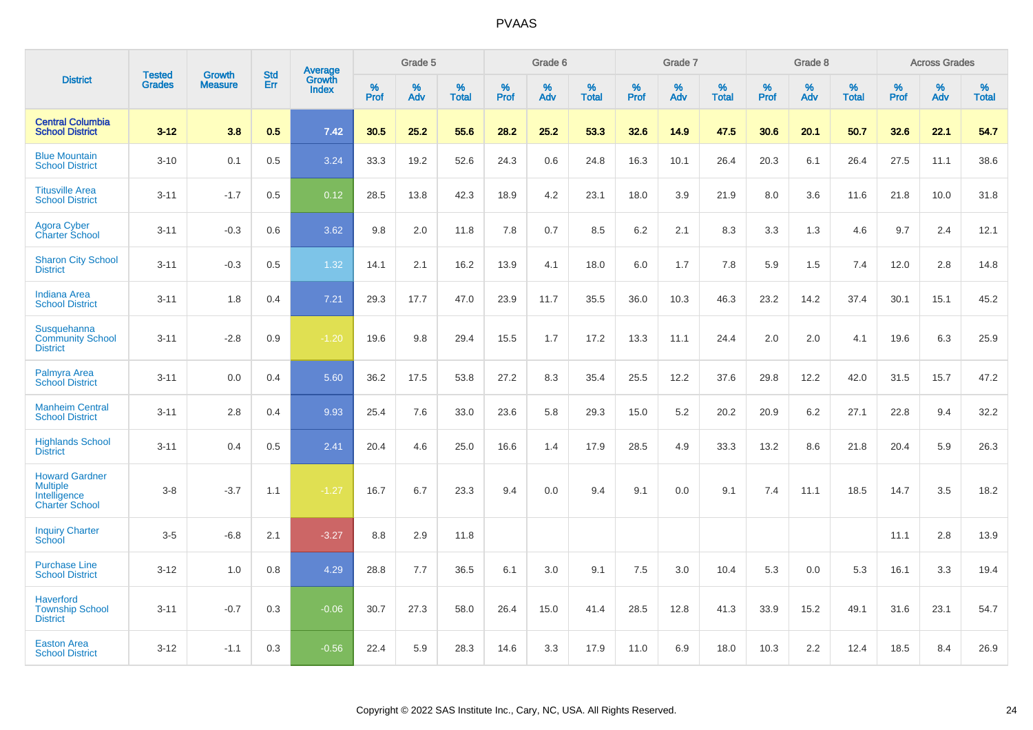# PVAAS

| District | Tested Grades | Growth Measure | Std Err | Average Growth Index | Grade 5 | | | Grade 6 | | | Grade 7 | | | Grade 8 | | | Across Grades | | |
|---|---|---|---|---|---|---|---|---|---|---|---|---|---|---|---|---|---|---|---|
| | | | | | % Prof | % Adv | % Total | % Prof | % Adv | % Total | % Prof | % Adv | % Total | % Prof | % Adv | % Total | % Prof | % Adv | % Total |
| **Central Columbia School District** | **3-12** | **3.8** | **0.5** | **7.42** | **30.5** | **25.2** | **55.6** | **28.2** | **25.2** | **53.3** | **32.6** | **14.9** | **47.5** | **30.6** | **20.1** | **50.7** | **32.6** | **22.1** | **54.7** |
| Blue Mountain School District | 3-10 | 0.1 | 0.5 | 3.24 | 33.3 | 19.2 | 52.6 | 24.3 | 0.6 | 24.8 | 16.3 | 10.1 | 26.4 | 20.3 | 6.1 | 26.4 | 27.5 | 11.1 | 38.6 |
| Titusville Area School District | 3-11 | -1.7 | 0.5 | 0.12 | 28.5 | 13.8 | 42.3 | 18.9 | 4.2 | 23.1 | 18.0 | 3.9 | 21.9 | 8.0 | 3.6 | 11.6 | 21.8 | 10.0 | 31.8 |
| Agora Cyber Charter School | 3-11 | -0.3 | 0.6 | 3.62 | 9.8 | 2.0 | 11.8 | 7.8 | 0.7 | 8.5 | 6.2 | 2.1 | 8.3 | 3.3 | 1.3 | 4.6 | 9.7 | 2.4 | 12.1 |
| Sharon City School District | 3-11 | -0.3 | 0.5 | 1.32 | 14.1 | 2.1 | 16.2 | 13.9 | 4.1 | 18.0 | 6.0 | 1.7 | 7.8 | 5.9 | 1.5 | 7.4 | 12.0 | 2.8 | 14.8 |
| Indiana Area School District | 3-11 | 1.8 | 0.4 | 7.21 | 29.3 | 17.7 | 47.0 | 23.9 | 11.7 | 35.5 | 36.0 | 10.3 | 46.3 | 23.2 | 14.2 | 37.4 | 30.1 | 15.1 | 45.2 |
| Susquehanna Community School District | 3-11 | -2.8 | 0.9 | -1.20 | 19.6 | 9.8 | 29.4 | 15.5 | 1.7 | 17.2 | 13.3 | 11.1 | 24.4 | 2.0 | 2.0 | 4.1 | 19.6 | 6.3 | 25.9 |
| Palmyra Area School District | 3-11 | 0.0 | 0.4 | 5.60 | 36.2 | 17.5 | 53.8 | 27.2 | 8.3 | 35.4 | 25.5 | 12.2 | 37.6 | 29.8 | 12.2 | 42.0 | 31.5 | 15.7 | 47.2 |
| Manheim Central School District | 3-11 | 2.8 | 0.4 | 9.93 | 25.4 | 7.6 | 33.0 | 23.6 | 5.8 | 29.3 | 15.0 | 5.2 | 20.2 | 20.9 | 6.2 | 27.1 | 22.8 | 9.4 | 32.2 |
| Highlands School District | 3-11 | 0.4 | 0.5 | 2.41 | 20.4 | 4.6 | 25.0 | 16.6 | 1.4 | 17.9 | 28.5 | 4.9 | 33.3 | 13.2 | 8.6 | 21.8 | 20.4 | 5.9 | 26.3 |
| Howard Gardner Multiple Intelligence Charter School | 3-8 | -3.7 | 1.1 | -1.27 | 16.7 | 6.7 | 23.3 | 9.4 | 0.0 | 9.4 | 9.1 | 0.0 | 9.1 | 7.4 | 11.1 | 18.5 | 14.7 | 3.5 | 18.2 |
| Inquiry Charter School | 3-5 | -6.8 | 2.1 | -3.27 | 8.8 | 2.9 | 11.8 | | | | | | | | | | 11.1 | 2.8 | 13.9 |
| Purchase Line School District | 3-12 | 1.0 | 0.8 | 4.29 | 28.8 | 7.7 | 36.5 | 6.1 | 3.0 | 9.1 | 7.5 | 3.0 | 10.4 | 5.3 | 0.0 | 5.3 | 16.1 | 3.3 | 19.4 |
| Haverford Township School District | 3-11 | -0.7 | 0.3 | -0.06 | 30.7 | 27.3 | 58.0 | 26.4 | 15.0 | 41.4 | 28.5 | 12.8 | 41.3 | 33.9 | 15.2 | 49.1 | 31.6 | 23.1 | 54.7 |
| Easton Area School District | 3-12 | -1.1 | 0.3 | -0.56 | 22.4 | 5.9 | 28.3 | 14.6 | 3.3 | 17.9 | 11.0 | 6.9 | 18.0 | 10.3 | 2.2 | 12.4 | 18.5 | 8.4 | 26.9 |

Copyright © 2022 SAS Institute Inc., Cary, NC, USA. All Rights Reserved.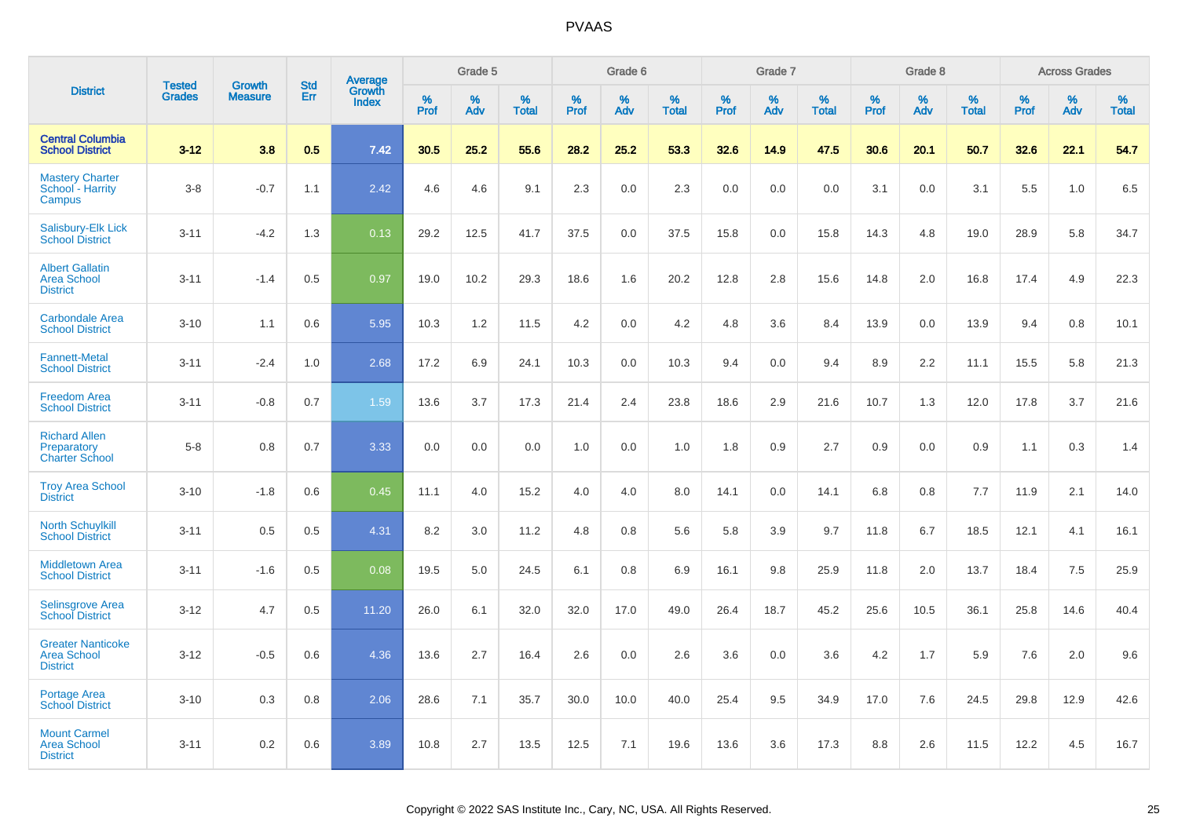# PVAAS

| District | Tested Grades | Growth Measure | Std Err | Average Growth Index | Grade 5 | | | Grade 6 | | | Grade 7 | | | Grade 8 | | | Across Grades | | |
|---|---|---|---|---|---|---|---|---|---|---|---|---|---|---|---|---|---|---|---|
| | | | | | % Prof | % Adv | % Total | % Prof | % Adv | % Total | % Prof | % Adv | % Total | % Prof | % Adv | % Total | % Prof | % Adv | % Total |
| **Central Columbia School District** | **3-12** | **3.8** | **0.5** | **7.42** | **30.5** | **25.2** | **55.6** | **28.2** | **25.2** | **53.3** | **32.6** | **14.9** | **47.5** | **30.6** | **20.1** | **50.7** | **32.6** | **22.1** | **54.7** |
| Mastery Charter School - Harrity Campus | 3-8 | -0.7 | 1.1 | 2.42 | 4.6 | 4.6 | 9.1 | 2.3 | 0.0 | 2.3 | 0.0 | 0.0 | 0.0 | 3.1 | 0.0 | 3.1 | 5.5 | 1.0 | 6.5 |
| Salisbury-Elk Lick School District | 3-11 | -4.2 | 1.3 | 0.13 | 29.2 | 12.5 | 41.7 | 37.5 | 0.0 | 37.5 | 15.8 | 0.0 | 15.8 | 14.3 | 4.8 | 19.0 | 28.9 | 5.8 | 34.7 |
| Albert Gallatin Area School District | 3-11 | -1.4 | 0.5 | 0.97 | 19.0 | 10.2 | 29.3 | 18.6 | 1.6 | 20.2 | 12.8 | 2.8 | 15.6 | 14.8 | 2.0 | 16.8 | 17.4 | 4.9 | 22.3 |
| Carbondale Area School District | 3-10 | 1.1 | 0.6 | 5.95 | 10.3 | 1.2 | 11.5 | 4.2 | 0.0 | 4.2 | 4.8 | 3.6 | 8.4 | 13.9 | 0.0 | 13.9 | 9.4 | 0.8 | 10.1 |
| Fannett-Metal School District | 3-11 | -2.4 | 1.0 | 2.68 | 17.2 | 6.9 | 24.1 | 10.3 | 0.0 | 10.3 | 9.4 | 0.0 | 9.4 | 8.9 | 2.2 | 11.1 | 15.5 | 5.8 | 21.3 |
| Freedom Area School District | 3-11 | -0.8 | 0.7 | 1.59 | 13.6 | 3.7 | 17.3 | 21.4 | 2.4 | 23.8 | 18.6 | 2.9 | 21.6 | 10.7 | 1.3 | 12.0 | 17.8 | 3.7 | 21.6 |
| Richard Allen Preparatory Charter School | 5-8 | 0.8 | 0.7 | 3.33 | 0.0 | 0.0 | 0.0 | 1.0 | 0.0 | 1.0 | 1.8 | 0.9 | 2.7 | 0.9 | 0.0 | 0.9 | 1.1 | 0.3 | 1.4 |
| Troy Area School District | 3-10 | -1.8 | 0.6 | 0.45 | 11.1 | 4.0 | 15.2 | 4.0 | 4.0 | 8.0 | 14.1 | 0.0 | 14.1 | 6.8 | 0.8 | 7.7 | 11.9 | 2.1 | 14.0 |
| North Schuylkill School District | 3-11 | 0.5 | 0.5 | 4.31 | 8.2 | 3.0 | 11.2 | 4.8 | 0.8 | 5.6 | 5.8 | 3.9 | 9.7 | 11.8 | 6.7 | 18.5 | 12.1 | 4.1 | 16.1 |
| Middletown Area School District | 3-11 | -1.6 | 0.5 | 0.08 | 19.5 | 5.0 | 24.5 | 6.1 | 0.8 | 6.9 | 16.1 | 9.8 | 25.9 | 11.8 | 2.0 | 13.7 | 18.4 | 7.5 | 25.9 |
| Selinsgrove Area School District | 3-12 | 4.7 | 0.5 | 11.20 | 26.0 | 6.1 | 32.0 | 32.0 | 17.0 | 49.0 | 26.4 | 18.7 | 45.2 | 25.6 | 10.5 | 36.1 | 25.8 | 14.6 | 40.4 |
| Greater Nanticoke Area School District | 3-12 | -0.5 | 0.6 | 4.36 | 13.6 | 2.7 | 16.4 | 2.6 | 0.0 | 2.6 | 3.6 | 0.0 | 3.6 | 4.2 | 1.7 | 5.9 | 7.6 | 2.0 | 9.6 |
| Portage Area School District | 3-10 | 0.3 | 0.8 | 2.06 | 28.6 | 7.1 | 35.7 | 30.0 | 10.0 | 40.0 | 25.4 | 9.5 | 34.9 | 17.0 | 7.6 | 24.5 | 29.8 | 12.9 | 42.6 |
| Mount Carmel Area School District | 3-11 | 0.2 | 0.6 | 3.89 | 10.8 | 2.7 | 13.5 | 12.5 | 7.1 | 19.6 | 13.6 | 3.6 | 17.3 | 8.8 | 2.6 | 11.5 | 12.2 | 4.5 | 16.7 |

Copyright © 2022 SAS Institute Inc., Cary, NC, USA. All Rights Reserved.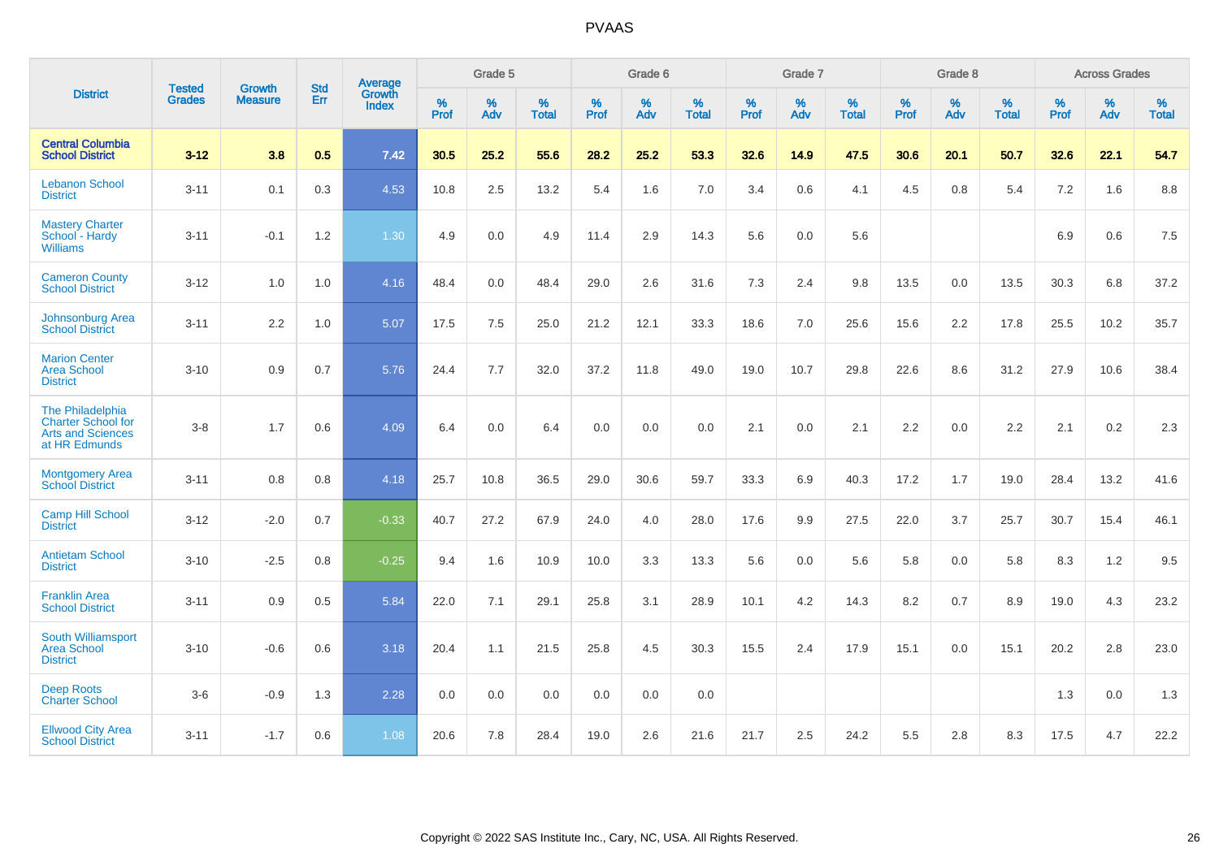# PVAAS

| District | Tested Grades | Growth Measure | Std Err | Average Growth Index | Grade 5 | | | Grade 6 | | | Grade 7 | | | Grade 8 | | | Across Grades | | |
|---|---|---|---|---|---|---|---|---|---|---|---|---|---|---|---|---|---|---|---|
| | | | | | % Prof | % Adv | % Total | % Prof | % Adv | % Total | % Prof | % Adv | % Total | % Prof | % Adv | % Total | % Prof | % Adv | % Total |
| **Central Columbia School District** | **3-12** | **3.8** | **0.5** | **7.42** | **30.5** | **25.2** | **55.6** | **28.2** | **25.2** | **53.3** | **32.6** | **14.9** | **47.5** | **30.6** | **20.1** | **50.7** | **32.6** | **22.1** | **54.7** |
| Lebanon School District | 3-11 | 0.1 | 0.3 | 4.53 | 10.8 | 2.5 | 13.2 | 5.4 | 1.6 | 7.0 | 3.4 | 0.6 | 4.1 | 4.5 | 0.8 | 5.4 | 7.2 | 1.6 | 8.8 |
| Mastery Charter School - Hardy Williams | 3-11 | -0.1 | 1.2 | 1.30 | 4.9 | 0.0 | 4.9 | 11.4 | 2.9 | 14.3 | 5.6 | 0.0 | 5.6 | | | | 6.9 | 0.6 | 7.5 |
| Cameron County School District | 3-12 | 1.0 | 1.0 | 4.16 | 48.4 | 0.0 | 48.4 | 29.0 | 2.6 | 31.6 | 7.3 | 2.4 | 9.8 | 13.5 | 0.0 | 13.5 | 30.3 | 6.8 | 37.2 |
| Johnsonburg Area School District | 3-11 | 2.2 | 1.0 | 5.07 | 17.5 | 7.5 | 25.0 | 21.2 | 12.1 | 33.3 | 18.6 | 7.0 | 25.6 | 15.6 | 2.2 | 17.8 | 25.5 | 10.2 | 35.7 |
| Marion Center Area School District | 3-10 | 0.9 | 0.7 | 5.76 | 24.4 | 7.7 | 32.0 | 37.2 | 11.8 | 49.0 | 19.0 | 10.7 | 29.8 | 22.6 | 8.6 | 31.2 | 27.9 | 10.6 | 38.4 |
| The Philadelphia Charter School for Arts and Sciences at HR Edmunds | 3-8 | 1.7 | 0.6 | 4.09 | 6.4 | 0.0 | 6.4 | 0.0 | 0.0 | 0.0 | 2.1 | 0.0 | 2.1 | 2.2 | 0.0 | 2.2 | 2.1 | 0.2 | 2.3 |
| Montgomery Area School District | 3-11 | 0.8 | 0.8 | 4.18 | 25.7 | 10.8 | 36.5 | 29.0 | 30.6 | 59.7 | 33.3 | 6.9 | 40.3 | 17.2 | 1.7 | 19.0 | 28.4 | 13.2 | 41.6 |
| Camp Hill School District | 3-12 | -2.0 | 0.7 | -0.33 | 40.7 | 27.2 | 67.9 | 24.0 | 4.0 | 28.0 | 17.6 | 9.9 | 27.5 | 22.0 | 3.7 | 25.7 | 30.7 | 15.4 | 46.1 |
| Antietam School District | 3-10 | -2.5 | 0.8 | -0.25 | 9.4 | 1.6 | 10.9 | 10.0 | 3.3 | 13.3 | 5.6 | 0.0 | 5.6 | 5.8 | 0.0 | 5.8 | 8.3 | 1.2 | 9.5 |
| Franklin Area School District | 3-11 | 0.9 | 0.5 | 5.84 | 22.0 | 7.1 | 29.1 | 25.8 | 3.1 | 28.9 | 10.1 | 4.2 | 14.3 | 8.2 | 0.7 | 8.9 | 19.0 | 4.3 | 23.2 |
| South Williamsport Area School District | 3-10 | -0.6 | 0.6 | 3.18 | 20.4 | 1.1 | 21.5 | 25.8 | 4.5 | 30.3 | 15.5 | 2.4 | 17.9 | 15.1 | 0.0 | 15.1 | 20.2 | 2.8 | 23.0 |
| Deep Roots Charter School | 3-6 | -0.9 | 1.3 | 2.28 | 0.0 | 0.0 | 0.0 | 0.0 | 0.0 | 0.0 | | | | | | | 1.3 | 0.0 | 1.3 |
| Ellwood City Area School District | 3-11 | -1.7 | 0.6 | 1.08 | 20.6 | 7.8 | 28.4 | 19.0 | 2.6 | 21.6 | 21.7 | 2.5 | 24.2 | 5.5 | 2.8 | 8.3 | 17.5 | 4.7 | 22.2 |

Copyright © 2022 SAS Institute Inc., Cary, NC, USA. All Rights Reserved.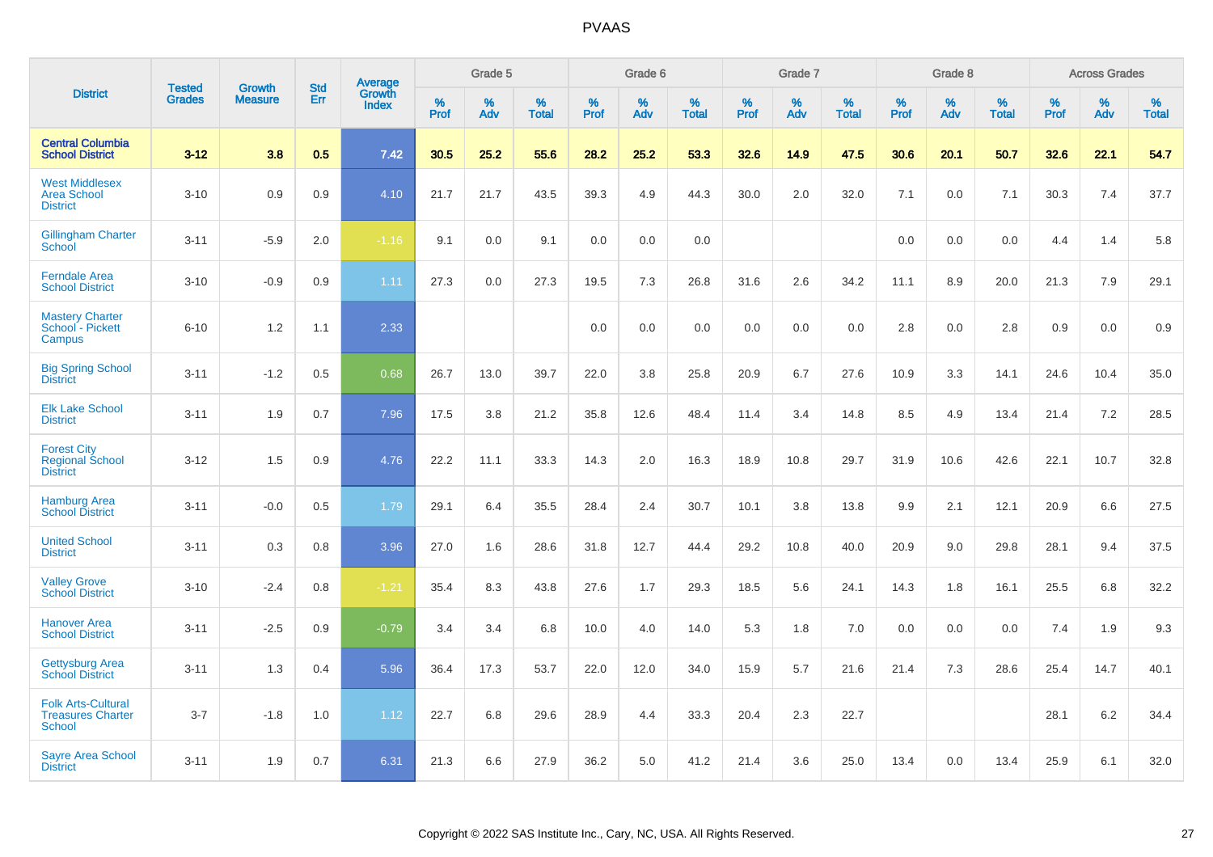| District | Tested Grades | Growth Measure | Std Err | Average Growth Index | Grade 5 | | | Grade 6 | | | Grade 7 | | | Grade 8 | | | Across Grades | | |
|---|---|---|---|---|---|---|---|---|---|---|---|---|---|---|---|---|---|---|---|
| | | | | | % Prof | % Adv | % Total | % Prof | % Adv | % Total | % Prof | % Adv | % Total | % Prof | % Adv | % Total | % Prof | % Adv | % Total |
| **Central Columbia School District** | **3-12** | **3.8** | **0.5** | **7.42** | **30.5** | **25.2** | **55.6** | **28.2** | **25.2** | **53.3** | **32.6** | **14.9** | **47.5** | **30.6** | **20.1** | **50.7** | **32.6** | **22.1** | **54.7** |
| West Middlesex Area School District | 3-10 | 0.9 | 0.9 | 4.10 | 21.7 | 21.7 | 43.5 | 39.3 | 4.9 | 44.3 | 30.0 | 2.0 | 32.0 | 7.1 | 0.0 | 7.1 | 30.3 | 7.4 | 37.7 |
| Gillingham Charter School | 3-11 | -5.9 | 2.0 | -1.16 | 9.1 | 0.0 | 9.1 | 0.0 | 0.0 | 0.0 | | | | 0.0 | 0.0 | 0.0 | 4.4 | 1.4 | 5.8 |
| Ferndale Area School District | 3-10 | -0.9 | 0.9 | 1.11 | 27.3 | 0.0 | 27.3 | 19.5 | 7.3 | 26.8 | 31.6 | 2.6 | 34.2 | 11.1 | 8.9 | 20.0 | 21.3 | 7.9 | 29.1 |
| Mastery Charter School - Pickett Campus | 6-10 | 1.2 | 1.1 | 2.33 | | | | 0.0 | 0.0 | 0.0 | 0.0 | 0.0 | 0.0 | 2.8 | 0.0 | 2.8 | 0.9 | 0.0 | 0.9 |
| Big Spring School District | 3-11 | -1.2 | 0.5 | 0.68 | 26.7 | 13.0 | 39.7 | 22.0 | 3.8 | 25.8 | 20.9 | 6.7 | 27.6 | 10.9 | 3.3 | 14.1 | 24.6 | 10.4 | 35.0 |
| Elk Lake School District | 3-11 | 1.9 | 0.7 | 7.96 | 17.5 | 3.8 | 21.2 | 35.8 | 12.6 | 48.4 | 11.4 | 3.4 | 14.8 | 8.5 | 4.9 | 13.4 | 21.4 | 7.2 | 28.5 |
| Forest City Regional School District | 3-12 | 1.5 | 0.9 | 4.76 | 22.2 | 11.1 | 33.3 | 14.3 | 2.0 | 16.3 | 18.9 | 10.8 | 29.7 | 31.9 | 10.6 | 42.6 | 22.1 | 10.7 | 32.8 |
| Hamburg Area School District | 3-11 | -0.0 | 0.5 | 1.79 | 29.1 | 6.4 | 35.5 | 28.4 | 2.4 | 30.7 | 10.1 | 3.8 | 13.8 | 9.9 | 2.1 | 12.1 | 20.9 | 6.6 | 27.5 |
| United School District | 3-11 | 0.3 | 0.8 | 3.96 | 27.0 | 1.6 | 28.6 | 31.8 | 12.7 | 44.4 | 29.2 | 10.8 | 40.0 | 20.9 | 9.0 | 29.8 | 28.1 | 9.4 | 37.5 |
| Valley Grove School District | 3-10 | -2.4 | 0.8 | -1.21 | 35.4 | 8.3 | 43.8 | 27.6 | 1.7 | 29.3 | 18.5 | 5.6 | 24.1 | 14.3 | 1.8 | 16.1 | 25.5 | 6.8 | 32.2 |
| Hanover Area School District | 3-11 | -2.5 | 0.9 | -0.79 | 3.4 | 3.4 | 6.8 | 10.0 | 4.0 | 14.0 | 5.3 | 1.8 | 7.0 | 0.0 | 0.0 | 0.0 | 7.4 | 1.9 | 9.3 |
| Gettysburg Area School District | 3-11 | 1.3 | 0.4 | 5.96 | 36.4 | 17.3 | 53.7 | 22.0 | 12.0 | 34.0 | 15.9 | 5.7 | 21.6 | 21.4 | 7.3 | 28.6 | 25.4 | 14.7 | 40.1 |
| Folk Arts-Cultural Treasures Charter School | 3-7 | -1.8 | 1.0 | 1.12 | 22.7 | 6.8 | 29.6 | 28.9 | 4.4 | 33.3 | 20.4 | 2.3 | 22.7 | | | | 28.1 | 6.2 | 34.4 |
| Sayre Area School District | 3-11 | 1.9 | 0.7 | 6.31 | 21.3 | 6.6 | 27.9 | 36.2 | 5.0 | 41.2 | 21.4 | 3.6 | 25.0 | 13.4 | 0.0 | 13.4 | 25.9 | 6.1 | 32.0 |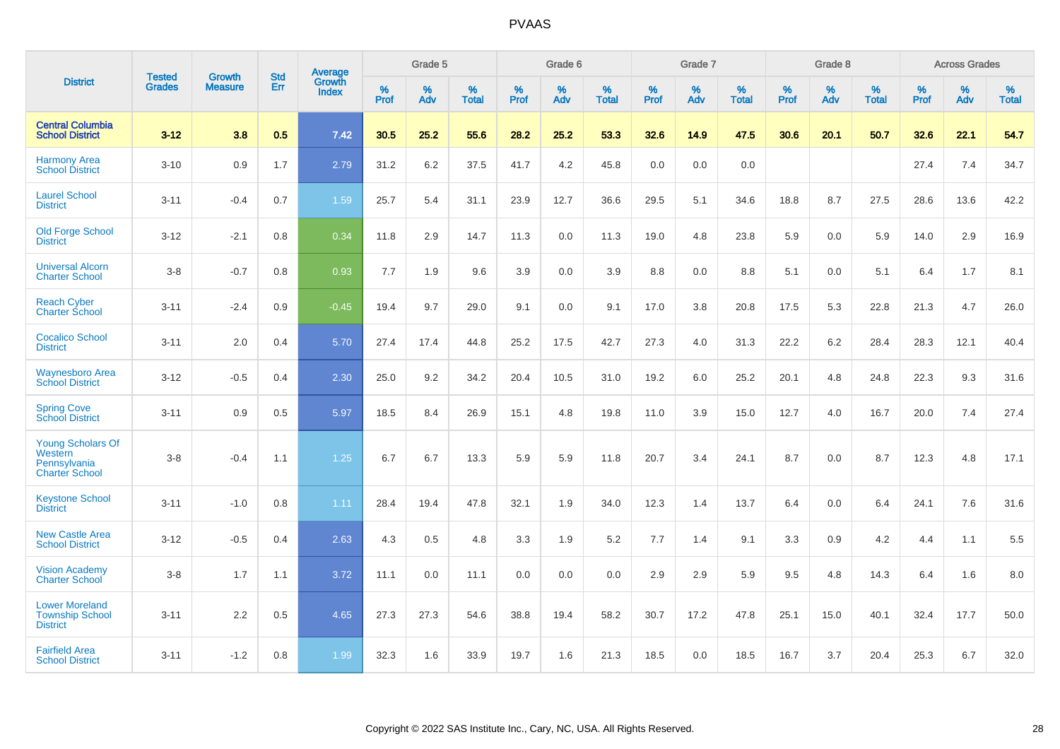| District | Tested Grades | Growth Measure | Std Err | Average Growth Index | Grade 5 | | | Grade 6 | | | Grade 7 | | | Grade 8 | | | Across Grades | | |
|---|---|---|---|---|---|---|---|---|---|---|---|---|---|---|---|---|---|---|---|
| | | | | | % Prof | % Adv | % Total | % Prof | % Adv | % Total | % Prof | % Adv | % Total | % Prof | % Adv | % Total | % Prof | % Adv | % Total |
| **Central Columbia School District** | **3-12** | **3.8** | **0.5** | **7.42** | **30.5** | **25.2** | **55.6** | **28.2** | **25.2** | **53.3** | **32.6** | **14.9** | **47.5** | **30.6** | **20.1** | **50.7** | **32.6** | **22.1** | **54.7** |
| Harmony Area School District | 3-10 | 0.9 | 1.7 | 2.79 | 31.2 | 6.2 | 37.5 | 41.7 | 4.2 | 45.8 | 0.0 | 0.0 | 0.0 | | | | 27.4 | 7.4 | 34.7 |
| Laurel School District | 3-11 | -0.4 | 0.7 | 1.59 | 25.7 | 5.4 | 31.1 | 23.9 | 12.7 | 36.6 | 29.5 | 5.1 | 34.6 | 18.8 | 8.7 | 27.5 | 28.6 | 13.6 | 42.2 |
| Old Forge School District | 3-12 | -2.1 | 0.8 | 0.34 | 11.8 | 2.9 | 14.7 | 11.3 | 0.0 | 11.3 | 19.0 | 4.8 | 23.8 | 5.9 | 0.0 | 5.9 | 14.0 | 2.9 | 16.9 |
| Universal Alcorn Charter School | 3-8 | -0.7 | 0.8 | 0.93 | 7.7 | 1.9 | 9.6 | 3.9 | 0.0 | 3.9 | 8.8 | 0.0 | 8.8 | 5.1 | 0.0 | 5.1 | 6.4 | 1.7 | 8.1 |
| Reach Cyber Charter School | 3-11 | -2.4 | 0.9 | -0.45 | 19.4 | 9.7 | 29.0 | 9.1 | 0.0 | 9.1 | 17.0 | 3.8 | 20.8 | 17.5 | 5.3 | 22.8 | 21.3 | 4.7 | 26.0 |
| Cocalico School District | 3-11 | 2.0 | 0.4 | 5.70 | 27.4 | 17.4 | 44.8 | 25.2 | 17.5 | 42.7 | 27.3 | 4.0 | 31.3 | 22.2 | 6.2 | 28.4 | 28.3 | 12.1 | 40.4 |
| Waynesboro Area School District | 3-12 | -0.5 | 0.4 | 2.30 | 25.0 | 9.2 | 34.2 | 20.4 | 10.5 | 31.0 | 19.2 | 6.0 | 25.2 | 20.1 | 4.8 | 24.8 | 22.3 | 9.3 | 31.6 |
| Spring Cove School District | 3-11 | 0.9 | 0.5 | 5.97 | 18.5 | 8.4 | 26.9 | 15.1 | 4.8 | 19.8 | 11.0 | 3.9 | 15.0 | 12.7 | 4.0 | 16.7 | 20.0 | 7.4 | 27.4 |
| Young Scholars Of Western Pennsylvania Charter School | 3-8 | -0.4 | 1.1 | 1.25 | 6.7 | 6.7 | 13.3 | 5.9 | 5.9 | 11.8 | 20.7 | 3.4 | 24.1 | 8.7 | 0.0 | 8.7 | 12.3 | 4.8 | 17.1 |
| Keystone School District | 3-11 | -1.0 | 0.8 | 1.11 | 28.4 | 19.4 | 47.8 | 32.1 | 1.9 | 34.0 | 12.3 | 1.4 | 13.7 | 6.4 | 0.0 | 6.4 | 24.1 | 7.6 | 31.6 |
| New Castle Area School District | 3-12 | -0.5 | 0.4 | 2.63 | 4.3 | 0.5 | 4.8 | 3.3 | 1.9 | 5.2 | 7.7 | 1.4 | 9.1 | 3.3 | 0.9 | 4.2 | 4.4 | 1.1 | 5.5 |
| Vision Academy Charter School | 3-8 | 1.7 | 1.1 | 3.72 | 11.1 | 0.0 | 11.1 | 0.0 | 0.0 | 0.0 | 2.9 | 2.9 | 5.9 | 9.5 | 4.8 | 14.3 | 6.4 | 1.6 | 8.0 |
| Lower Moreland Township School District | 3-11 | 2.2 | 0.5 | 4.65 | 27.3 | 27.3 | 54.6 | 38.8 | 19.4 | 58.2 | 30.7 | 17.2 | 47.8 | 25.1 | 15.0 | 40.1 | 32.4 | 17.7 | 50.0 |
| Fairfield Area School District | 3-11 | -1.2 | 0.8 | 1.99 | 32.3 | 1.6 | 33.9 | 19.7 | 1.6 | 21.3 | 18.5 | 0.0 | 18.5 | 16.7 | 3.7 | 20.4 | 25.3 | 6.7 | 32.0 |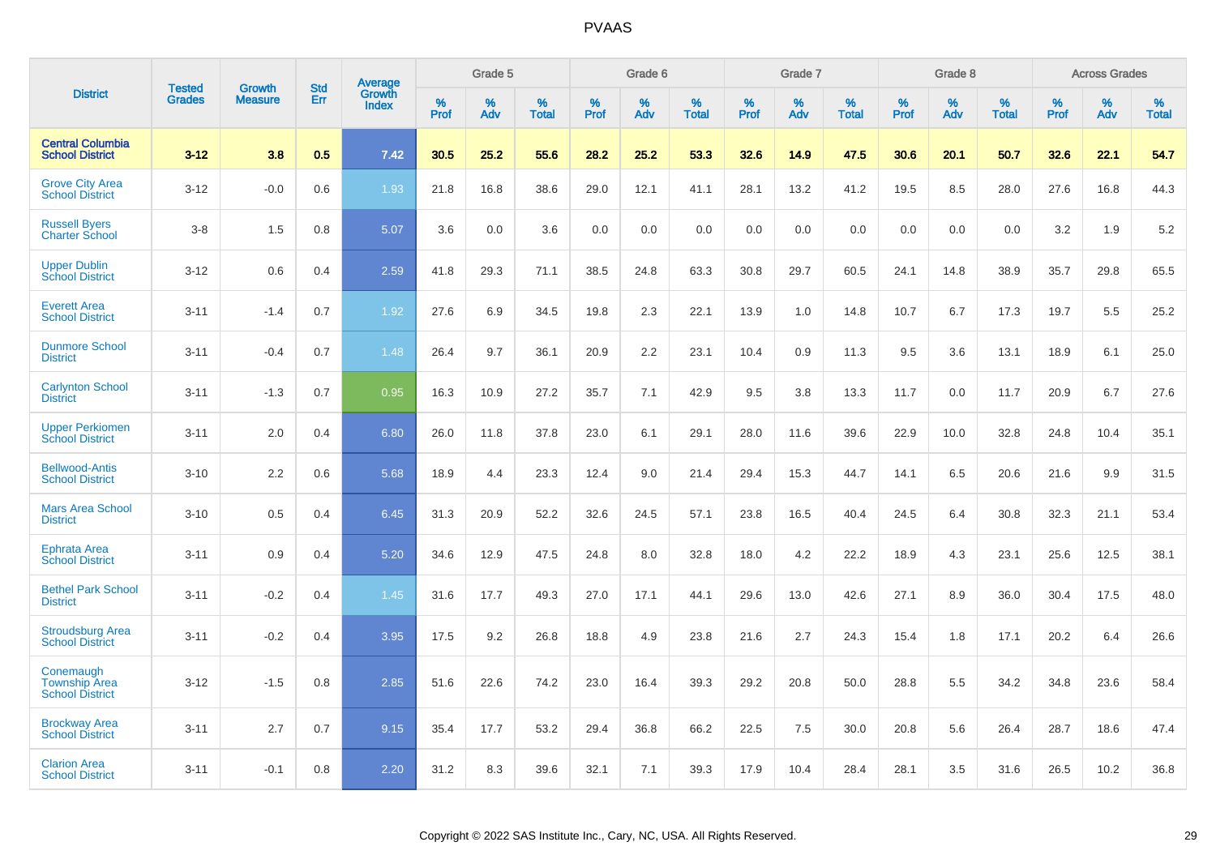# PVAAS

| District | Tested Grades | Growth Measure | Std Err | Average Growth Index | Grade 5 | | | Grade 6 | | | Grade 7 | | | Grade 8 | | | Across Grades | | |
|---|---|---|---|---|---|---|---|---|---|---|---|---|---|---|---|---|---|---|---|
| | | | | | % Prof | % Adv | % Total | % Prof | % Adv | % Total | % Prof | % Adv | % Total | % Prof | % Adv | % Total | % Prof | % Adv | % Total |
| **Central Columbia School District** | **3-12** | **3.8** | **0.5** | **7.42** | **30.5** | **25.2** | **55.6** | **28.2** | **25.2** | **53.3** | **32.6** | **14.9** | **47.5** | **30.6** | **20.1** | **50.7** | **32.6** | **22.1** | **54.7** |
| Grove City Area School District | 3-12 | -0.0 | 0.6 | 1.93 | 21.8 | 16.8 | 38.6 | 29.0 | 12.1 | 41.1 | 28.1 | 13.2 | 41.2 | 19.5 | 8.5 | 28.0 | 27.6 | 16.8 | 44.3 |
| Russell Byers Charter School | 3-8 | 1.5 | 0.8 | 5.07 | 3.6 | 0.0 | 3.6 | 0.0 | 0.0 | 0.0 | 0.0 | 0.0 | 0.0 | 0.0 | 0.0 | 0.0 | 3.2 | 1.9 | 5.2 |
| Upper Dublin School District | 3-12 | 0.6 | 0.4 | 2.59 | 41.8 | 29.3 | 71.1 | 38.5 | 24.8 | 63.3 | 30.8 | 29.7 | 60.5 | 24.1 | 14.8 | 38.9 | 35.7 | 29.8 | 65.5 |
| Everett Area School District | 3-11 | -1.4 | 0.7 | 1.92 | 27.6 | 6.9 | 34.5 | 19.8 | 2.3 | 22.1 | 13.9 | 1.0 | 14.8 | 10.7 | 6.7 | 17.3 | 19.7 | 5.5 | 25.2 |
| Dunmore School District | 3-11 | -0.4 | 0.7 | 1.48 | 26.4 | 9.7 | 36.1 | 20.9 | 2.2 | 23.1 | 10.4 | 0.9 | 11.3 | 9.5 | 3.6 | 13.1 | 18.9 | 6.1 | 25.0 |
| Carlynton School District | 3-11 | -1.3 | 0.7 | 0.95 | 16.3 | 10.9 | 27.2 | 35.7 | 7.1 | 42.9 | 9.5 | 3.8 | 13.3 | 11.7 | 0.0 | 11.7 | 20.9 | 6.7 | 27.6 |
| Upper Perkiomen School District | 3-11 | 2.0 | 0.4 | 6.80 | 26.0 | 11.8 | 37.8 | 23.0 | 6.1 | 29.1 | 28.0 | 11.6 | 39.6 | 22.9 | 10.0 | 32.8 | 24.8 | 10.4 | 35.1 |
| Bellwood-Antis School District | 3-10 | 2.2 | 0.6 | 5.68 | 18.9 | 4.4 | 23.3 | 12.4 | 9.0 | 21.4 | 29.4 | 15.3 | 44.7 | 14.1 | 6.5 | 20.6 | 21.6 | 9.9 | 31.5 |
| Mars Area School District | 3-10 | 0.5 | 0.4 | 6.45 | 31.3 | 20.9 | 52.2 | 32.6 | 24.5 | 57.1 | 23.8 | 16.5 | 40.4 | 24.5 | 6.4 | 30.8 | 32.3 | 21.1 | 53.4 |
| Ephrata Area School District | 3-11 | 0.9 | 0.4 | 5.20 | 34.6 | 12.9 | 47.5 | 24.8 | 8.0 | 32.8 | 18.0 | 4.2 | 22.2 | 18.9 | 4.3 | 23.1 | 25.6 | 12.5 | 38.1 |
| Bethel Park School District | 3-11 | -0.2 | 0.4 | 1.45 | 31.6 | 17.7 | 49.3 | 27.0 | 17.1 | 44.1 | 29.6 | 13.0 | 42.6 | 27.1 | 8.9 | 36.0 | 30.4 | 17.5 | 48.0 |
| Stroudsburg Area School District | 3-11 | -0.2 | 0.4 | 3.95 | 17.5 | 9.2 | 26.8 | 18.8 | 4.9 | 23.8 | 21.6 | 2.7 | 24.3 | 15.4 | 1.8 | 17.1 | 20.2 | 6.4 | 26.6 |
| Conemaugh Township Area School District | 3-12 | -1.5 | 0.8 | 2.85 | 51.6 | 22.6 | 74.2 | 23.0 | 16.4 | 39.3 | 29.2 | 20.8 | 50.0 | 28.8 | 5.5 | 34.2 | 34.8 | 23.6 | 58.4 |
| Brockway Area School District | 3-11 | 2.7 | 0.7 | 9.15 | 35.4 | 17.7 | 53.2 | 29.4 | 36.8 | 66.2 | 22.5 | 7.5 | 30.0 | 20.8 | 5.6 | 26.4 | 28.7 | 18.6 | 47.4 |
| Clarion Area School District | 3-11 | -0.1 | 0.8 | 2.20 | 31.2 | 8.3 | 39.6 | 32.1 | 7.1 | 39.3 | 17.9 | 10.4 | 28.4 | 28.1 | 3.5 | 31.6 | 26.5 | 10.2 | 36.8 |

Copyright © 2022 SAS Institute Inc., Cary, NC, USA. All Rights Reserved.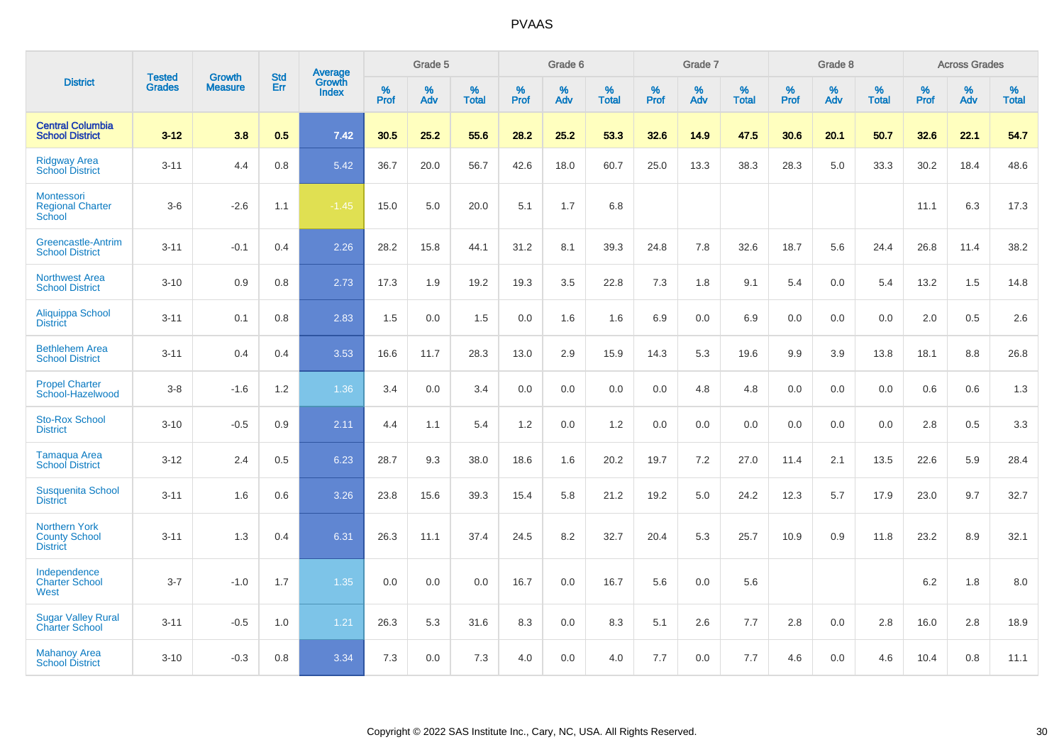# PVAAS

| District | Tested Grades | Growth Measure | Std Err | Average Growth Index | Grade 5 | | | Grade 6 | | | Grade 7 | | | Grade 8 | | | Across Grades | | |
|---|---|---|---|---|---|---|---|---|---|---|---|---|---|---|---|---|---|---|---|
| | | | | | % Prof | % Adv | % Total | % Prof | % Adv | % Total | % Prof | % Adv | % Total | % Prof | % Adv | % Total | % Prof | % Adv | % Total |
| **Central Columbia School District** | **3-12** | **3.8** | **0.5** | **7.42** | **30.5** | **25.2** | **55.6** | **28.2** | **25.2** | **53.3** | **32.6** | **14.9** | **47.5** | **30.6** | **20.1** | **50.7** | **32.6** | **22.1** | **54.7** |
| Ridgway Area School District | 3-11 | 4.4 | 0.8 | 5.42 | 36.7 | 20.0 | 56.7 | 42.6 | 18.0 | 60.7 | 25.0 | 13.3 | 38.3 | 28.3 | 5.0 | 33.3 | 30.2 | 18.4 | 48.6 |
| Montessori Regional Charter School | 3-6 | -2.6 | 1.1 | -1.45 | 15.0 | 5.0 | 20.0 | 5.1 | 1.7 | 6.8 | | | | | | | 11.1 | 6.3 | 17.3 |
| Greencastle-Antrim School District | 3-11 | -0.1 | 0.4 | 2.26 | 28.2 | 15.8 | 44.1 | 31.2 | 8.1 | 39.3 | 24.8 | 7.8 | 32.6 | 18.7 | 5.6 | 24.4 | 26.8 | 11.4 | 38.2 |
| Northwest Area School District | 3-10 | 0.9 | 0.8 | 2.73 | 17.3 | 1.9 | 19.2 | 19.3 | 3.5 | 22.8 | 7.3 | 1.8 | 9.1 | 5.4 | 0.0 | 5.4 | 13.2 | 1.5 | 14.8 |
| Aliquippa School District | 3-11 | 0.1 | 0.8 | 2.83 | 1.5 | 0.0 | 1.5 | 0.0 | 1.6 | 1.6 | 6.9 | 0.0 | 6.9 | 0.0 | 0.0 | 0.0 | 2.0 | 0.5 | 2.6 |
| Bethlehem Area School District | 3-11 | 0.4 | 0.4 | 3.53 | 16.6 | 11.7 | 28.3 | 13.0 | 2.9 | 15.9 | 14.3 | 5.3 | 19.6 | 9.9 | 3.9 | 13.8 | 18.1 | 8.8 | 26.8 |
| Propel Charter School-Hazelwood | 3-8 | -1.6 | 1.2 | 1.36 | 3.4 | 0.0 | 3.4 | 0.0 | 0.0 | 0.0 | 0.0 | 4.8 | 4.8 | 0.0 | 0.0 | 0.0 | 0.6 | 0.6 | 1.3 |
| Sto-Rox School District | 3-10 | -0.5 | 0.9 | 2.11 | 4.4 | 1.1 | 5.4 | 1.2 | 0.0 | 1.2 | 0.0 | 0.0 | 0.0 | 0.0 | 0.0 | 0.0 | 2.8 | 0.5 | 3.3 |
| Tamaqua Area School District | 3-12 | 2.4 | 0.5 | 6.23 | 28.7 | 9.3 | 38.0 | 18.6 | 1.6 | 20.2 | 19.7 | 7.2 | 27.0 | 11.4 | 2.1 | 13.5 | 22.6 | 5.9 | 28.4 |
| Susquenita School District | 3-11 | 1.6 | 0.6 | 3.26 | 23.8 | 15.6 | 39.3 | 15.4 | 5.8 | 21.2 | 19.2 | 5.0 | 24.2 | 12.3 | 5.7 | 17.9 | 23.0 | 9.7 | 32.7 |
| Northern York County School District | 3-11 | 1.3 | 0.4 | 6.31 | 26.3 | 11.1 | 37.4 | 24.5 | 8.2 | 32.7 | 20.4 | 5.3 | 25.7 | 10.9 | 0.9 | 11.8 | 23.2 | 8.9 | 32.1 |
| Independence Charter School West | 3-7 | -1.0 | 1.7 | 1.35 | 0.0 | 0.0 | 0.0 | 16.7 | 0.0 | 16.7 | 5.6 | 0.0 | 5.6 | | | | 6.2 | 1.8 | 8.0 |
| Sugar Valley Rural Charter School | 3-11 | -0.5 | 1.0 | 1.21 | 26.3 | 5.3 | 31.6 | 8.3 | 0.0 | 8.3 | 5.1 | 2.6 | 7.7 | 2.8 | 0.0 | 2.8 | 16.0 | 2.8 | 18.9 |
| Mahanoy Area School District | 3-10 | -0.3 | 0.8 | 3.34 | 7.3 | 0.0 | 7.3 | 4.0 | 0.0 | 4.0 | 7.7 | 0.0 | 7.7 | 4.6 | 0.0 | 4.6 | 10.4 | 0.8 | 11.1 |

Copyright © 2022 SAS Institute Inc., Cary, NC, USA. All Rights Reserved.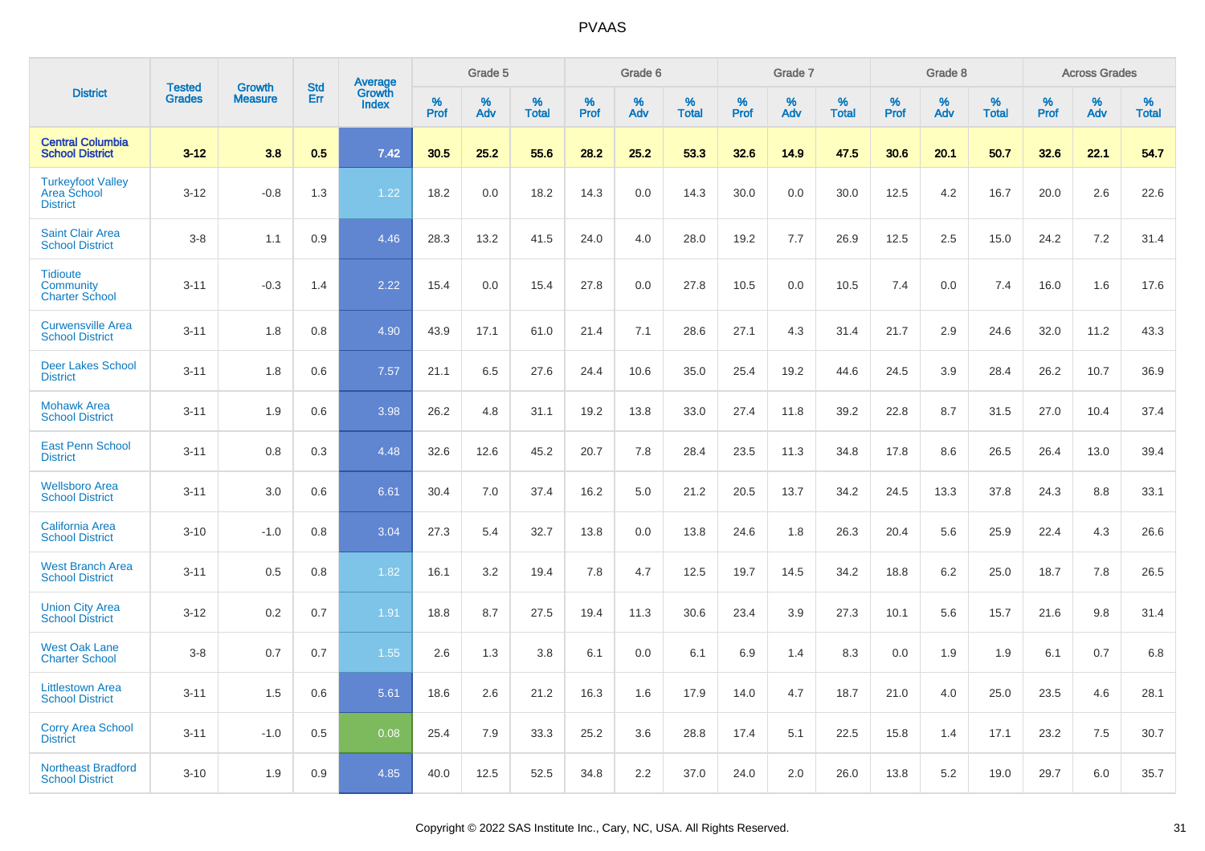# PVAAS

| District | Tested Grades | Growth Measure | Std Err | Average Growth Index | Grade 5 | | | Grade 6 | | | Grade 7 | | | Grade 8 | | | Across Grades | | |
|---|---|---|---|---|---|---|---|---|---|---|---|---|---|---|---|---|---|---|---|
| | | | | | % Prof | % Adv | % Total | % Prof | % Adv | % Total | % Prof | % Adv | % Total | % Prof | % Adv | % Total | % Prof | % Adv | % Total |
| **Central Columbia School District** | **3-12** | **3.8** | **0.5** | **7.42** | **30.5** | **25.2** | **55.6** | **28.2** | **25.2** | **53.3** | **32.6** | **14.9** | **47.5** | **30.6** | **20.1** | **50.7** | **32.6** | **22.1** | **54.7** |
| Turkeyfoot Valley Area School District | 3-12 | -0.8 | 1.3 | 1.22 | 18.2 | 0.0 | 18.2 | 14.3 | 0.0 | 14.3 | 30.0 | 0.0 | 30.0 | 12.5 | 4.2 | 16.7 | 20.0 | 2.6 | 22.6 |
| Saint Clair Area School District | 3-8 | 1.1 | 0.9 | 4.46 | 28.3 | 13.2 | 41.5 | 24.0 | 4.0 | 28.0 | 19.2 | 7.7 | 26.9 | 12.5 | 2.5 | 15.0 | 24.2 | 7.2 | 31.4 |
| Tidioute Community Charter School | 3-11 | -0.3 | 1.4 | 2.22 | 15.4 | 0.0 | 15.4 | 27.8 | 0.0 | 27.8 | 10.5 | 0.0 | 10.5 | 7.4 | 0.0 | 7.4 | 16.0 | 1.6 | 17.6 |
| Curwensville Area School District | 3-11 | 1.8 | 0.8 | 4.90 | 43.9 | 17.1 | 61.0 | 21.4 | 7.1 | 28.6 | 27.1 | 4.3 | 31.4 | 21.7 | 2.9 | 24.6 | 32.0 | 11.2 | 43.3 |
| Deer Lakes School District | 3-11 | 1.8 | 0.6 | 7.57 | 21.1 | 6.5 | 27.6 | 24.4 | 10.6 | 35.0 | 25.4 | 19.2 | 44.6 | 24.5 | 3.9 | 28.4 | 26.2 | 10.7 | 36.9 |
| Mohawk Area School District | 3-11 | 1.9 | 0.6 | 3.98 | 26.2 | 4.8 | 31.1 | 19.2 | 13.8 | 33.0 | 27.4 | 11.8 | 39.2 | 22.8 | 8.7 | 31.5 | 27.0 | 10.4 | 37.4 |
| East Penn School District | 3-11 | 0.8 | 0.3 | 4.48 | 32.6 | 12.6 | 45.2 | 20.7 | 7.8 | 28.4 | 23.5 | 11.3 | 34.8 | 17.8 | 8.6 | 26.5 | 26.4 | 13.0 | 39.4 |
| Wellsboro Area School District | 3-11 | 3.0 | 0.6 | 6.61 | 30.4 | 7.0 | 37.4 | 16.2 | 5.0 | 21.2 | 20.5 | 13.7 | 34.2 | 24.5 | 13.3 | 37.8 | 24.3 | 8.8 | 33.1 |
| California Area School District | 3-10 | -1.0 | 0.8 | 3.04 | 27.3 | 5.4 | 32.7 | 13.8 | 0.0 | 13.8 | 24.6 | 1.8 | 26.3 | 20.4 | 5.6 | 25.9 | 22.4 | 4.3 | 26.6 |
| West Branch Area School District | 3-11 | 0.5 | 0.8 | 1.82 | 16.1 | 3.2 | 19.4 | 7.8 | 4.7 | 12.5 | 19.7 | 14.5 | 34.2 | 18.8 | 6.2 | 25.0 | 18.7 | 7.8 | 26.5 |
| Union City Area School District | 3-12 | 0.2 | 0.7 | 1.91 | 18.8 | 8.7 | 27.5 | 19.4 | 11.3 | 30.6 | 23.4 | 3.9 | 27.3 | 10.1 | 5.6 | 15.7 | 21.6 | 9.8 | 31.4 |
| West Oak Lane Charter School | 3-8 | 0.7 | 0.7 | 1.55 | 2.6 | 1.3 | 3.8 | 6.1 | 0.0 | 6.1 | 6.9 | 1.4 | 8.3 | 0.0 | 1.9 | 1.9 | 6.1 | 0.7 | 6.8 |
| Littlestown Area School District | 3-11 | 1.5 | 0.6 | 5.61 | 18.6 | 2.6 | 21.2 | 16.3 | 1.6 | 17.9 | 14.0 | 4.7 | 18.7 | 21.0 | 4.0 | 25.0 | 23.5 | 4.6 | 28.1 |
| Corry Area School District | 3-11 | -1.0 | 0.5 | 0.08 | 25.4 | 7.9 | 33.3 | 25.2 | 3.6 | 28.8 | 17.4 | 5.1 | 22.5 | 15.8 | 1.4 | 17.1 | 23.2 | 7.5 | 30.7 |
| Northeast Bradford School District | 3-10 | 1.9 | 0.9 | 4.85 | 40.0 | 12.5 | 52.5 | 34.8 | 2.2 | 37.0 | 24.0 | 2.0 | 26.0 | 13.8 | 5.2 | 19.0 | 29.7 | 6.0 | 35.7 |

Copyright © 2022 SAS Institute Inc., Cary, NC, USA. All Rights Reserved.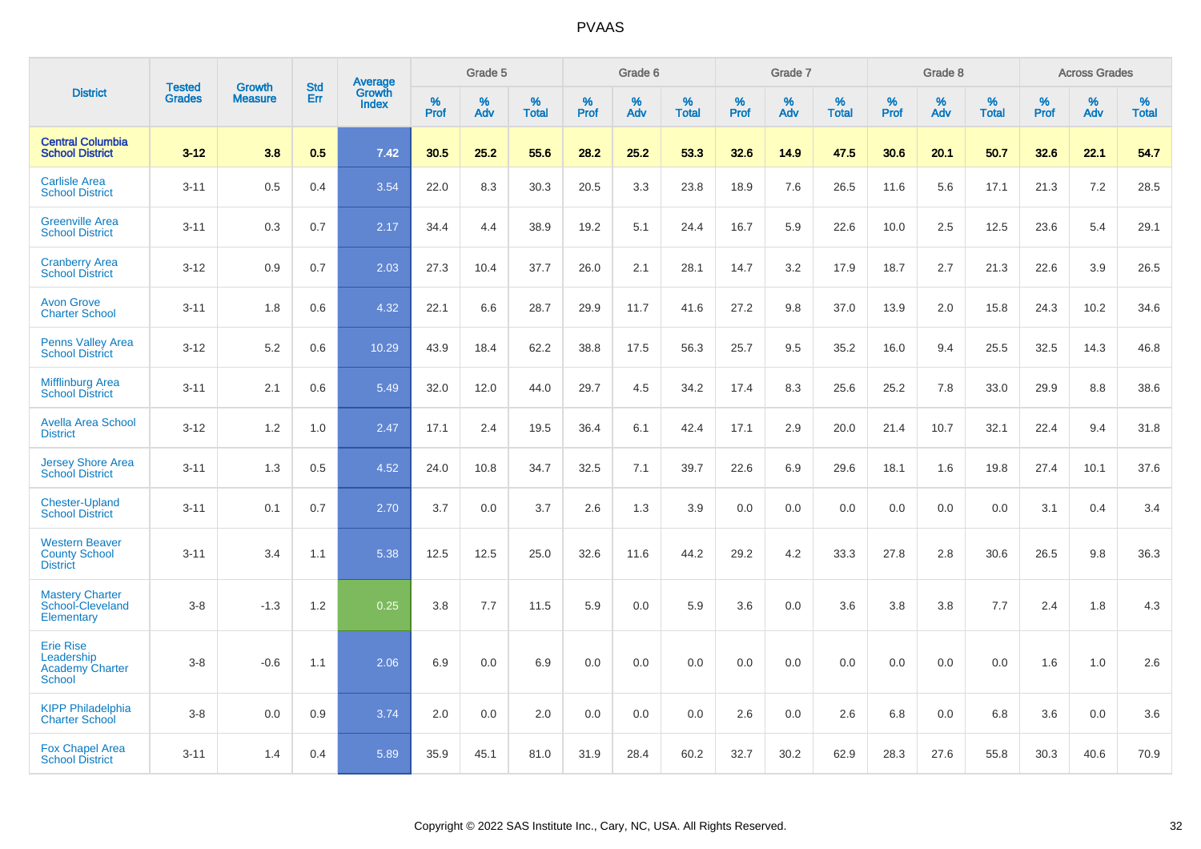# PVAAS

| District | Tested Grades | Growth Measure | Std Err | Average Growth Index | Grade 5 | | | Grade 6 | | | Grade 7 | | | Grade 8 | | | Across Grades | | |
|---|---|---|---|---|---|---|---|---|---|---|---|---|---|---|---|---|---|---|---|
| | | | | | % Prof | % Adv | % Total | % Prof | % Adv | % Total | % Prof | % Adv | % Total | % Prof | % Adv | % Total | % Prof | % Adv | % Total |
| **Central Columbia School District** | **3-12** | **3.8** | **0.5** | **7.42** | **30.5** | **25.2** | **55.6** | **28.2** | **25.2** | **53.3** | **32.6** | **14.9** | **47.5** | **30.6** | **20.1** | **50.7** | **32.6** | **22.1** | **54.7** |
| Carlisle Area School District | 3-11 | 0.5 | 0.4 | 3.54 | 22.0 | 8.3 | 30.3 | 20.5 | 3.3 | 23.8 | 18.9 | 7.6 | 26.5 | 11.6 | 5.6 | 17.1 | 21.3 | 7.2 | 28.5 |
| Greenville Area School District | 3-11 | 0.3 | 0.7 | 2.17 | 34.4 | 4.4 | 38.9 | 19.2 | 5.1 | 24.4 | 16.7 | 5.9 | 22.6 | 10.0 | 2.5 | 12.5 | 23.6 | 5.4 | 29.1 |
| Cranberry Area School District | 3-12 | 0.9 | 0.7 | 2.03 | 27.3 | 10.4 | 37.7 | 26.0 | 2.1 | 28.1 | 14.7 | 3.2 | 17.9 | 18.7 | 2.7 | 21.3 | 22.6 | 3.9 | 26.5 |
| Avon Grove Charter School | 3-11 | 1.8 | 0.6 | 4.32 | 22.1 | 6.6 | 28.7 | 29.9 | 11.7 | 41.6 | 27.2 | 9.8 | 37.0 | 13.9 | 2.0 | 15.8 | 24.3 | 10.2 | 34.6 |
| Penns Valley Area School District | 3-12 | 5.2 | 0.6 | 10.29 | 43.9 | 18.4 | 62.2 | 38.8 | 17.5 | 56.3 | 25.7 | 9.5 | 35.2 | 16.0 | 9.4 | 25.5 | 32.5 | 14.3 | 46.8 |
| Mifflinburg Area School District | 3-11 | 2.1 | 0.6 | 5.49 | 32.0 | 12.0 | 44.0 | 29.7 | 4.5 | 34.2 | 17.4 | 8.3 | 25.6 | 25.2 | 7.8 | 33.0 | 29.9 | 8.8 | 38.6 |
| Avella Area School District | 3-12 | 1.2 | 1.0 | 2.47 | 17.1 | 2.4 | 19.5 | 36.4 | 6.1 | 42.4 | 17.1 | 2.9 | 20.0 | 21.4 | 10.7 | 32.1 | 22.4 | 9.4 | 31.8 |
| Jersey Shore Area School District | 3-11 | 1.3 | 0.5 | 4.52 | 24.0 | 10.8 | 34.7 | 32.5 | 7.1 | 39.7 | 22.6 | 6.9 | 29.6 | 18.1 | 1.6 | 19.8 | 27.4 | 10.1 | 37.6 |
| Chester-Upland School District | 3-11 | 0.1 | 0.7 | 2.70 | 3.7 | 0.0 | 3.7 | 2.6 | 1.3 | 3.9 | 0.0 | 0.0 | 0.0 | 0.0 | 0.0 | 0.0 | 3.1 | 0.4 | 3.4 |
| Western Beaver County School District | 3-11 | 3.4 | 1.1 | 5.38 | 12.5 | 12.5 | 25.0 | 32.6 | 11.6 | 44.2 | 29.2 | 4.2 | 33.3 | 27.8 | 2.8 | 30.6 | 26.5 | 9.8 | 36.3 |
| Mastery Charter School-Cleveland Elementary | 3-8 | -1.3 | 1.2 | 0.25 | 3.8 | 7.7 | 11.5 | 5.9 | 0.0 | 5.9 | 3.6 | 0.0 | 3.6 | 3.8 | 3.8 | 7.7 | 2.4 | 1.8 | 4.3 |
| Erie Rise Leadership Academy Charter School | 3-8 | -0.6 | 1.1 | 2.06 | 6.9 | 0.0 | 6.9 | 0.0 | 0.0 | 0.0 | 0.0 | 0.0 | 0.0 | 0.0 | 0.0 | 0.0 | 1.6 | 1.0 | 2.6 |
| KIPP Philadelphia Charter School | 3-8 | 0.0 | 0.9 | 3.74 | 2.0 | 0.0 | 2.0 | 0.0 | 0.0 | 0.0 | 2.6 | 0.0 | 2.6 | 6.8 | 0.0 | 6.8 | 3.6 | 0.0 | 3.6 |
| Fox Chapel Area School District | 3-11 | 1.4 | 0.4 | 5.89 | 35.9 | 45.1 | 81.0 | 31.9 | 28.4 | 60.2 | 32.7 | 30.2 | 62.9 | 28.3 | 27.6 | 55.8 | 30.3 | 40.6 | 70.9 |

Copyright © 2022 SAS Institute Inc., Cary, NC, USA. All Rights Reserved.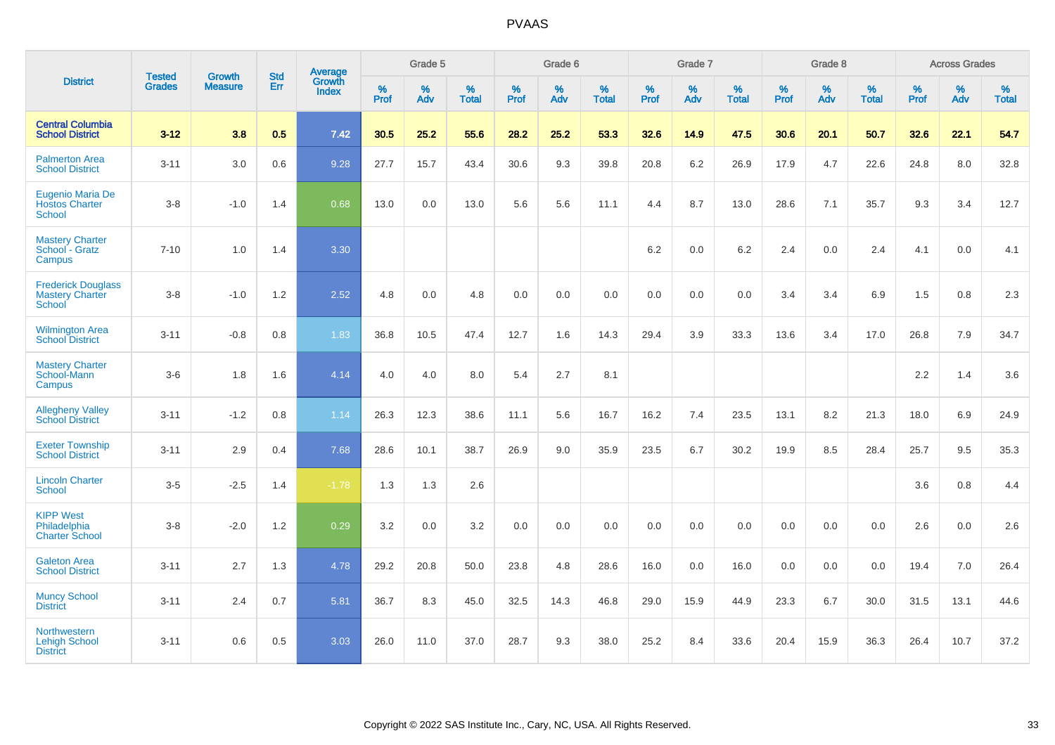# PVAAS

| District | Tested Grades | Growth Measure | Std Err | Average Growth Index | Grade 5 | | | Grade 6 | | | Grade 7 | | | Grade 8 | | | Across Grades | | |
|---|---|---|---|---|---|---|---|---|---|---|---|---|---|---|---|---|---|---|---|
| | | | | | % Prof | % Adv | % Total | % Prof | % Adv | % Total | % Prof | % Adv | % Total | % Prof | % Adv | % Total | % Prof | % Adv | % Total |
| **Central Columbia School District** | **3-12** | **3.8** | **0.5** | **7.42** | **30.5** | **25.2** | **55.6** | **28.2** | **25.2** | **53.3** | **32.6** | **14.9** | **47.5** | **30.6** | **20.1** | **50.7** | **32.6** | **22.1** | **54.7** |
| Palmerton Area School District | 3-11 | 3.0 | 0.6 | 9.28 | 27.7 | 15.7 | 43.4 | 30.6 | 9.3 | 39.8 | 20.8 | 6.2 | 26.9 | 17.9 | 4.7 | 22.6 | 24.8 | 8.0 | 32.8 |
| Eugenio Maria De Hostos Charter School | 3-8 | -1.0 | 1.4 | 0.68 | 13.0 | 0.0 | 13.0 | 5.6 | 5.6 | 11.1 | 4.4 | 8.7 | 13.0 | 28.6 | 7.1 | 35.7 | 9.3 | 3.4 | 12.7 |
| Mastery Charter School - Gratz Campus | 7-10 | 1.0 | 1.4 | 3.30 | | | | | | | 6.2 | 0.0 | 6.2 | 2.4 | 0.0 | 2.4 | 4.1 | 0.0 | 4.1 |
| Frederick Douglass Mastery Charter School | 3-8 | -1.0 | 1.2 | 2.52 | 4.8 | 0.0 | 4.8 | 0.0 | 0.0 | 0.0 | 0.0 | 0.0 | 0.0 | 3.4 | 3.4 | 6.9 | 1.5 | 0.8 | 2.3 |
| Wilmington Area School District | 3-11 | -0.8 | 0.8 | 1.83 | 36.8 | 10.5 | 47.4 | 12.7 | 1.6 | 14.3 | 29.4 | 3.9 | 33.3 | 13.6 | 3.4 | 17.0 | 26.8 | 7.9 | 34.7 |
| Mastery Charter School-Mann Campus | 3-6 | 1.8 | 1.6 | 4.14 | 4.0 | 4.0 | 8.0 | 5.4 | 2.7 | 8.1 | | | | | | | 2.2 | 1.4 | 3.6 |
| Allegheny Valley School District | 3-11 | -1.2 | 0.8 | 1.14 | 26.3 | 12.3 | 38.6 | 11.1 | 5.6 | 16.7 | 16.2 | 7.4 | 23.5 | 13.1 | 8.2 | 21.3 | 18.0 | 6.9 | 24.9 |
| Exeter Township School District | 3-11 | 2.9 | 0.4 | 7.68 | 28.6 | 10.1 | 38.7 | 26.9 | 9.0 | 35.9 | 23.5 | 6.7 | 30.2 | 19.9 | 8.5 | 28.4 | 25.7 | 9.5 | 35.3 |
| Lincoln Charter School | 3-5 | -2.5 | 1.4 | -1.78 | 1.3 | 1.3 | 2.6 | | | | | | | | | | 3.6 | 0.8 | 4.4 |
| KIPP West Philadelphia Charter School | 3-8 | -2.0 | 1.2 | 0.29 | 3.2 | 0.0 | 3.2 | 0.0 | 0.0 | 0.0 | 0.0 | 0.0 | 0.0 | 0.0 | 0.0 | 0.0 | 2.6 | 0.0 | 2.6 |
| Galeton Area School District | 3-11 | 2.7 | 1.3 | 4.78 | 29.2 | 20.8 | 50.0 | 23.8 | 4.8 | 28.6 | 16.0 | 0.0 | 16.0 | 0.0 | 0.0 | 0.0 | 19.4 | 7.0 | 26.4 |
| Muncy School District | 3-11 | 2.4 | 0.7 | 5.81 | 36.7 | 8.3 | 45.0 | 32.5 | 14.3 | 46.8 | 29.0 | 15.9 | 44.9 | 23.3 | 6.7 | 30.0 | 31.5 | 13.1 | 44.6 |
| Northwestern Lehigh School District | 3-11 | 0.6 | 0.5 | 3.03 | 26.0 | 11.0 | 37.0 | 28.7 | 9.3 | 38.0 | 25.2 | 8.4 | 33.6 | 20.4 | 15.9 | 36.3 | 26.4 | 10.7 | 37.2 |

Copyright © 2022 SAS Institute Inc., Cary, NC, USA. All Rights Reserved.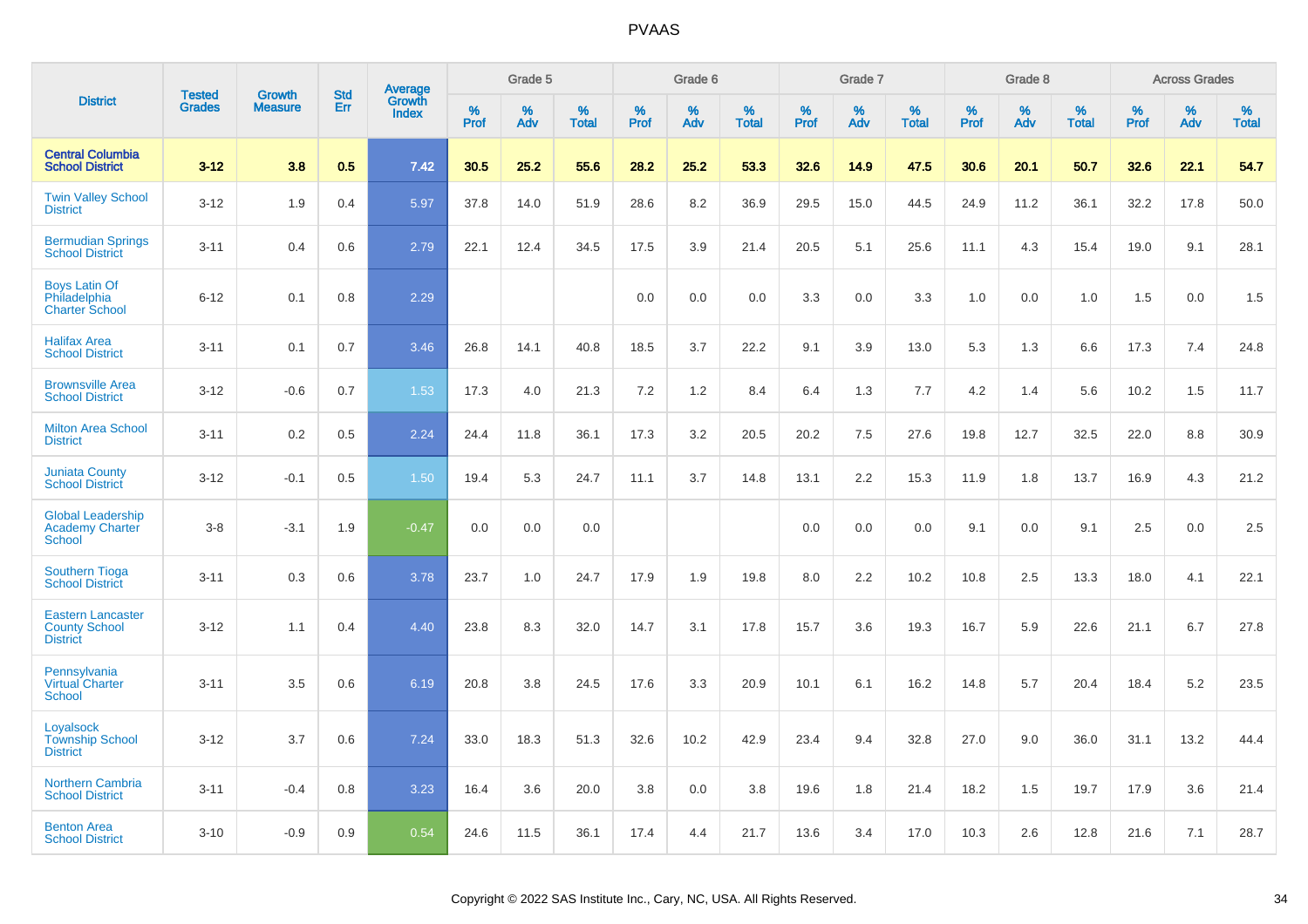# PVAAS

| District | Tested Grades | Growth Measure | Std Err | Average Growth Index | Grade 5 | | | Grade 6 | | | Grade 7 | | | Grade 8 | | | Across Grades | | |
|---|---|---|---|---|---|---|---|---|---|---|---|---|---|---|---|---|---|---|---|
| | | | | | % Prof | % Adv | % Total | % Prof | % Adv | % Total | % Prof | % Adv | % Total | % Prof | % Adv | % Total | % Prof | % Adv | % Total |
| **Central Columbia School District** | **3-12** | **3.8** | **0.5** | **7.42** | **30.5** | **25.2** | **55.6** | **28.2** | **25.2** | **53.3** | **32.6** | **14.9** | **47.5** | **30.6** | **20.1** | **50.7** | **32.6** | **22.1** | **54.7** |
| Twin Valley School District | 3-12 | 1.9 | 0.4 | 5.97 | 37.8 | 14.0 | 51.9 | 28.6 | 8.2 | 36.9 | 29.5 | 15.0 | 44.5 | 24.9 | 11.2 | 36.1 | 32.2 | 17.8 | 50.0 |
| Bermudian Springs School District | 3-11 | 0.4 | 0.6 | 2.79 | 22.1 | 12.4 | 34.5 | 17.5 | 3.9 | 21.4 | 20.5 | 5.1 | 25.6 | 11.1 | 4.3 | 15.4 | 19.0 | 9.1 | 28.1 |
| Boys Latin Of Philadelphia Charter School | 6-12 | 0.1 | 0.8 | 2.29 | | | | 0.0 | 0.0 | 0.0 | 3.3 | 0.0 | 3.3 | 1.0 | 0.0 | 1.0 | 1.5 | 0.0 | 1.5 |
| Halifax Area School District | 3-11 | 0.1 | 0.7 | 3.46 | 26.8 | 14.1 | 40.8 | 18.5 | 3.7 | 22.2 | 9.1 | 3.9 | 13.0 | 5.3 | 1.3 | 6.6 | 17.3 | 7.4 | 24.8 |
| Brownsville Area School District | 3-12 | -0.6 | 0.7 | 1.53 | 17.3 | 4.0 | 21.3 | 7.2 | 1.2 | 8.4 | 6.4 | 1.3 | 7.7 | 4.2 | 1.4 | 5.6 | 10.2 | 1.5 | 11.7 |
| Milton Area School District | 3-11 | 0.2 | 0.5 | 2.24 | 24.4 | 11.8 | 36.1 | 17.3 | 3.2 | 20.5 | 20.2 | 7.5 | 27.6 | 19.8 | 12.7 | 32.5 | 22.0 | 8.8 | 30.9 |
| Juniata County School District | 3-12 | -0.1 | 0.5 | 1.50 | 19.4 | 5.3 | 24.7 | 11.1 | 3.7 | 14.8 | 13.1 | 2.2 | 15.3 | 11.9 | 1.8 | 13.7 | 16.9 | 4.3 | 21.2 |
| Global Leadership Academy Charter School | 3-8 | -3.1 | 1.9 | -0.47 | 0.0 | 0.0 | 0.0 | | | | 0.0 | 0.0 | 0.0 | 9.1 | 0.0 | 9.1 | 2.5 | 0.0 | 2.5 |
| Southern Tioga School District | 3-11 | 0.3 | 0.6 | 3.78 | 23.7 | 1.0 | 24.7 | 17.9 | 1.9 | 19.8 | 8.0 | 2.2 | 10.2 | 10.8 | 2.5 | 13.3 | 18.0 | 4.1 | 22.1 |
| Eastern Lancaster County School District | 3-12 | 1.1 | 0.4 | 4.40 | 23.8 | 8.3 | 32.0 | 14.7 | 3.1 | 17.8 | 15.7 | 3.6 | 19.3 | 16.7 | 5.9 | 22.6 | 21.1 | 6.7 | 27.8 |
| Pennsylvania Virtual Charter School | 3-11 | 3.5 | 0.6 | 6.19 | 20.8 | 3.8 | 24.5 | 17.6 | 3.3 | 20.9 | 10.1 | 6.1 | 16.2 | 14.8 | 5.7 | 20.4 | 18.4 | 5.2 | 23.5 |
| Loyalsock Township School District | 3-12 | 3.7 | 0.6 | 7.24 | 33.0 | 18.3 | 51.3 | 32.6 | 10.2 | 42.9 | 23.4 | 9.4 | 32.8 | 27.0 | 9.0 | 36.0 | 31.1 | 13.2 | 44.4 |
| Northern Cambria School District | 3-11 | -0.4 | 0.8 | 3.23 | 16.4 | 3.6 | 20.0 | 3.8 | 0.0 | 3.8 | 19.6 | 1.8 | 21.4 | 18.2 | 1.5 | 19.7 | 17.9 | 3.6 | 21.4 |
| Benton Area School District | 3-10 | -0.9 | 0.9 | 0.54 | 24.6 | 11.5 | 36.1 | 17.4 | 4.4 | 21.7 | 13.6 | 3.4 | 17.0 | 10.3 | 2.6 | 12.8 | 21.6 | 7.1 | 28.7 |

Copyright © 2022 SAS Institute Inc., Cary, NC, USA. All Rights Reserved.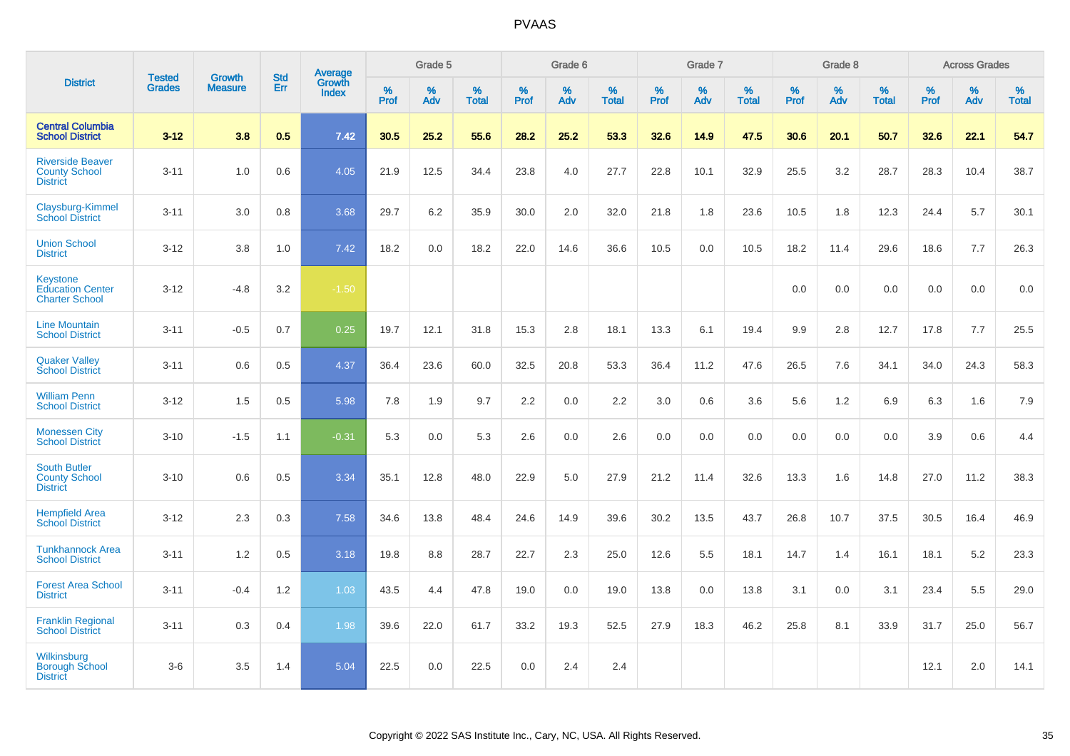| District | Tested Grades | Growth Measure | Std Err | Average Growth Index | Grade 5 | | | Grade 6 | | | Grade 7 | | | Grade 8 | | | Across Grades | | |
|---|---|---|---|---|---|---|---|---|---|---|---|---|---|---|---|---|---|---|---|
| | | | | | % Prof | % Adv | % Total | % Prof | % Adv | % Total | % Prof | % Adv | % Total | % Prof | % Adv | % Total | % Prof | % Adv | % Total |
| **Central Columbia School District** | **3-12** | **3.8** | **0.5** | **7.42** | **30.5** | **25.2** | **55.6** | **28.2** | **25.2** | **53.3** | **32.6** | **14.9** | **47.5** | **30.6** | **20.1** | **50.7** | **32.6** | **22.1** | **54.7** |
| Riverside Beaver County School District | 3-11 | 1.0 | 0.6 | 4.05 | 21.9 | 12.5 | 34.4 | 23.8 | 4.0 | 27.7 | 22.8 | 10.1 | 32.9 | 25.5 | 3.2 | 28.7 | 28.3 | 10.4 | 38.7 |
| Claysburg-Kimmel School District | 3-11 | 3.0 | 0.8 | 3.68 | 29.7 | 6.2 | 35.9 | 30.0 | 2.0 | 32.0 | 21.8 | 1.8 | 23.6 | 10.5 | 1.8 | 12.3 | 24.4 | 5.7 | 30.1 |
| Union School District | 3-12 | 3.8 | 1.0 | 7.42 | 18.2 | 0.0 | 18.2 | 22.0 | 14.6 | 36.6 | 10.5 | 0.0 | 10.5 | 18.2 | 11.4 | 29.6 | 18.6 | 7.7 | 26.3 |
| Keystone Education Center Charter School | 3-12 | -4.8 | 3.2 | -1.50 | | | | | | | | | | 0.0 | 0.0 | 0.0 | 0.0 | 0.0 | 0.0 |
| Line Mountain School District | 3-11 | -0.5 | 0.7 | 0.25 | 19.7 | 12.1 | 31.8 | 15.3 | 2.8 | 18.1 | 13.3 | 6.1 | 19.4 | 9.9 | 2.8 | 12.7 | 17.8 | 7.7 | 25.5 |
| Quaker Valley School District | 3-11 | 0.6 | 0.5 | 4.37 | 36.4 | 23.6 | 60.0 | 32.5 | 20.8 | 53.3 | 36.4 | 11.2 | 47.6 | 26.5 | 7.6 | 34.1 | 34.0 | 24.3 | 58.3 |
| William Penn School District | 3-12 | 1.5 | 0.5 | 5.98 | 7.8 | 1.9 | 9.7 | 2.2 | 0.0 | 2.2 | 3.0 | 0.6 | 3.6 | 5.6 | 1.2 | 6.9 | 6.3 | 1.6 | 7.9 |
| Monessen City School District | 3-10 | -1.5 | 1.1 | -0.31 | 5.3 | 0.0 | 5.3 | 2.6 | 0.0 | 2.6 | 0.0 | 0.0 | 0.0 | 0.0 | 0.0 | 0.0 | 3.9 | 0.6 | 4.4 |
| South Butler County School District | 3-10 | 0.6 | 0.5 | 3.34 | 35.1 | 12.8 | 48.0 | 22.9 | 5.0 | 27.9 | 21.2 | 11.4 | 32.6 | 13.3 | 1.6 | 14.8 | 27.0 | 11.2 | 38.3 |
| Hempfield Area School District | 3-12 | 2.3 | 0.3 | 7.58 | 34.6 | 13.8 | 48.4 | 24.6 | 14.9 | 39.6 | 30.2 | 13.5 | 43.7 | 26.8 | 10.7 | 37.5 | 30.5 | 16.4 | 46.9 |
| Tunkhannock Area School District | 3-11 | 1.2 | 0.5 | 3.18 | 19.8 | 8.8 | 28.7 | 22.7 | 2.3 | 25.0 | 12.6 | 5.5 | 18.1 | 14.7 | 1.4 | 16.1 | 18.1 | 5.2 | 23.3 |
| Forest Area School District | 3-11 | -0.4 | 1.2 | 1.03 | 43.5 | 4.4 | 47.8 | 19.0 | 0.0 | 19.0 | 13.8 | 0.0 | 13.8 | 3.1 | 0.0 | 3.1 | 23.4 | 5.5 | 29.0 |
| Franklin Regional School District | 3-11 | 0.3 | 0.4 | 1.98 | 39.6 | 22.0 | 61.7 | 33.2 | 19.3 | 52.5 | 27.9 | 18.3 | 46.2 | 25.8 | 8.1 | 33.9 | 31.7 | 25.0 | 56.7 |
| Wilkinsburg Borough School District | 3-6 | 3.5 | 1.4 | 5.04 | 22.5 | 0.0 | 22.5 | 0.0 | 2.4 | 2.4 | | | | | | | 12.1 | 2.0 | 14.1 |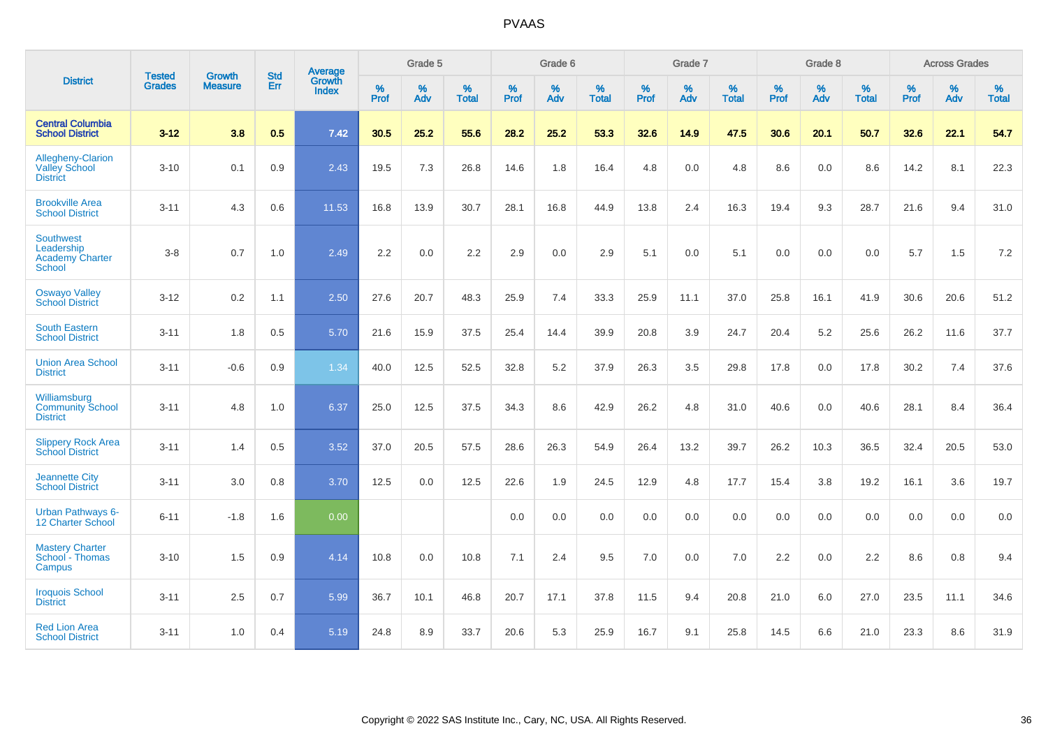# PVAAS

| District | Tested Grades | Growth Measure | Std Err | Average Growth Index | Grade 5 | | | Grade 6 | | | Grade 7 | | | Grade 8 | | | Across Grades | | |
|---|---|---|---|---|---|---|---|---|---|---|---|---|---|---|---|---|---|---|---|
| | | | | | % Prof | % Adv | % Total | % Prof | % Adv | % Total | % Prof | % Adv | % Total | % Prof | % Adv | % Total | % Prof | % Adv | % Total |
| **Central Columbia School District** | **3-12** | **3.8** | **0.5** | **7.42** | **30.5** | **25.2** | **55.6** | **28.2** | **25.2** | **53.3** | **32.6** | **14.9** | **47.5** | **30.6** | **20.1** | **50.7** | **32.6** | **22.1** | **54.7** |
| Allegheny-Clarion Valley School District | 3-10 | 0.1 | 0.9 | 2.43 | 19.5 | 7.3 | 26.8 | 14.6 | 1.8 | 16.4 | 4.8 | 0.0 | 4.8 | 8.6 | 0.0 | 8.6 | 14.2 | 8.1 | 22.3 |
| Brookville Area School District | 3-11 | 4.3 | 0.6 | 11.53 | 16.8 | 13.9 | 30.7 | 28.1 | 16.8 | 44.9 | 13.8 | 2.4 | 16.3 | 19.4 | 9.3 | 28.7 | 21.6 | 9.4 | 31.0 |
| Southwest Leadership Academy Charter School | 3-8 | 0.7 | 1.0 | 2.49 | 2.2 | 0.0 | 2.2 | 2.9 | 0.0 | 2.9 | 5.1 | 0.0 | 5.1 | 0.0 | 0.0 | 0.0 | 5.7 | 1.5 | 7.2 |
| Oswayo Valley School District | 3-12 | 0.2 | 1.1 | 2.50 | 27.6 | 20.7 | 48.3 | 25.9 | 7.4 | 33.3 | 25.9 | 11.1 | 37.0 | 25.8 | 16.1 | 41.9 | 30.6 | 20.6 | 51.2 |
| South Eastern School District | 3-11 | 1.8 | 0.5 | 5.70 | 21.6 | 15.9 | 37.5 | 25.4 | 14.4 | 39.9 | 20.8 | 3.9 | 24.7 | 20.4 | 5.2 | 25.6 | 26.2 | 11.6 | 37.7 |
| Union Area School District | 3-11 | -0.6 | 0.9 | 1.34 | 40.0 | 12.5 | 52.5 | 32.8 | 5.2 | 37.9 | 26.3 | 3.5 | 29.8 | 17.8 | 0.0 | 17.8 | 30.2 | 7.4 | 37.6 |
| Williamsburg Community School District | 3-11 | 4.8 | 1.0 | 6.37 | 25.0 | 12.5 | 37.5 | 34.3 | 8.6 | 42.9 | 26.2 | 4.8 | 31.0 | 40.6 | 0.0 | 40.6 | 28.1 | 8.4 | 36.4 |
| Slippery Rock Area School District | 3-11 | 1.4 | 0.5 | 3.52 | 37.0 | 20.5 | 57.5 | 28.6 | 26.3 | 54.9 | 26.4 | 13.2 | 39.7 | 26.2 | 10.3 | 36.5 | 32.4 | 20.5 | 53.0 |
| Jeannette City School District | 3-11 | 3.0 | 0.8 | 3.70 | 12.5 | 0.0 | 12.5 | 22.6 | 1.9 | 24.5 | 12.9 | 4.8 | 17.7 | 15.4 | 3.8 | 19.2 | 16.1 | 3.6 | 19.7 |
| Urban Pathways 6-12 Charter School | 6-11 | -1.8 | 1.6 | 0.00 | | | | 0.0 | 0.0 | 0.0 | 0.0 | 0.0 | 0.0 | 0.0 | 0.0 | 0.0 | 0.0 | 0.0 | 0.0 |
| Mastery Charter School - Thomas Campus | 3-10 | 1.5 | 0.9 | 4.14 | 10.8 | 0.0 | 10.8 | 7.1 | 2.4 | 9.5 | 7.0 | 0.0 | 7.0 | 2.2 | 0.0 | 2.2 | 8.6 | 0.8 | 9.4 |
| Iroquois School District | 3-11 | 2.5 | 0.7 | 5.99 | 36.7 | 10.1 | 46.8 | 20.7 | 17.1 | 37.8 | 11.5 | 9.4 | 20.8 | 21.0 | 6.0 | 27.0 | 23.5 | 11.1 | 34.6 |
| Red Lion Area School District | 3-11 | 1.0 | 0.4 | 5.19 | 24.8 | 8.9 | 33.7 | 20.6 | 5.3 | 25.9 | 16.7 | 9.1 | 25.8 | 14.5 | 6.6 | 21.0 | 23.3 | 8.6 | 31.9 |

Copyright © 2022 SAS Institute Inc., Cary, NC, USA. All Rights Reserved.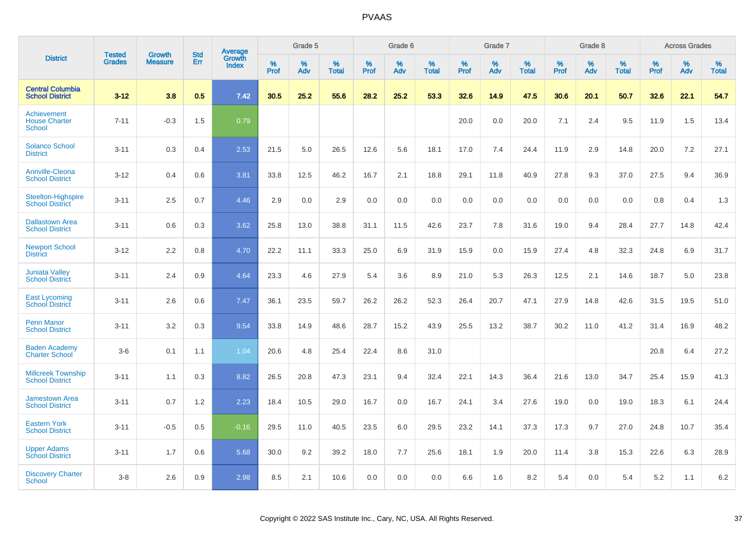# PVAAS

| District | Tested Grades | Growth Measure | Std Err | Average Growth Index | Grade 5 | | | Grade 6 | | | Grade 7 | | | Grade 8 | | | Across Grades | | |
|---|---|---|---|---|---|---|---|---|---|---|---|---|---|---|---|---|---|---|---|
| | | | | | % Prof | % Adv | % Total | % Prof | % Adv | % Total | % Prof | % Adv | % Total | % Prof | % Adv | % Total | % Prof | % Adv | % Total |
| **Central Columbia School District** | **3-12** | **3.8** | **0.5** | **7.42** | **30.5** | **25.2** | **55.6** | **28.2** | **25.2** | **53.3** | **32.6** | **14.9** | **47.5** | **30.6** | **20.1** | **50.7** | **32.6** | **22.1** | **54.7** |
| Achievement House Charter School | 7-11 | -0.3 | 1.5 | 0.79 | | | | | | | 20.0 | 0.0 | 20.0 | 7.1 | 2.4 | 9.5 | 11.9 | 1.5 | 13.4 |
| Solanco School District | 3-11 | 0.3 | 0.4 | 2.53 | 21.5 | 5.0 | 26.5 | 12.6 | 5.6 | 18.1 | 17.0 | 7.4 | 24.4 | 11.9 | 2.9 | 14.8 | 20.0 | 7.2 | 27.1 |
| Annville-Cleona School District | 3-12 | 0.4 | 0.6 | 3.81 | 33.8 | 12.5 | 46.2 | 16.7 | 2.1 | 18.8 | 29.1 | 11.8 | 40.9 | 27.8 | 9.3 | 37.0 | 27.5 | 9.4 | 36.9 |
| Steelton-Highspire School District | 3-11 | 2.5 | 0.7 | 4.46 | 2.9 | 0.0 | 2.9 | 0.0 | 0.0 | 0.0 | 0.0 | 0.0 | 0.0 | 0.0 | 0.0 | 0.0 | 0.8 | 0.4 | 1.3 |
| Dallastown Area School District | 3-11 | 0.6 | 0.3 | 3.62 | 25.8 | 13.0 | 38.8 | 31.1 | 11.5 | 42.6 | 23.7 | 7.8 | 31.6 | 19.0 | 9.4 | 28.4 | 27.7 | 14.8 | 42.4 |
| Newport School District | 3-12 | 2.2 | 0.8 | 4.70 | 22.2 | 11.1 | 33.3 | 25.0 | 6.9 | 31.9 | 15.9 | 0.0 | 15.9 | 27.4 | 4.8 | 32.3 | 24.8 | 6.9 | 31.7 |
| Juniata Valley School District | 3-11 | 2.4 | 0.9 | 4.64 | 23.3 | 4.6 | 27.9 | 5.4 | 3.6 | 8.9 | 21.0 | 5.3 | 26.3 | 12.5 | 2.1 | 14.6 | 18.7 | 5.0 | 23.8 |
| East Lycoming School District | 3-11 | 2.6 | 0.6 | 7.47 | 36.1 | 23.5 | 59.7 | 26.2 | 26.2 | 52.3 | 26.4 | 20.7 | 47.1 | 27.9 | 14.8 | 42.6 | 31.5 | 19.5 | 51.0 |
| Penn Manor School District | 3-11 | 3.2 | 0.3 | 9.54 | 33.8 | 14.9 | 48.6 | 28.7 | 15.2 | 43.9 | 25.5 | 13.2 | 38.7 | 30.2 | 11.0 | 41.2 | 31.4 | 16.9 | 48.2 |
| Baden Academy Charter School | 3-6 | 0.1 | 1.1 | 1.04 | 20.6 | 4.8 | 25.4 | 22.4 | 8.6 | 31.0 | | | | | | | 20.8 | 6.4 | 27.2 |
| Millcreek Township School District | 3-11 | 1.1 | 0.3 | 8.82 | 26.5 | 20.8 | 47.3 | 23.1 | 9.4 | 32.4 | 22.1 | 14.3 | 36.4 | 21.6 | 13.0 | 34.7 | 25.4 | 15.9 | 41.3 |
| Jamestown Area School District | 3-11 | 0.7 | 1.2 | 2.23 | 18.4 | 10.5 | 29.0 | 16.7 | 0.0 | 16.7 | 24.1 | 3.4 | 27.6 | 19.0 | 0.0 | 19.0 | 18.3 | 6.1 | 24.4 |
| Eastern York School District | 3-11 | -0.5 | 0.5 | -0.16 | 29.5 | 11.0 | 40.5 | 23.5 | 6.0 | 29.5 | 23.2 | 14.1 | 37.3 | 17.3 | 9.7 | 27.0 | 24.8 | 10.7 | 35.4 |
| Upper Adams School District | 3-11 | 1.7 | 0.6 | 5.68 | 30.0 | 9.2 | 39.2 | 18.0 | 7.7 | 25.6 | 18.1 | 1.9 | 20.0 | 11.4 | 3.8 | 15.3 | 22.6 | 6.3 | 28.9 |
| Discovery Charter School | 3-8 | 2.6 | 0.9 | 2.98 | 8.5 | 2.1 | 10.6 | 0.0 | 0.0 | 0.0 | 6.6 | 1.6 | 8.2 | 5.4 | 0.0 | 5.4 | 5.2 | 1.1 | 6.2 |

Copyright © 2022 SAS Institute Inc., Cary, NC, USA. All Rights Reserved.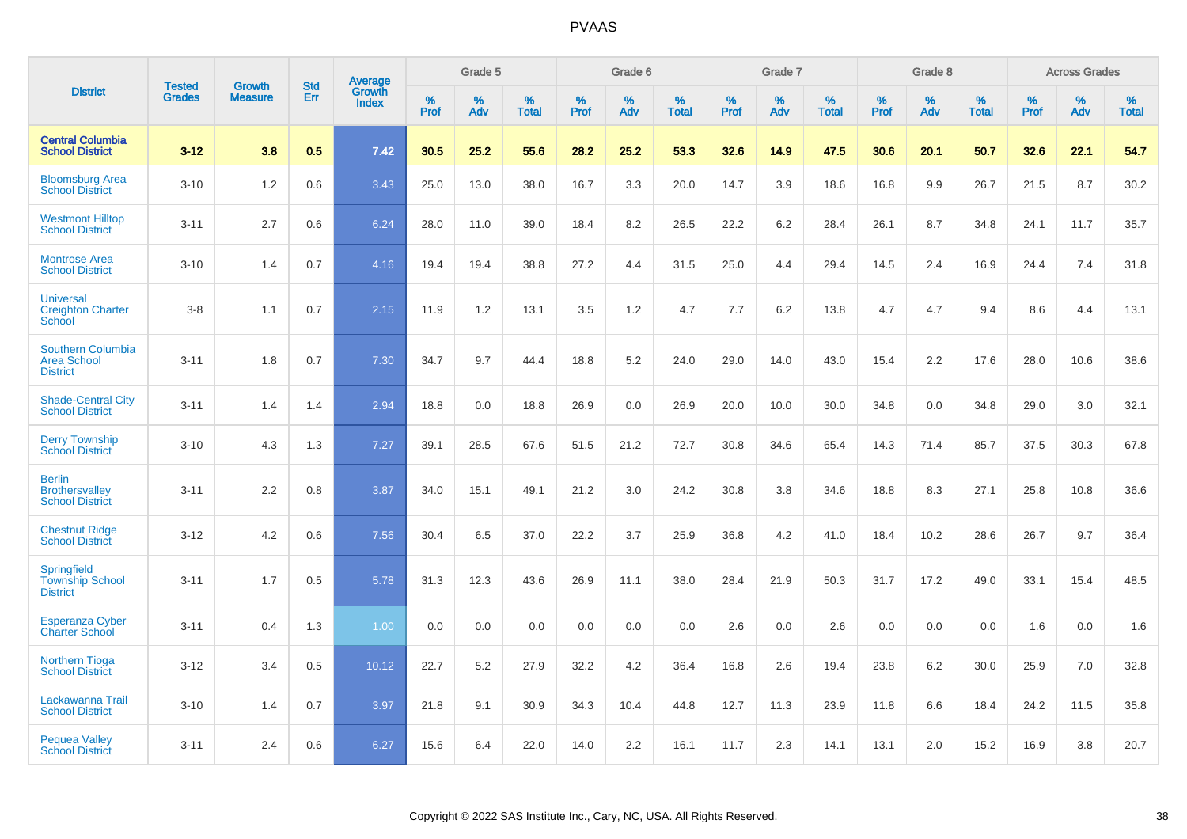# PVAAS

| District | Tested Grades | Growth Measure | Std Err | Average Growth Index | Grade 5 | | | Grade 6 | | | Grade 7 | | | Grade 8 | | | Across Grades | | |
|---|---|---|---|---|---|---|---|---|---|---|---|---|---|---|---|---|---|---|---|
| | | | | | % Prof | % Adv | % Total | % Prof | % Adv | % Total | % Prof | % Adv | % Total | % Prof | % Adv | % Total | % Prof | % Adv | % Total |
| **Central Columbia School District** | **3-12** | **3.8** | **0.5** | **7.42** | **30.5** | **25.2** | **55.6** | **28.2** | **25.2** | **53.3** | **32.6** | **14.9** | **47.5** | **30.6** | **20.1** | **50.7** | **32.6** | **22.1** | **54.7** |
| Bloomsburg Area School District | 3-10 | 1.2 | 0.6 | 3.43 | 25.0 | 13.0 | 38.0 | 16.7 | 3.3 | 20.0 | 14.7 | 3.9 | 18.6 | 16.8 | 9.9 | 26.7 | 21.5 | 8.7 | 30.2 |
| Westmont Hilltop School District | 3-11 | 2.7 | 0.6 | 6.24 | 28.0 | 11.0 | 39.0 | 18.4 | 8.2 | 26.5 | 22.2 | 6.2 | 28.4 | 26.1 | 8.7 | 34.8 | 24.1 | 11.7 | 35.7 |
| Montrose Area School District | 3-10 | 1.4 | 0.7 | 4.16 | 19.4 | 19.4 | 38.8 | 27.2 | 4.4 | 31.5 | 25.0 | 4.4 | 29.4 | 14.5 | 2.4 | 16.9 | 24.4 | 7.4 | 31.8 |
| Universal Creighton Charter School | 3-8 | 1.1 | 0.7 | 2.15 | 11.9 | 1.2 | 13.1 | 3.5 | 1.2 | 4.7 | 7.7 | 6.2 | 13.8 | 4.7 | 4.7 | 9.4 | 8.6 | 4.4 | 13.1 |
| Southern Columbia Area School District | 3-11 | 1.8 | 0.7 | 7.30 | 34.7 | 9.7 | 44.4 | 18.8 | 5.2 | 24.0 | 29.0 | 14.0 | 43.0 | 15.4 | 2.2 | 17.6 | 28.0 | 10.6 | 38.6 |
| Shade-Central City School District | 3-11 | 1.4 | 1.4 | 2.94 | 18.8 | 0.0 | 18.8 | 26.9 | 0.0 | 26.9 | 20.0 | 10.0 | 30.0 | 34.8 | 0.0 | 34.8 | 29.0 | 3.0 | 32.1 |
| Derry Township School District | 3-10 | 4.3 | 1.3 | 7.27 | 39.1 | 28.5 | 67.6 | 51.5 | 21.2 | 72.7 | 30.8 | 34.6 | 65.4 | 14.3 | 71.4 | 85.7 | 37.5 | 30.3 | 67.8 |
| Berlin Brothersvalley School District | 3-11 | 2.2 | 0.8 | 3.87 | 34.0 | 15.1 | 49.1 | 21.2 | 3.0 | 24.2 | 30.8 | 3.8 | 34.6 | 18.8 | 8.3 | 27.1 | 25.8 | 10.8 | 36.6 |
| Chestnut Ridge School District | 3-12 | 4.2 | 0.6 | 7.56 | 30.4 | 6.5 | 37.0 | 22.2 | 3.7 | 25.9 | 36.8 | 4.2 | 41.0 | 18.4 | 10.2 | 28.6 | 26.7 | 9.7 | 36.4 |
| Springfield Township School District | 3-11 | 1.7 | 0.5 | 5.78 | 31.3 | 12.3 | 43.6 | 26.9 | 11.1 | 38.0 | 28.4 | 21.9 | 50.3 | 31.7 | 17.2 | 49.0 | 33.1 | 15.4 | 48.5 |
| Esperanza Cyber Charter School | 3-11 | 0.4 | 1.3 | 1.00 | 0.0 | 0.0 | 0.0 | 0.0 | 0.0 | 0.0 | 2.6 | 0.0 | 2.6 | 0.0 | 0.0 | 0.0 | 1.6 | 0.0 | 1.6 |
| Northern Tioga School District | 3-12 | 3.4 | 0.5 | 10.12 | 22.7 | 5.2 | 27.9 | 32.2 | 4.2 | 36.4 | 16.8 | 2.6 | 19.4 | 23.8 | 6.2 | 30.0 | 25.9 | 7.0 | 32.8 |
| Lackawanna Trail School District | 3-10 | 1.4 | 0.7 | 3.97 | 21.8 | 9.1 | 30.9 | 34.3 | 10.4 | 44.8 | 12.7 | 11.3 | 23.9 | 11.8 | 6.6 | 18.4 | 24.2 | 11.5 | 35.8 |
| Pequea Valley School District | 3-11 | 2.4 | 0.6 | 6.27 | 15.6 | 6.4 | 22.0 | 14.0 | 2.2 | 16.1 | 11.7 | 2.3 | 14.1 | 13.1 | 2.0 | 15.2 | 16.9 | 3.8 | 20.7 |

Copyright © 2022 SAS Institute Inc., Cary, NC, USA. All Rights Reserved.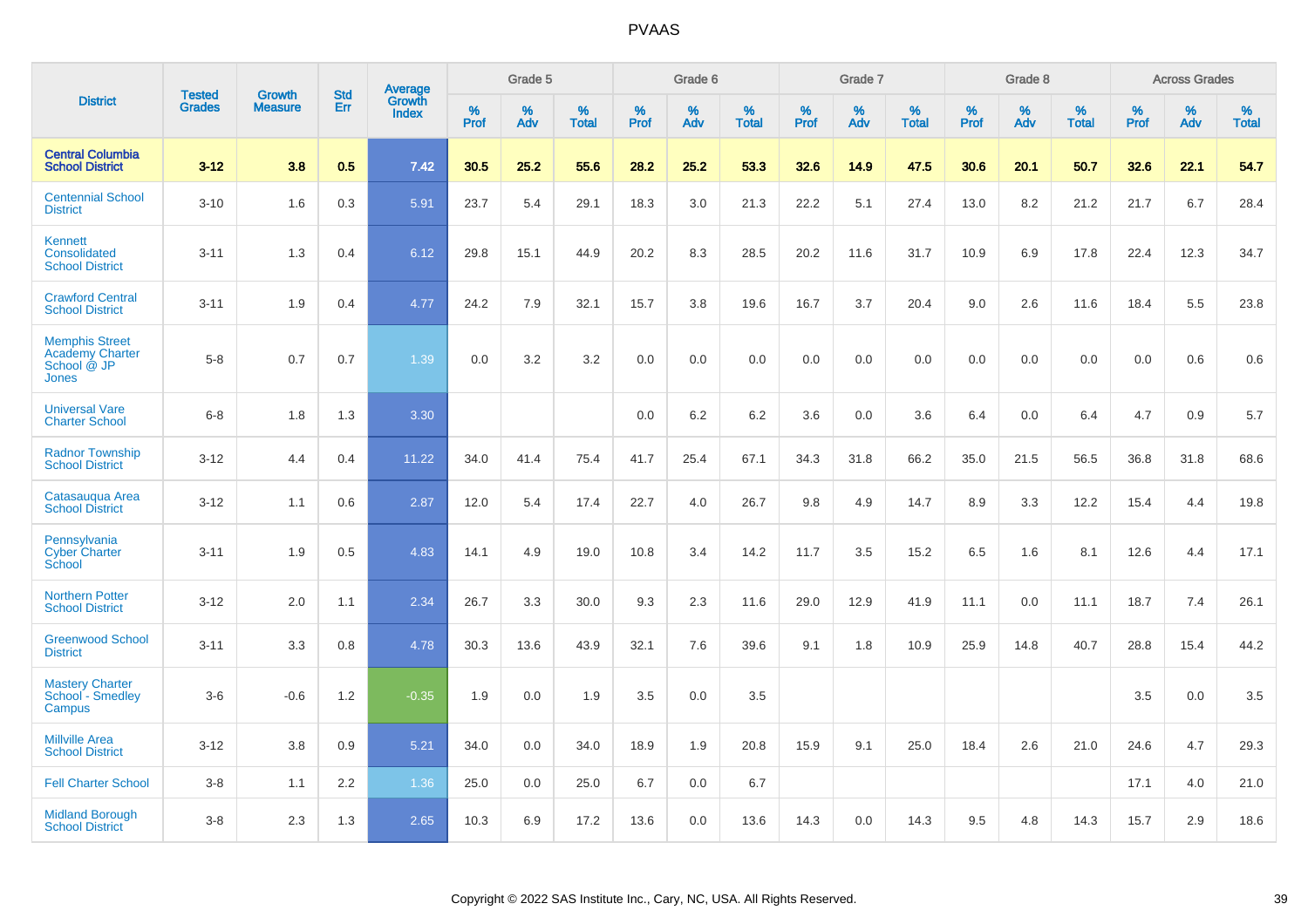| District | Tested Grades | Growth Measure | Std Err | Average Growth Index | Grade 5 | | | Grade 6 | | | Grade 7 | | | Grade 8 | | | Across Grades | | |
|---|---|---|---|---|---|---|---|---|---|---|---|---|---|---|---|---|---|---|---|
| | | | | | % Prof | % Adv | % Total | % Prof | % Adv | % Total | % Prof | % Adv | % Total | % Prof | % Adv | % Total | % Prof | % Adv | % Total |
| **Central Columbia School District** | **3-12** | **3.8** | **0.5** | **7.42** | **30.5** | **25.2** | **55.6** | **28.2** | **25.2** | **53.3** | **32.6** | **14.9** | **47.5** | **30.6** | **20.1** | **50.7** | **32.6** | **22.1** | **54.7** |
| Centennial School District | 3-10 | 1.6 | 0.3 | 5.91 | 23.7 | 5.4 | 29.1 | 18.3 | 3.0 | 21.3 | 22.2 | 5.1 | 27.4 | 13.0 | 8.2 | 21.2 | 21.7 | 6.7 | 28.4 |
| Kennett Consolidated School District | 3-11 | 1.3 | 0.4 | 6.12 | 29.8 | 15.1 | 44.9 | 20.2 | 8.3 | 28.5 | 20.2 | 11.6 | 31.7 | 10.9 | 6.9 | 17.8 | 22.4 | 12.3 | 34.7 |
| Crawford Central School District | 3-11 | 1.9 | 0.4 | 4.77 | 24.2 | 7.9 | 32.1 | 15.7 | 3.8 | 19.6 | 16.7 | 3.7 | 20.4 | 9.0 | 2.6 | 11.6 | 18.4 | 5.5 | 23.8 |
| Memphis Street Academy Charter School @ JP Jones | 5-8 | 0.7 | 0.7 | 1.39 | 0.0 | 3.2 | 3.2 | 0.0 | 0.0 | 0.0 | 0.0 | 0.0 | 0.0 | 0.0 | 0.0 | 0.0 | 0.0 | 0.6 | 0.6 |
| Universal Vare Charter School | 6-8 | 1.8 | 1.3 | 3.30 | | | | 0.0 | 6.2 | 6.2 | 3.6 | 0.0 | 3.6 | 6.4 | 0.0 | 6.4 | 4.7 | 0.9 | 5.7 |
| Radnor Township School District | 3-12 | 4.4 | 0.4 | 11.22 | 34.0 | 41.4 | 75.4 | 41.7 | 25.4 | 67.1 | 34.3 | 31.8 | 66.2 | 35.0 | 21.5 | 56.5 | 36.8 | 31.8 | 68.6 |
| Catasauqua Area School District | 3-12 | 1.1 | 0.6 | 2.87 | 12.0 | 5.4 | 17.4 | 22.7 | 4.0 | 26.7 | 9.8 | 4.9 | 14.7 | 8.9 | 3.3 | 12.2 | 15.4 | 4.4 | 19.8 |
| Pennsylvania Cyber Charter School | 3-11 | 1.9 | 0.5 | 4.83 | 14.1 | 4.9 | 19.0 | 10.8 | 3.4 | 14.2 | 11.7 | 3.5 | 15.2 | 6.5 | 1.6 | 8.1 | 12.6 | 4.4 | 17.1 |
| Northern Potter School District | 3-12 | 2.0 | 1.1 | 2.34 | 26.7 | 3.3 | 30.0 | 9.3 | 2.3 | 11.6 | 29.0 | 12.9 | 41.9 | 11.1 | 0.0 | 11.1 | 18.7 | 7.4 | 26.1 |
| Greenwood School District | 3-11 | 3.3 | 0.8 | 4.78 | 30.3 | 13.6 | 43.9 | 32.1 | 7.6 | 39.6 | 9.1 | 1.8 | 10.9 | 25.9 | 14.8 | 40.7 | 28.8 | 15.4 | 44.2 |
| Mastery Charter School - Smedley Campus | 3-6 | -0.6 | 1.2 | -0.35 | 1.9 | 0.0 | 1.9 | 3.5 | 0.0 | 3.5 | | | | | | | 3.5 | 0.0 | 3.5 |
| Millville Area School District | 3-12 | 3.8 | 0.9 | 5.21 | 34.0 | 0.0 | 34.0 | 18.9 | 1.9 | 20.8 | 15.9 | 9.1 | 25.0 | 18.4 | 2.6 | 21.0 | 24.6 | 4.7 | 29.3 |
| Fell Charter School | 3-8 | 1.1 | 2.2 | 1.36 | 25.0 | 0.0 | 25.0 | 6.7 | 0.0 | 6.7 | | | | | | | 17.1 | 4.0 | 21.0 |
| Midland Borough School District | 3-8 | 2.3 | 1.3 | 2.65 | 10.3 | 6.9 | 17.2 | 13.6 | 0.0 | 13.6 | 14.3 | 0.0 | 14.3 | 9.5 | 4.8 | 14.3 | 15.7 | 2.9 | 18.6 |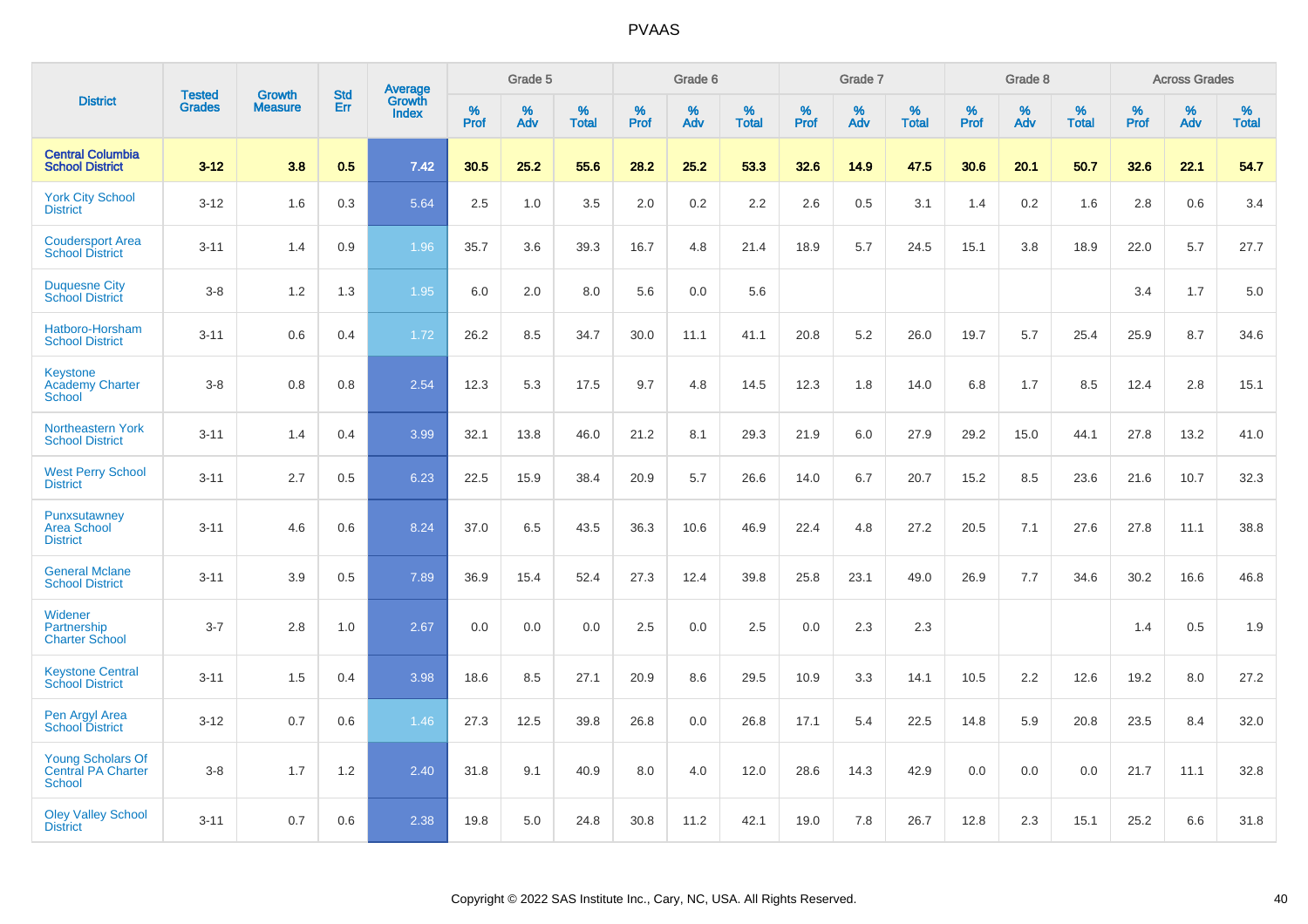# PVAAS

| District | Tested Grades | Growth Measure | Std Err | Average Growth Index | Grade 5 | | | Grade 6 | | | Grade 7 | | | Grade 8 | | | Across Grades | | |
|---|---|---|---|---|---|---|---|---|---|---|---|---|---|---|---|---|---|---|---|
| | | | | | % Prof | % Adv | % Total | % Prof | % Adv | % Total | % Prof | % Adv | % Total | % Prof | % Adv | % Total | % Prof | % Adv | % Total |
| **Central Columbia School District** | **3-12** | **3.8** | **0.5** | **7.42** | **30.5** | **25.2** | **55.6** | **28.2** | **25.2** | **53.3** | **32.6** | **14.9** | **47.5** | **30.6** | **20.1** | **50.7** | **32.6** | **22.1** | **54.7** |
| York City School District | 3-12 | 1.6 | 0.3 | 5.64 | 2.5 | 1.0 | 3.5 | 2.0 | 0.2 | 2.2 | 2.6 | 0.5 | 3.1 | 1.4 | 0.2 | 1.6 | 2.8 | 0.6 | 3.4 |
| Coudersport Area School District | 3-11 | 1.4 | 0.9 | 1.96 | 35.7 | 3.6 | 39.3 | 16.7 | 4.8 | 21.4 | 18.9 | 5.7 | 24.5 | 15.1 | 3.8 | 18.9 | 22.0 | 5.7 | 27.7 |
| Duquesne City School District | 3-8 | 1.2 | 1.3 | 1.95 | 6.0 | 2.0 | 8.0 | 5.6 | 0.0 | 5.6 | | | | | | | 3.4 | 1.7 | 5.0 |
| Hatboro-Horsham School District | 3-11 | 0.6 | 0.4 | 1.72 | 26.2 | 8.5 | 34.7 | 30.0 | 11.1 | 41.1 | 20.8 | 5.2 | 26.0 | 19.7 | 5.7 | 25.4 | 25.9 | 8.7 | 34.6 |
| Keystone Academy Charter School | 3-8 | 0.8 | 0.8 | 2.54 | 12.3 | 5.3 | 17.5 | 9.7 | 4.8 | 14.5 | 12.3 | 1.8 | 14.0 | 6.8 | 1.7 | 8.5 | 12.4 | 2.8 | 15.1 |
| Northeastern York School District | 3-11 | 1.4 | 0.4 | 3.99 | 32.1 | 13.8 | 46.0 | 21.2 | 8.1 | 29.3 | 21.9 | 6.0 | 27.9 | 29.2 | 15.0 | 44.1 | 27.8 | 13.2 | 41.0 |
| West Perry School District | 3-11 | 2.7 | 0.5 | 6.23 | 22.5 | 15.9 | 38.4 | 20.9 | 5.7 | 26.6 | 14.0 | 6.7 | 20.7 | 15.2 | 8.5 | 23.6 | 21.6 | 10.7 | 32.3 |
| Punxsutawney Area School District | 3-11 | 4.6 | 0.6 | 8.24 | 37.0 | 6.5 | 43.5 | 36.3 | 10.6 | 46.9 | 22.4 | 4.8 | 27.2 | 20.5 | 7.1 | 27.6 | 27.8 | 11.1 | 38.8 |
| General Mclane School District | 3-11 | 3.9 | 0.5 | 7.89 | 36.9 | 15.4 | 52.4 | 27.3 | 12.4 | 39.8 | 25.8 | 23.1 | 49.0 | 26.9 | 7.7 | 34.6 | 30.2 | 16.6 | 46.8 |
| Widener Partnership Charter School | 3-7 | 2.8 | 1.0 | 2.67 | 0.0 | 0.0 | 0.0 | 2.5 | 0.0 | 2.5 | 0.0 | 2.3 | 2.3 | | | | 1.4 | 0.5 | 1.9 |
| Keystone Central School District | 3-11 | 1.5 | 0.4 | 3.98 | 18.6 | 8.5 | 27.1 | 20.9 | 8.6 | 29.5 | 10.9 | 3.3 | 14.1 | 10.5 | 2.2 | 12.6 | 19.2 | 8.0 | 27.2 |
| Pen Argyl Area School District | 3-12 | 0.7 | 0.6 | 1.46 | 27.3 | 12.5 | 39.8 | 26.8 | 0.0 | 26.8 | 17.1 | 5.4 | 22.5 | 14.8 | 5.9 | 20.8 | 23.5 | 8.4 | 32.0 |
| Young Scholars Of Central PA Charter School | 3-8 | 1.7 | 1.2 | 2.40 | 31.8 | 9.1 | 40.9 | 8.0 | 4.0 | 12.0 | 28.6 | 14.3 | 42.9 | 0.0 | 0.0 | 0.0 | 21.7 | 11.1 | 32.8 |
| Oley Valley School District | 3-11 | 0.7 | 0.6 | 2.38 | 19.8 | 5.0 | 24.8 | 30.8 | 11.2 | 42.1 | 19.0 | 7.8 | 26.7 | 12.8 | 2.3 | 15.1 | 25.2 | 6.6 | 31.8 |

Copyright © 2022 SAS Institute Inc., Cary, NC, USA. All Rights Reserved.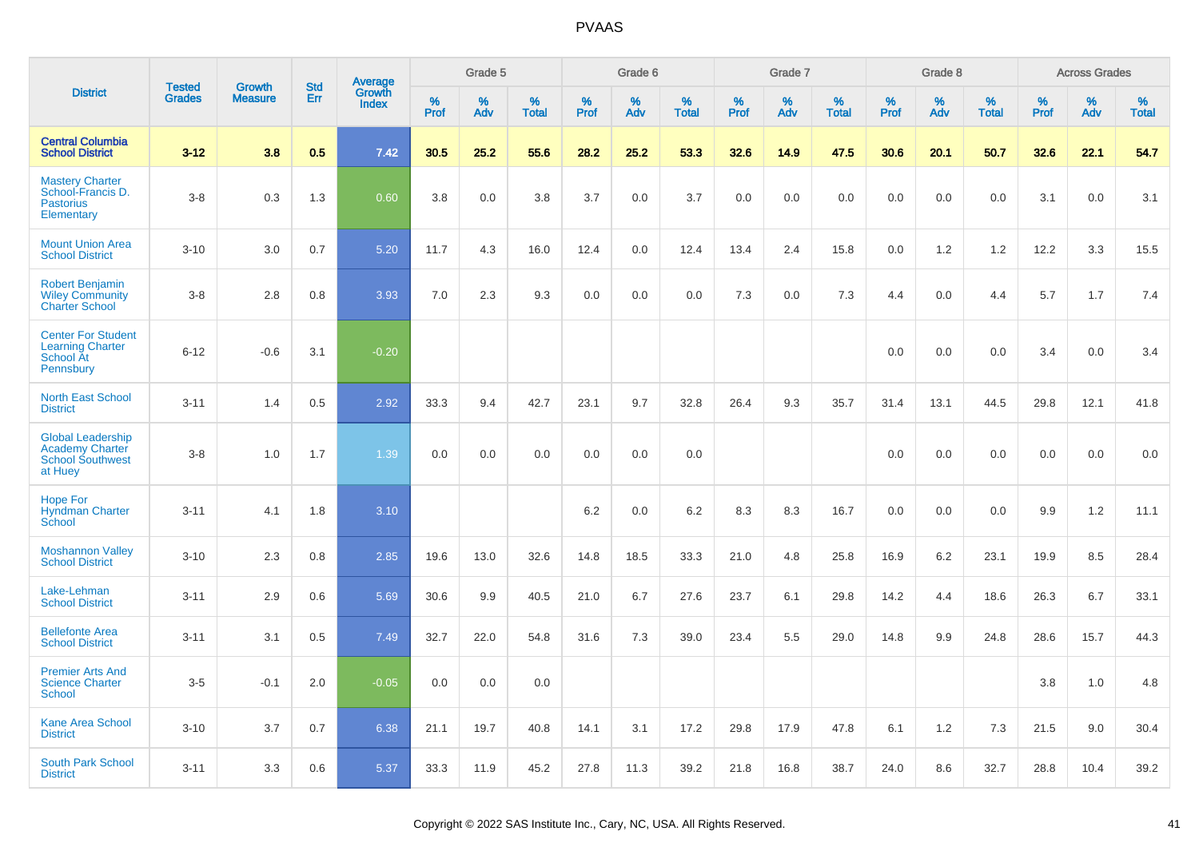# PVAAS

| District | Tested Grades | Growth Measure | Std Err | Average Growth Index | Grade 5 | | | Grade 6 | | | Grade 7 | | | Grade 8 | | | Across Grades | | |
|---|---|---|---|---|---|---|---|---|---|---|---|---|---|---|---|---|---|---|---|
| | | | | | % Prof | % Adv | % Total | % Prof | % Adv | % Total | % Prof | % Adv | % Total | % Prof | % Adv | % Total | % Prof | % Adv | % Total |
| **Central Columbia School District** | **3-12** | **3.8** | **0.5** | **7.42** | **30.5** | **25.2** | **55.6** | **28.2** | **25.2** | **53.3** | **32.6** | **14.9** | **47.5** | **30.6** | **20.1** | **50.7** | **32.6** | **22.1** | **54.7** |
| Mastery Charter School-Francis D. Pastorius Elementary | 3-8 | 0.3 | 1.3 | 0.60 | 3.8 | 0.0 | 3.8 | 3.7 | 0.0 | 3.7 | 0.0 | 0.0 | 0.0 | 0.0 | 0.0 | 0.0 | 3.1 | 0.0 | 3.1 |
| Mount Union Area School District | 3-10 | 3.0 | 0.7 | 5.20 | 11.7 | 4.3 | 16.0 | 12.4 | 0.0 | 12.4 | 13.4 | 2.4 | 15.8 | 0.0 | 1.2 | 1.2 | 12.2 | 3.3 | 15.5 |
| Robert Benjamin Wiley Community Charter School | 3-8 | 2.8 | 0.8 | 3.93 | 7.0 | 2.3 | 9.3 | 0.0 | 0.0 | 0.0 | 7.3 | 0.0 | 7.3 | 4.4 | 0.0 | 4.4 | 5.7 | 1.7 | 7.4 |
| Center For Student Learning Charter School At Pennsbury | 6-12 | -0.6 | 3.1 | -0.20 | | | | | | | | | | 0.0 | 0.0 | 0.0 | 3.4 | 0.0 | 3.4 |
| North East School District | 3-11 | 1.4 | 0.5 | 2.92 | 33.3 | 9.4 | 42.7 | 23.1 | 9.7 | 32.8 | 26.4 | 9.3 | 35.7 | 31.4 | 13.1 | 44.5 | 29.8 | 12.1 | 41.8 |
| Global Leadership Academy Charter School Southwest at Huey | 3-8 | 1.0 | 1.7 | 1.39 | 0.0 | 0.0 | 0.0 | 0.0 | 0.0 | 0.0 | | | | 0.0 | 0.0 | 0.0 | 0.0 | 0.0 | 0.0 |
| Hope For Hyndman Charter School | 3-11 | 4.1 | 1.8 | 3.10 | | | | 6.2 | 0.0 | 6.2 | 8.3 | 8.3 | 16.7 | 0.0 | 0.0 | 0.0 | 9.9 | 1.2 | 11.1 |
| Moshannon Valley School District | 3-10 | 2.3 | 0.8 | 2.85 | 19.6 | 13.0 | 32.6 | 14.8 | 18.5 | 33.3 | 21.0 | 4.8 | 25.8 | 16.9 | 6.2 | 23.1 | 19.9 | 8.5 | 28.4 |
| Lake-Lehman School District | 3-11 | 2.9 | 0.6 | 5.69 | 30.6 | 9.9 | 40.5 | 21.0 | 6.7 | 27.6 | 23.7 | 6.1 | 29.8 | 14.2 | 4.4 | 18.6 | 26.3 | 6.7 | 33.1 |
| Bellefonte Area School District | 3-11 | 3.1 | 0.5 | 7.49 | 32.7 | 22.0 | 54.8 | 31.6 | 7.3 | 39.0 | 23.4 | 5.5 | 29.0 | 14.8 | 9.9 | 24.8 | 28.6 | 15.7 | 44.3 |
| Premier Arts And Science Charter School | 3-5 | -0.1 | 2.0 | -0.05 | 0.0 | 0.0 | 0.0 | | | | | | | | | | 3.8 | 1.0 | 4.8 |
| Kane Area School District | 3-10 | 3.7 | 0.7 | 6.38 | 21.1 | 19.7 | 40.8 | 14.1 | 3.1 | 17.2 | 29.8 | 17.9 | 47.8 | 6.1 | 1.2 | 7.3 | 21.5 | 9.0 | 30.4 |
| South Park School District | 3-11 | 3.3 | 0.6 | 5.37 | 33.3 | 11.9 | 45.2 | 27.8 | 11.3 | 39.2 | 21.8 | 16.8 | 38.7 | 24.0 | 8.6 | 32.7 | 28.8 | 10.4 | 39.2 |

Copyright © 2022 SAS Institute Inc., Cary, NC, USA. All Rights Reserved.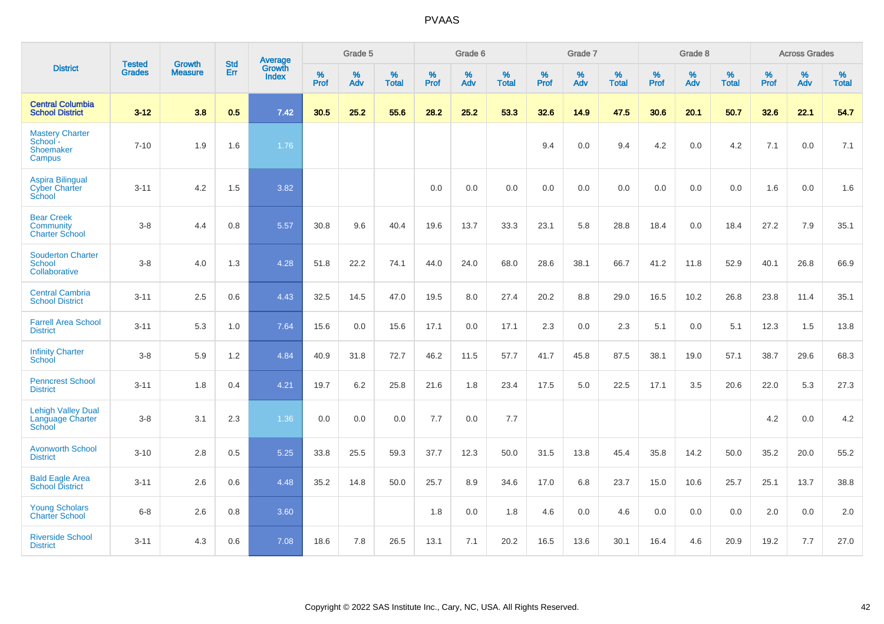# PVAAS

| District | Tested Grades | Growth Measure | Std Err | Average Growth Index | Grade 5 | | | Grade 6 | | | Grade 7 | | | Grade 8 | | | Across Grades | | |
|---|---|---|---|---|---|---|---|---|---|---|---|---|---|---|---|---|---|---|---|
| | | | | | % Prof | % Adv | % Total | % Prof | % Adv | % Total | % Prof | % Adv | % Total | % Prof | % Adv | % Total | % Prof | % Adv | % Total |
| **Central Columbia School District** | **3-12** | **3.8** | **0.5** | **7.42** | **30.5** | **25.2** | **55.6** | **28.2** | **25.2** | **53.3** | **32.6** | **14.9** | **47.5** | **30.6** | **20.1** | **50.7** | **32.6** | **22.1** | **54.7** |
| Mastery Charter School - Shoemaker Campus | 7-10 | 1.9 | 1.6 | 1.76 | | | | | | | 9.4 | 0.0 | 9.4 | 4.2 | 0.0 | 4.2 | 7.1 | 0.0 | 7.1 |
| Aspira Bilingual Cyber Charter School | 3-11 | 4.2 | 1.5 | 3.82 | | | | 0.0 | 0.0 | 0.0 | 0.0 | 0.0 | 0.0 | 0.0 | 0.0 | 0.0 | 1.6 | 0.0 | 1.6 |
| Bear Creek Community Charter School | 3-8 | 4.4 | 0.8 | 5.57 | 30.8 | 9.6 | 40.4 | 19.6 | 13.7 | 33.3 | 23.1 | 5.8 | 28.8 | 18.4 | 0.0 | 18.4 | 27.2 | 7.9 | 35.1 |
| Souderton Charter School Collaborative | 3-8 | 4.0 | 1.3 | 4.28 | 51.8 | 22.2 | 74.1 | 44.0 | 24.0 | 68.0 | 28.6 | 38.1 | 66.7 | 41.2 | 11.8 | 52.9 | 40.1 | 26.8 | 66.9 |
| Central Cambria School District | 3-11 | 2.5 | 0.6 | 4.43 | 32.5 | 14.5 | 47.0 | 19.5 | 8.0 | 27.4 | 20.2 | 8.8 | 29.0 | 16.5 | 10.2 | 26.8 | 23.8 | 11.4 | 35.1 |
| Farrell Area School District | 3-11 | 5.3 | 1.0 | 7.64 | 15.6 | 0.0 | 15.6 | 17.1 | 0.0 | 17.1 | 2.3 | 0.0 | 2.3 | 5.1 | 0.0 | 5.1 | 12.3 | 1.5 | 13.8 |
| Infinity Charter School | 3-8 | 5.9 | 1.2 | 4.84 | 40.9 | 31.8 | 72.7 | 46.2 | 11.5 | 57.7 | 41.7 | 45.8 | 87.5 | 38.1 | 19.0 | 57.1 | 38.7 | 29.6 | 68.3 |
| Penncrest School District | 3-11 | 1.8 | 0.4 | 4.21 | 19.7 | 6.2 | 25.8 | 21.6 | 1.8 | 23.4 | 17.5 | 5.0 | 22.5 | 17.1 | 3.5 | 20.6 | 22.0 | 5.3 | 27.3 |
| Lehigh Valley Dual Language Charter School | 3-8 | 3.1 | 2.3 | 1.36 | 0.0 | 0.0 | 0.0 | 7.7 | 0.0 | 7.7 | | | | | | | 4.2 | 0.0 | 4.2 |
| Avonworth School District | 3-10 | 2.8 | 0.5 | 5.25 | 33.8 | 25.5 | 59.3 | 37.7 | 12.3 | 50.0 | 31.5 | 13.8 | 45.4 | 35.8 | 14.2 | 50.0 | 35.2 | 20.0 | 55.2 |
| Bald Eagle Area School District | 3-11 | 2.6 | 0.6 | 4.48 | 35.2 | 14.8 | 50.0 | 25.7 | 8.9 | 34.6 | 17.0 | 6.8 | 23.7 | 15.0 | 10.6 | 25.7 | 25.1 | 13.7 | 38.8 |
| Young Scholars Charter School | 6-8 | 2.6 | 0.8 | 3.60 | | | | 1.8 | 0.0 | 1.8 | 4.6 | 0.0 | 4.6 | 0.0 | 0.0 | 0.0 | 2.0 | 0.0 | 2.0 |
| Riverside School District | 3-11 | 4.3 | 0.6 | 7.08 | 18.6 | 7.8 | 26.5 | 13.1 | 7.1 | 20.2 | 16.5 | 13.6 | 30.1 | 16.4 | 4.6 | 20.9 | 19.2 | 7.7 | 27.0 |

Copyright © 2022 SAS Institute Inc., Cary, NC, USA. All Rights Reserved.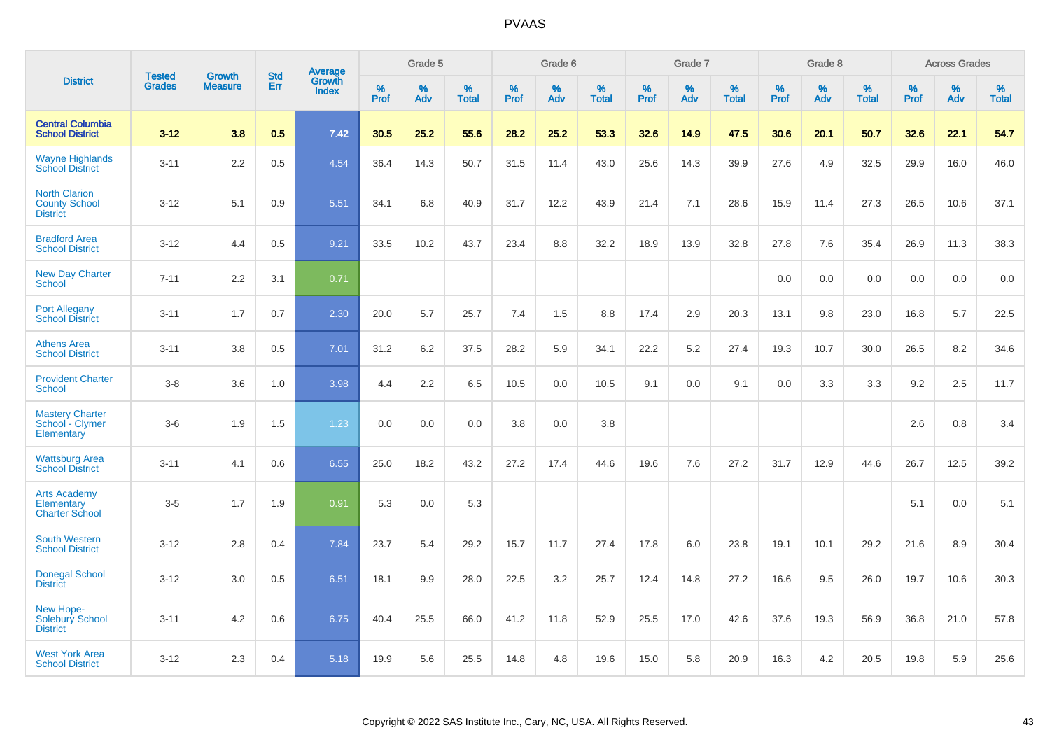# PVAAS

| District | Tested Grades | Growth Measure | Std Err | Average Growth Index | Grade 5 | | | Grade 6 | | | Grade 7 | | | Grade 8 | | | Across Grades | | |
|---|---|---|---|---|---|---|---|---|---|---|---|---|---|---|---|---|---|---|---|
| | | | | | % Prof | % Adv | % Total | % Prof | % Adv | % Total | % Prof | % Adv | % Total | % Prof | % Adv | % Total | % Prof | % Adv | % Total |
| **Central Columbia School District** | **3-12** | **3.8** | **0.5** | **7.42** | **30.5** | **25.2** | **55.6** | **28.2** | **25.2** | **53.3** | **32.6** | **14.9** | **47.5** | **30.6** | **20.1** | **50.7** | **32.6** | **22.1** | **54.7** |
| Wayne Highlands School District | 3-11 | 2.2 | 0.5 | 4.54 | 36.4 | 14.3 | 50.7 | 31.5 | 11.4 | 43.0 | 25.6 | 14.3 | 39.9 | 27.6 | 4.9 | 32.5 | 29.9 | 16.0 | 46.0 |
| North Clarion County School District | 3-12 | 5.1 | 0.9 | 5.51 | 34.1 | 6.8 | 40.9 | 31.7 | 12.2 | 43.9 | 21.4 | 7.1 | 28.6 | 15.9 | 11.4 | 27.3 | 26.5 | 10.6 | 37.1 |
| Bradford Area School District | 3-12 | 4.4 | 0.5 | 9.21 | 33.5 | 10.2 | 43.7 | 23.4 | 8.8 | 32.2 | 18.9 | 13.9 | 32.8 | 27.8 | 7.6 | 35.4 | 26.9 | 11.3 | 38.3 |
| New Day Charter School | 7-11 | 2.2 | 3.1 | 0.71 | | | | | | | | | | 0.0 | 0.0 | 0.0 | 0.0 | 0.0 | 0.0 |
| Port Allegany School District | 3-11 | 1.7 | 0.7 | 2.30 | 20.0 | 5.7 | 25.7 | 7.4 | 1.5 | 8.8 | 17.4 | 2.9 | 20.3 | 13.1 | 9.8 | 23.0 | 16.8 | 5.7 | 22.5 |
| Athens Area School District | 3-11 | 3.8 | 0.5 | 7.01 | 31.2 | 6.2 | 37.5 | 28.2 | 5.9 | 34.1 | 22.2 | 5.2 | 27.4 | 19.3 | 10.7 | 30.0 | 26.5 | 8.2 | 34.6 |
| Provident Charter School | 3-8 | 3.6 | 1.0 | 3.98 | 4.4 | 2.2 | 6.5 | 10.5 | 0.0 | 10.5 | 9.1 | 0.0 | 9.1 | 0.0 | 3.3 | 3.3 | 9.2 | 2.5 | 11.7 |
| Mastery Charter School - Clymer Elementary | 3-6 | 1.9 | 1.5 | 1.23 | 0.0 | 0.0 | 0.0 | 3.8 | 0.0 | 3.8 | | | | | | | 2.6 | 0.8 | 3.4 |
| Wattsburg Area School District | 3-11 | 4.1 | 0.6 | 6.55 | 25.0 | 18.2 | 43.2 | 27.2 | 17.4 | 44.6 | 19.6 | 7.6 | 27.2 | 31.7 | 12.9 | 44.6 | 26.7 | 12.5 | 39.2 |
| Arts Academy Elementary Charter School | 3-5 | 1.7 | 1.9 | 0.91 | 5.3 | 0.0 | 5.3 | | | | | | | | | | 5.1 | 0.0 | 5.1 |
| South Western School District | 3-12 | 2.8 | 0.4 | 7.84 | 23.7 | 5.4 | 29.2 | 15.7 | 11.7 | 27.4 | 17.8 | 6.0 | 23.8 | 19.1 | 10.1 | 29.2 | 21.6 | 8.9 | 30.4 |
| Donegal School District | 3-12 | 3.0 | 0.5 | 6.51 | 18.1 | 9.9 | 28.0 | 22.5 | 3.2 | 25.7 | 12.4 | 14.8 | 27.2 | 16.6 | 9.5 | 26.0 | 19.7 | 10.6 | 30.3 |
| New Hope-Solebury School District | 3-11 | 4.2 | 0.6 | 6.75 | 40.4 | 25.5 | 66.0 | 41.2 | 11.8 | 52.9 | 25.5 | 17.0 | 42.6 | 37.6 | 19.3 | 56.9 | 36.8 | 21.0 | 57.8 |
| West York Area School District | 3-12 | 2.3 | 0.4 | 5.18 | 19.9 | 5.6 | 25.5 | 14.8 | 4.8 | 19.6 | 15.0 | 5.8 | 20.9 | 16.3 | 4.2 | 20.5 | 19.8 | 5.9 | 25.6 |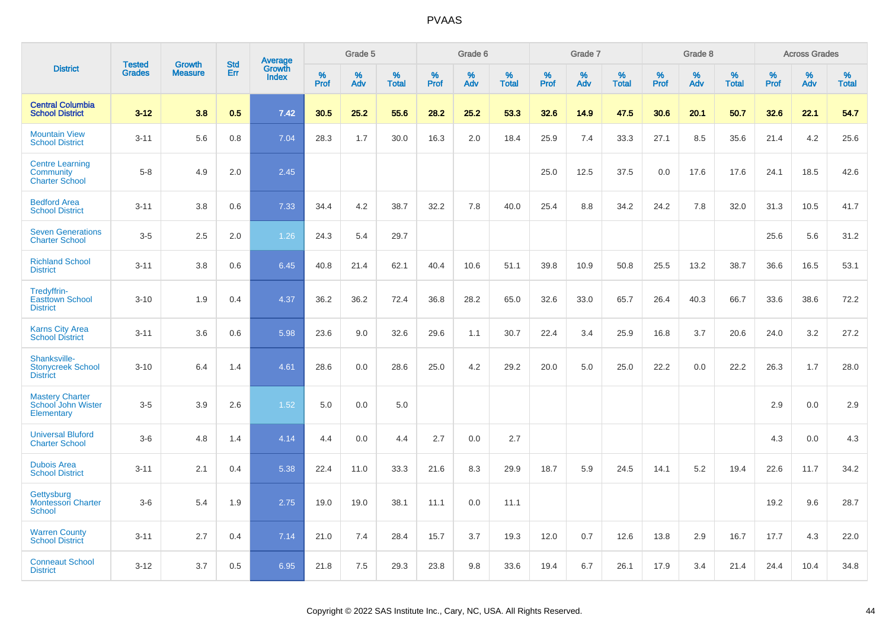# PVAAS

| District | Tested Grades | Growth Measure | Std Err | Average Growth Index | Grade 5 | | | Grade 6 | | | Grade 7 | | | Grade 8 | | | Across Grades | | |
|---|---|---|---|---|---|---|---|---|---|---|---|---|---|---|---|---|---|---|---|
| | | | | | % Prof | % Adv | % Total | % Prof | % Adv | % Total | % Prof | % Adv | % Total | % Prof | % Adv | % Total | % Prof | % Adv | % Total |
| **Central Columbia School District** | **3-12** | **3.8** | **0.5** | **7.42** | **30.5** | **25.2** | **55.6** | **28.2** | **25.2** | **53.3** | **32.6** | **14.9** | **47.5** | **30.6** | **20.1** | **50.7** | **32.6** | **22.1** | **54.7** |
| Mountain View School District | 3-11 | 5.6 | 0.8 | 7.04 | 28.3 | 1.7 | 30.0 | 16.3 | 2.0 | 18.4 | 25.9 | 7.4 | 33.3 | 27.1 | 8.5 | 35.6 | 21.4 | 4.2 | 25.6 |
| Centre Learning Community Charter School | 5-8 | 4.9 | 2.0 | 2.45 | | | | | | | 25.0 | 12.5 | 37.5 | 0.0 | 17.6 | 17.6 | 24.1 | 18.5 | 42.6 |
| Bedford Area School District | 3-11 | 3.8 | 0.6 | 7.33 | 34.4 | 4.2 | 38.7 | 32.2 | 7.8 | 40.0 | 25.4 | 8.8 | 34.2 | 24.2 | 7.8 | 32.0 | 31.3 | 10.5 | 41.7 |
| Seven Generations Charter School | 3-5 | 2.5 | 2.0 | 1.26 | 24.3 | 5.4 | 29.7 | | | | | | | | | | 25.6 | 5.6 | 31.2 |
| Richland School District | 3-11 | 3.8 | 0.6 | 6.45 | 40.8 | 21.4 | 62.1 | 40.4 | 10.6 | 51.1 | 39.8 | 10.9 | 50.8 | 25.5 | 13.2 | 38.7 | 36.6 | 16.5 | 53.1 |
| Tredyffrin-Easttown School District | 3-10 | 1.9 | 0.4 | 4.37 | 36.2 | 36.2 | 72.4 | 36.8 | 28.2 | 65.0 | 32.6 | 33.0 | 65.7 | 26.4 | 40.3 | 66.7 | 33.6 | 38.6 | 72.2 |
| Karns City Area School District | 3-11 | 3.6 | 0.6 | 5.98 | 23.6 | 9.0 | 32.6 | 29.6 | 1.1 | 30.7 | 22.4 | 3.4 | 25.9 | 16.8 | 3.7 | 20.6 | 24.0 | 3.2 | 27.2 |
| Shanksville-Stonycreek School District | 3-10 | 6.4 | 1.4 | 4.61 | 28.6 | 0.0 | 28.6 | 25.0 | 4.2 | 29.2 | 20.0 | 5.0 | 25.0 | 22.2 | 0.0 | 22.2 | 26.3 | 1.7 | 28.0 |
| Mastery Charter School John Wister Elementary | 3-5 | 3.9 | 2.6 | 1.52 | 5.0 | 0.0 | 5.0 | | | | | | | | | | 2.9 | 0.0 | 2.9 |
| Universal Bluford Charter School | 3-6 | 4.8 | 1.4 | 4.14 | 4.4 | 0.0 | 4.4 | 2.7 | 0.0 | 2.7 | | | | | | | 4.3 | 0.0 | 4.3 |
| Dubois Area School District | 3-11 | 2.1 | 0.4 | 5.38 | 22.4 | 11.0 | 33.3 | 21.6 | 8.3 | 29.9 | 18.7 | 5.9 | 24.5 | 14.1 | 5.2 | 19.4 | 22.6 | 11.7 | 34.2 |
| Gettysburg Montessori Charter School | 3-6 | 5.4 | 1.9 | 2.75 | 19.0 | 19.0 | 38.1 | 11.1 | 0.0 | 11.1 | | | | | | | 19.2 | 9.6 | 28.7 |
| Warren County School District | 3-11 | 2.7 | 0.4 | 7.14 | 21.0 | 7.4 | 28.4 | 15.7 | 3.7 | 19.3 | 12.0 | 0.7 | 12.6 | 13.8 | 2.9 | 16.7 | 17.7 | 4.3 | 22.0 |
| Conneaut School District | 3-12 | 3.7 | 0.5 | 6.95 | 21.8 | 7.5 | 29.3 | 23.8 | 9.8 | 33.6 | 19.4 | 6.7 | 26.1 | 17.9 | 3.4 | 21.4 | 24.4 | 10.4 | 34.8 |

Copyright © 2022 SAS Institute Inc., Cary, NC, USA. All Rights Reserved.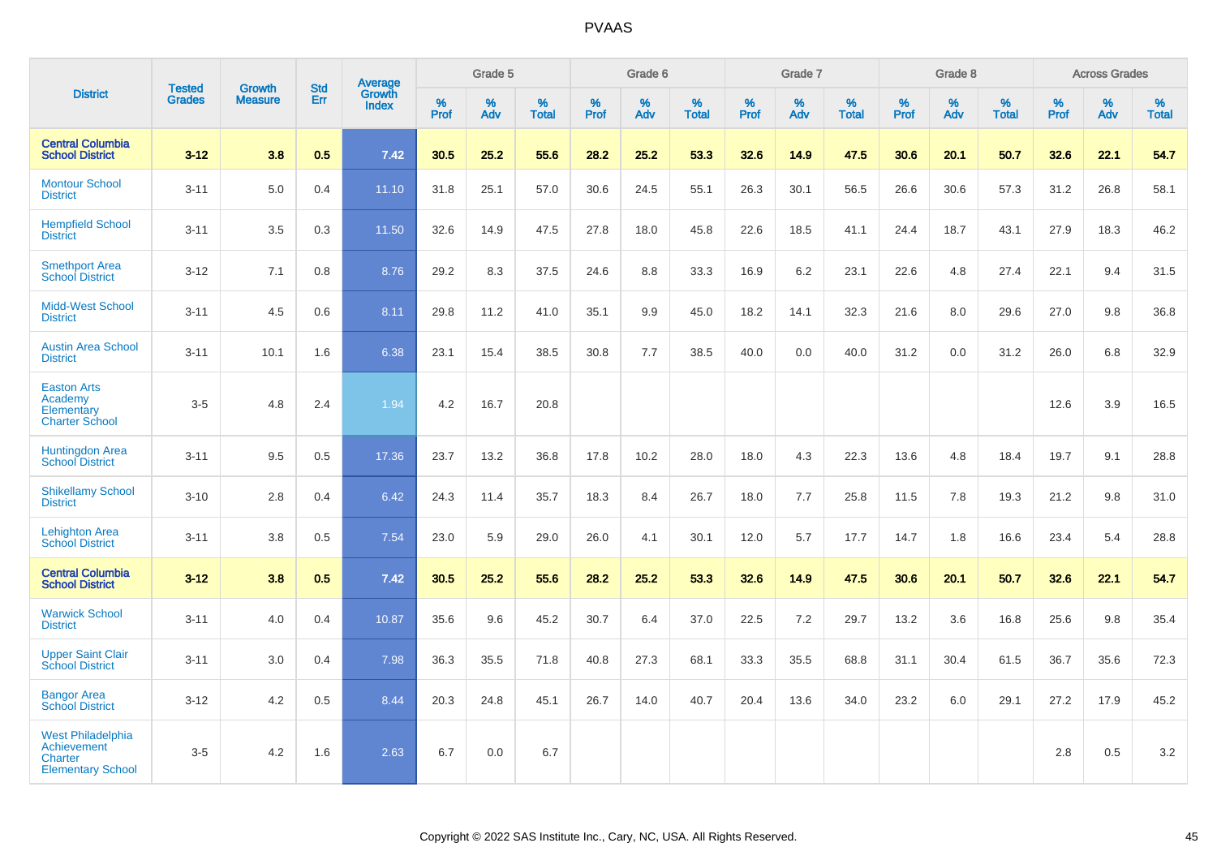# PVAAS

| District | Tested Grades | Growth Measure | Std Err | Average Growth Index | Grade 5 | | | Grade 6 | | | Grade 7 | | | Grade 8 | | | Across Grades | | |
|---|---|---|---|---|---|---|---|---|---|---|---|---|---|---|---|---|---|---|---|
| | | | | | % Prof | % Adv | % Total | % Prof | % Adv | % Total | % Prof | % Adv | % Total | % Prof | % Adv | % Total | % Prof | % Adv | % Total |
| **Central Columbia School District** | **3-12** | **3.8** | **0.5** | **7.42** | **30.5** | **25.2** | **55.6** | **28.2** | **25.2** | **53.3** | **32.6** | **14.9** | **47.5** | **30.6** | **20.1** | **50.7** | **32.6** | **22.1** | **54.7** |
| Montour School District | 3-11 | 5.0 | 0.4 | 11.10 | 31.8 | 25.1 | 57.0 | 30.6 | 24.5 | 55.1 | 26.3 | 30.1 | 56.5 | 26.6 | 30.6 | 57.3 | 31.2 | 26.8 | 58.1 |
| Hempfield School District | 3-11 | 3.5 | 0.3 | 11.50 | 32.6 | 14.9 | 47.5 | 27.8 | 18.0 | 45.8 | 22.6 | 18.5 | 41.1 | 24.4 | 18.7 | 43.1 | 27.9 | 18.3 | 46.2 |
| Smethport Area School District | 3-12 | 7.1 | 0.8 | 8.76 | 29.2 | 8.3 | 37.5 | 24.6 | 8.8 | 33.3 | 16.9 | 6.2 | 23.1 | 22.6 | 4.8 | 27.4 | 22.1 | 9.4 | 31.5 |
| Midd-West School District | 3-11 | 4.5 | 0.6 | 8.11 | 29.8 | 11.2 | 41.0 | 35.1 | 9.9 | 45.0 | 18.2 | 14.1 | 32.3 | 21.6 | 8.0 | 29.6 | 27.0 | 9.8 | 36.8 |
| Austin Area School District | 3-11 | 10.1 | 1.6 | 6.38 | 23.1 | 15.4 | 38.5 | 30.8 | 7.7 | 38.5 | 40.0 | 0.0 | 40.0 | 31.2 | 0.0 | 31.2 | 26.0 | 6.8 | 32.9 |
| Easton Arts Academy Elementary Charter School | 3-5 | 4.8 | 2.4 | 1.94 | 4.2 | 16.7 | 20.8 | | | | | | | | | | 12.6 | 3.9 | 16.5 |
| Huntingdon Area School District | 3-11 | 9.5 | 0.5 | 17.36 | 23.7 | 13.2 | 36.8 | 17.8 | 10.2 | 28.0 | 18.0 | 4.3 | 22.3 | 13.6 | 4.8 | 18.4 | 19.7 | 9.1 | 28.8 |
| Shikellamy School District | 3-10 | 2.8 | 0.4 | 6.42 | 24.3 | 11.4 | 35.7 | 18.3 | 8.4 | 26.7 | 18.0 | 7.7 | 25.8 | 11.5 | 7.8 | 19.3 | 21.2 | 9.8 | 31.0 |
| Lehighton Area School District | 3-11 | 3.8 | 0.5 | 7.54 | 23.0 | 5.9 | 29.0 | 26.0 | 4.1 | 30.1 | 12.0 | 5.7 | 17.7 | 14.7 | 1.8 | 16.6 | 23.4 | 5.4 | 28.8 |
| **Central Columbia School District** | **3-12** | **3.8** | **0.5** | **7.42** | **30.5** | **25.2** | **55.6** | **28.2** | **25.2** | **53.3** | **32.6** | **14.9** | **47.5** | **30.6** | **20.1** | **50.7** | **32.6** | **22.1** | **54.7** |
| Warwick School District | 3-11 | 4.0 | 0.4 | 10.87 | 35.6 | 9.6 | 45.2 | 30.7 | 6.4 | 37.0 | 22.5 | 7.2 | 29.7 | 13.2 | 3.6 | 16.8 | 25.6 | 9.8 | 35.4 |
| Upper Saint Clair School District | 3-11 | 3.0 | 0.4 | 7.98 | 36.3 | 35.5 | 71.8 | 40.8 | 27.3 | 68.1 | 33.3 | 35.5 | 68.8 | 31.1 | 30.4 | 61.5 | 36.7 | 35.6 | 72.3 |
| Bangor Area School District | 3-12 | 4.2 | 0.5 | 8.44 | 20.3 | 24.8 | 45.1 | 26.7 | 14.0 | 40.7 | 20.4 | 13.6 | 34.0 | 23.2 | 6.0 | 29.1 | 27.2 | 17.9 | 45.2 |
| West Philadelphia Achievement Charter Elementary School | 3-5 | 4.2 | 1.6 | 2.63 | 6.7 | 0.0 | 6.7 | | | | | | | | | | 2.8 | 0.5 | 3.2 |

Copyright © 2022 SAS Institute Inc., Cary, NC, USA. All Rights Reserved.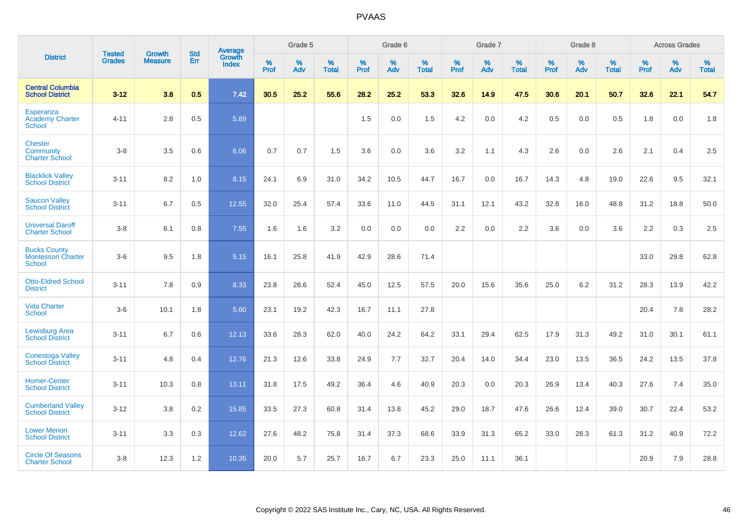# PVAAS

| District | Tested Grades | Growth Measure | Std Err | Average Growth Index | Grade 5 | | | Grade 6 | | | Grade 7 | | | Grade 8 | | | Across Grades | | |
|---|---|---|---|---|---|---|---|---|---|---|---|---|---|---|---|---|---|---|---|
| | | | | | % Prof | % Adv | % Total | % Prof | % Adv | % Total | % Prof | % Adv | % Total | % Prof | % Adv | % Total | % Prof | % Adv | % Total |
| **Central Columbia School District** | **3-12** | **3.8** | **0.5** | **7.42** | **30.5** | **25.2** | **55.6** | **28.2** | **25.2** | **53.3** | **32.6** | **14.9** | **47.5** | **30.6** | **20.1** | **50.7** | **32.6** | **22.1** | **54.7** |
| Esperanza Academy Charter School | 4-11 | 2.8 | 0.5 | 5.89 | | | | 1.5 | 0.0 | 1.5 | 4.2 | 0.0 | 4.2 | 0.5 | 0.0 | 0.5 | 1.8 | 0.0 | 1.8 |
| Chester Community Charter School | 3-8 | 3.5 | 0.6 | 6.06 | 0.7 | 0.7 | 1.5 | 3.6 | 0.0 | 3.6 | 3.2 | 1.1 | 4.3 | 2.6 | 0.0 | 2.6 | 2.1 | 0.4 | 2.5 |
| Blacklick Valley School District | 3-11 | 8.2 | 1.0 | 8.15 | 24.1 | 6.9 | 31.0 | 34.2 | 10.5 | 44.7 | 16.7 | 0.0 | 16.7 | 14.3 | 4.8 | 19.0 | 22.6 | 9.5 | 32.1 |
| Saucon Valley School District | 3-11 | 6.7 | 0.5 | 12.55 | 32.0 | 25.4 | 57.4 | 33.6 | 11.0 | 44.5 | 31.1 | 12.1 | 43.2 | 32.8 | 16.0 | 48.8 | 31.2 | 18.8 | 50.0 |
| Universal Daroff Charter School | 3-8 | 6.1 | 0.8 | 7.55 | 1.6 | 1.6 | 3.2 | 0.0 | 0.0 | 0.0 | 2.2 | 0.0 | 2.2 | 3.6 | 0.0 | 3.6 | 2.2 | 0.3 | 2.5 |
| Bucks County Montessori Charter School | 3-6 | 9.5 | 1.8 | 5.15 | 16.1 | 25.8 | 41.9 | 42.9 | 28.6 | 71.4 | | | | | | | 33.0 | 29.8 | 62.8 |
| Otto-Eldred School District | 3-11 | 7.8 | 0.9 | 8.33 | 23.8 | 28.6 | 52.4 | 45.0 | 12.5 | 57.5 | 20.0 | 15.6 | 35.6 | 25.0 | 6.2 | 31.2 | 28.3 | 13.9 | 42.2 |
| Vida Charter School | 3-6 | 10.1 | 1.8 | 5.60 | 23.1 | 19.2 | 42.3 | 16.7 | 11.1 | 27.8 | | | | | | | 20.4 | 7.8 | 28.2 |
| Lewisburg Area School District | 3-11 | 6.7 | 0.6 | 12.13 | 33.6 | 28.3 | 62.0 | 40.0 | 24.2 | 64.2 | 33.1 | 29.4 | 62.5 | 17.9 | 31.3 | 49.2 | 31.0 | 30.1 | 61.1 |
| Conestoga Valley School District | 3-11 | 4.8 | 0.4 | 12.76 | 21.3 | 12.6 | 33.8 | 24.9 | 7.7 | 32.7 | 20.4 | 14.0 | 34.4 | 23.0 | 13.5 | 36.5 | 24.2 | 13.5 | 37.8 |
| Homer-Center School District | 3-11 | 10.3 | 0.8 | 13.11 | 31.8 | 17.5 | 49.2 | 36.4 | 4.6 | 40.9 | 20.3 | 0.0 | 20.3 | 26.9 | 13.4 | 40.3 | 27.6 | 7.4 | 35.0 |
| Cumberland Valley School District | 3-12 | 3.8 | 0.2 | 15.85 | 33.5 | 27.3 | 60.8 | 31.4 | 13.8 | 45.2 | 29.0 | 18.7 | 47.6 | 26.6 | 12.4 | 39.0 | 30.7 | 22.4 | 53.2 |
| Lower Merion School District | 3-11 | 3.3 | 0.3 | 12.62 | 27.6 | 48.2 | 75.8 | 31.4 | 37.3 | 68.6 | 33.9 | 31.3 | 65.2 | 33.0 | 28.3 | 61.3 | 31.2 | 40.9 | 72.2 |
| Circle Of Seasons Charter School | 3-8 | 12.3 | 1.2 | 10.35 | 20.0 | 5.7 | 25.7 | 16.7 | 6.7 | 23.3 | 25.0 | 11.1 | 36.1 | | | | 20.9 | 7.9 | 28.8 |

Copyright © 2022 SAS Institute Inc., Cary, NC, USA. All Rights Reserved.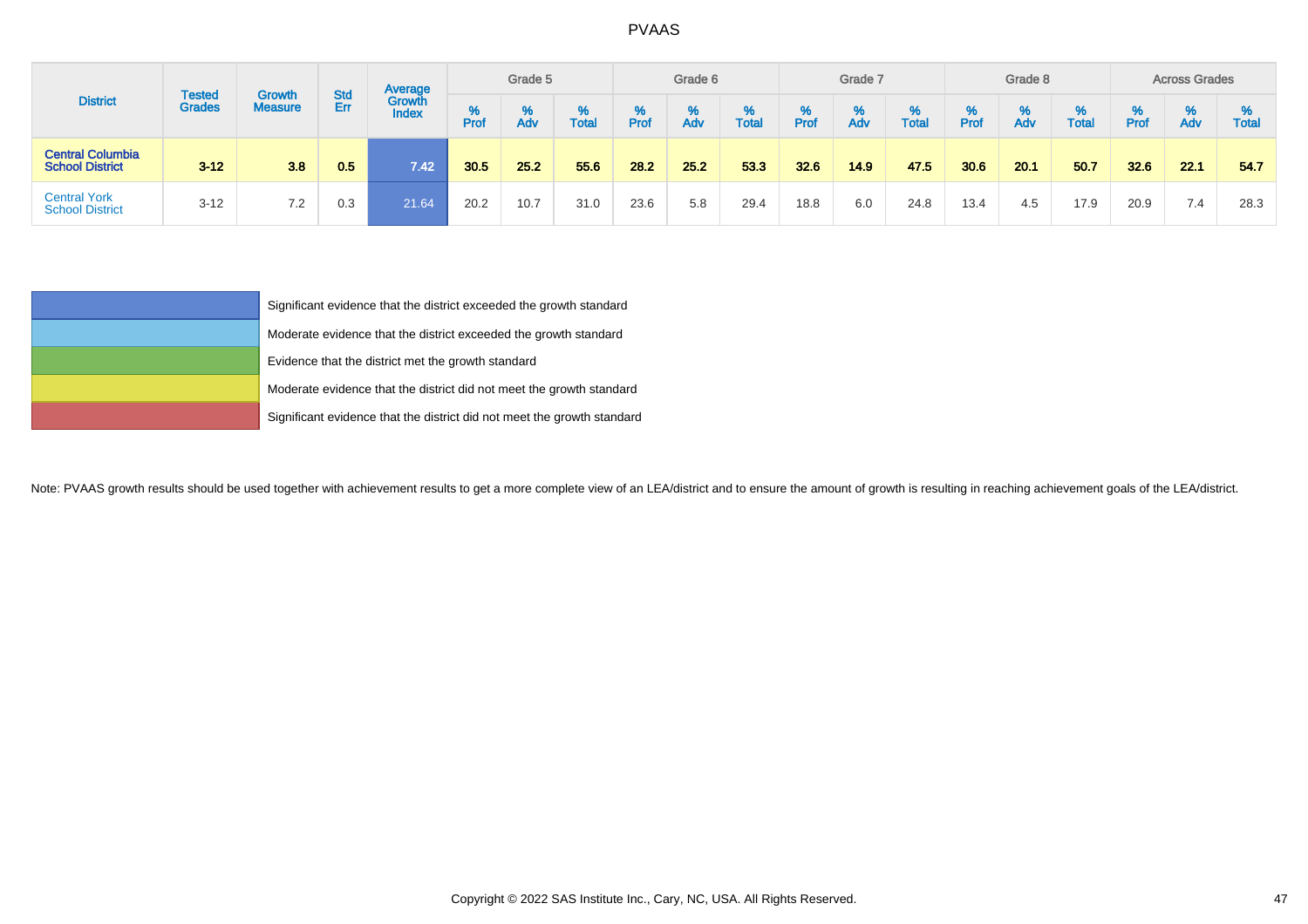# PVAAS

| District | Tested Grades | Growth Measure | Std Err | Average Growth Index | Grade 5 | | | Grade 6 | | | Grade 7 | | | Grade 8 | | | Across Grades | | |
|---|---|---|---|---|---|---|---|---|---|---|---|---|---|---|---|---|---|---|---|
| | | | | | % Prof | % Adv | % Total | % Prof | % Adv | % Total | % Prof | % Adv | % Total | % Prof | % Adv | % Total | % Prof | % Adv | % Total |
| **Central Columbia School District** | **3-12** | **3.8** | **0.5** | **7.42** | **30.5** | **25.2** | **55.6** | **28.2** | **25.2** | **53.3** | **32.6** | **14.9** | **47.5** | **30.6** | **20.1** | **50.7** | **32.6** | **22.1** | **54.7** |
| Central York School District | 3-12 | 7.2 | 0.3 | 21.64 | 20.2 | 10.7 | 31.0 | 23.6 | 5.8 | 29.4 | 18.8 | 6.0 | 24.8 | 13.4 | 4.5 | 17.9 | 20.9 | 7.4 | 28.3 |

- Significant evidence that the district exceeded the growth standard
- Moderate evidence that the district exceeded the growth standard
- Evidence that the district met the growth standard
- Moderate evidence that the district did not meet the growth standard
- Significant evidence that the district did not meet the growth standard

Note: PVAAS growth results should be used together with achievement results to get a more complete view of an LEA/district and to ensure the amount of growth is resulting in reaching achievement goals of the LEA/district.

Copyright © 2022 SAS Institute Inc., Cary, NC, USA. All Rights Reserved.